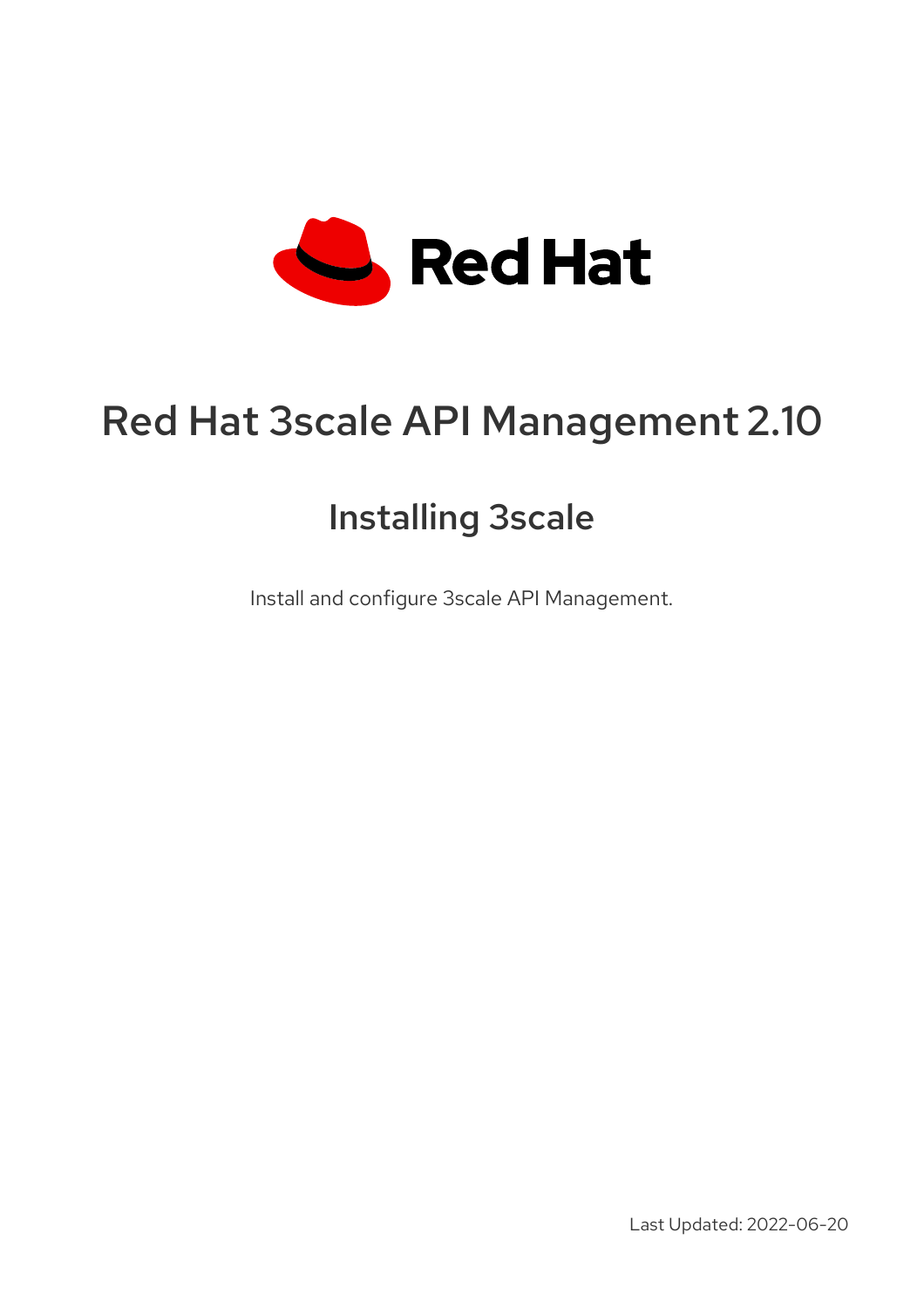Red Hat

# Red Hat 3scale API Management 2.10

## Installing 3scale

Install and configure 3scale API Management.

Last Updated: 2022-06-20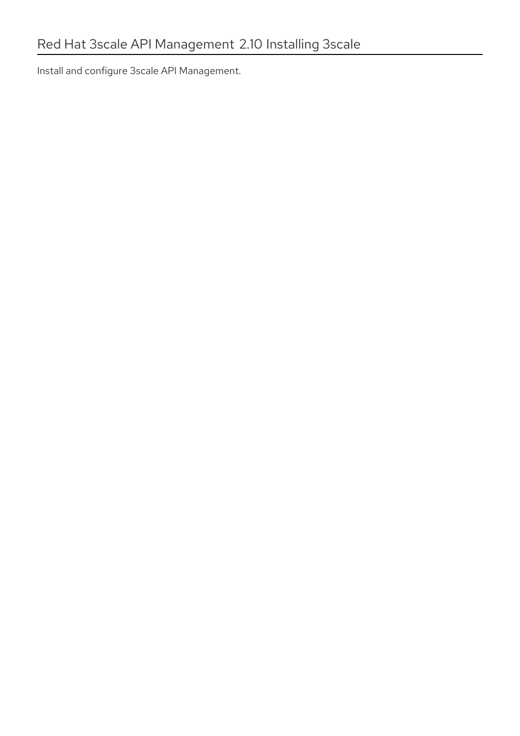# Red Hat 3scale API Management 2.10 Installing 3scale

Install and configure 3scale API Management.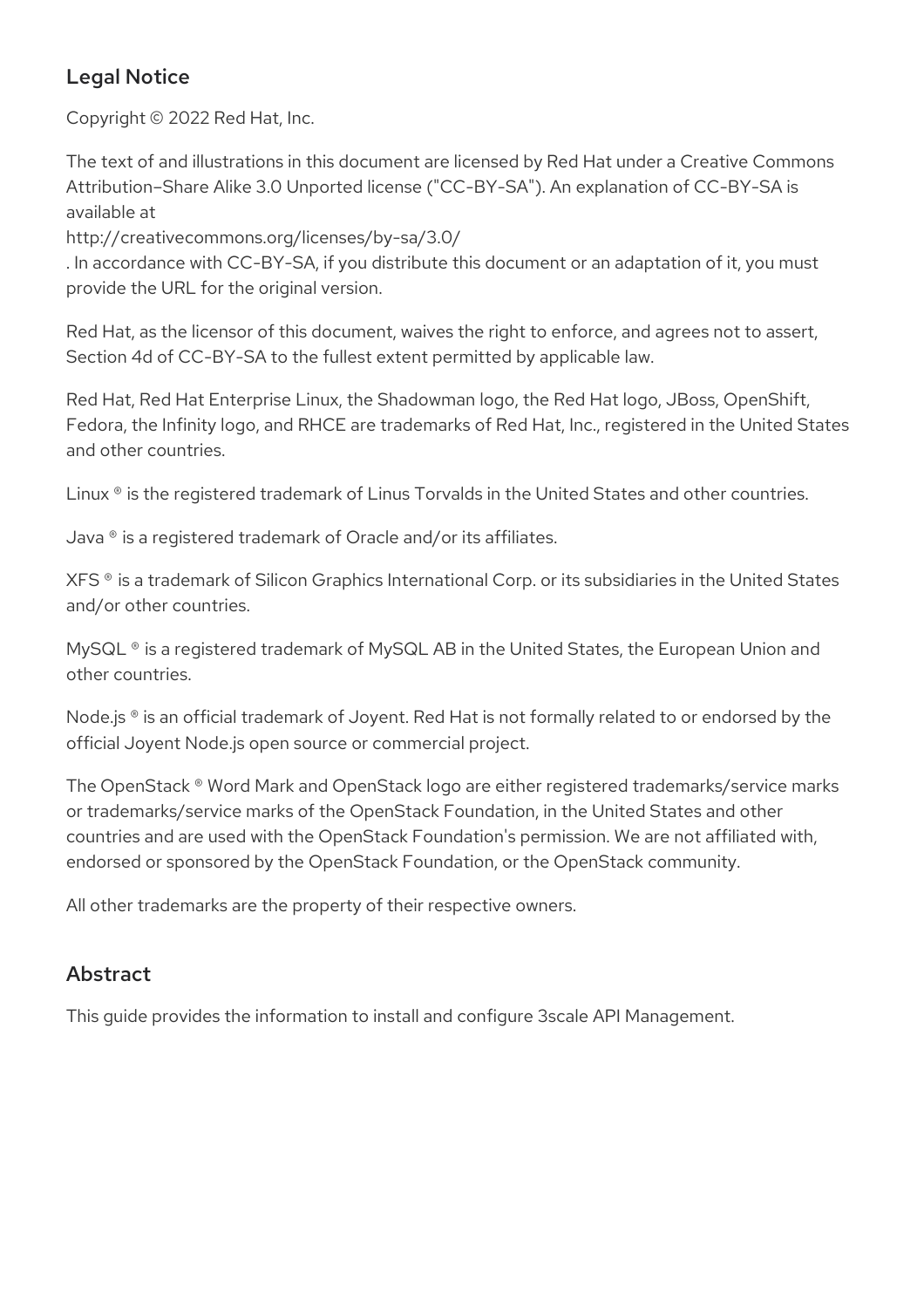## Legal Notice

Copyright © 2022 Red Hat, Inc.

The text of and illustrations in this document are licensed by Red Hat under a Creative Commons Attribution–Share Alike 3.0 Unported license ("CC-BY-SA"). An explanation of CC-BY-SA is available at
http://creativecommons.org/licenses/by-sa/3.0/
. In accordance with CC-BY-SA, if you distribute this document or an adaptation of it, you must provide the URL for the original version.

Red Hat, as the licensor of this document, waives the right to enforce, and agrees not to assert, Section 4d of CC-BY-SA to the fullest extent permitted by applicable law.

Red Hat, Red Hat Enterprise Linux, the Shadowman logo, the Red Hat logo, JBoss, OpenShift, Fedora, the Infinity logo, and RHCE are trademarks of Red Hat, Inc., registered in the United States and other countries.

Linux ® is the registered trademark of Linus Torvalds in the United States and other countries.

Java ® is a registered trademark of Oracle and/or its affiliates.

XFS ® is a trademark of Silicon Graphics International Corp. or its subsidiaries in the United States and/or other countries.

MySQL ® is a registered trademark of MySQL AB in the United States, the European Union and other countries.

Node.js ® is an official trademark of Joyent. Red Hat is not formally related to or endorsed by the official Joyent Node.js open source or commercial project.

The OpenStack ® Word Mark and OpenStack logo are either registered trademarks/service marks or trademarks/service marks of the OpenStack Foundation, in the United States and other countries and are used with the OpenStack Foundation's permission. We are not affiliated with, endorsed or sponsored by the OpenStack Foundation, or the OpenStack community.

All other trademarks are the property of their respective owners.

## Abstract

This guide provides the information to install and configure 3scale API Management.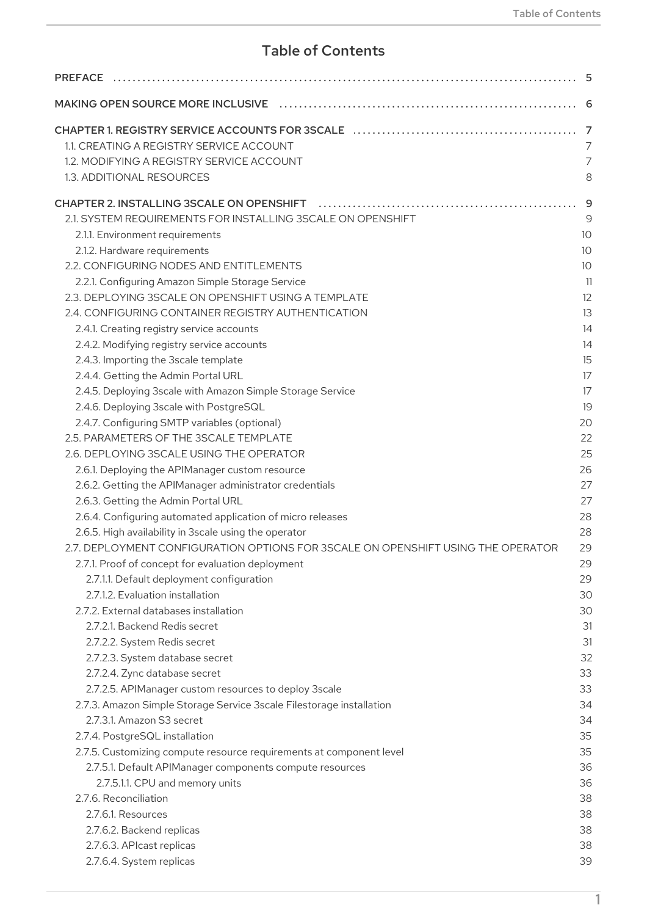# Table of Contents

PREFACE ... 5

MAKING OPEN SOURCE MORE INCLUSIVE ... 6

CHAPTER 1. REGISTRY SERVICE ACCOUNTS FOR 3SCALE ... 7
- 1.1. CREATING A REGISTRY SERVICE ACCOUNT 7
- 1.2. MODIFYING A REGISTRY SERVICE ACCOUNT 7
- 1.3. ADDITIONAL RESOURCES 8

CHAPTER 2. INSTALLING 3SCALE ON OPENSHIFT ... 9
- 2.1. SYSTEM REQUIREMENTS FOR INSTALLING 3SCALE ON OPENSHIFT 9
  - 2.1.1. Environment requirements 10
  - 2.1.2. Hardware requirements 10
- 2.2. CONFIGURING NODES AND ENTITLEMENTS 10
  - 2.2.1. Configuring Amazon Simple Storage Service 11
- 2.3. DEPLOYING 3SCALE ON OPENSHIFT USING A TEMPLATE 12
- 2.4. CONFIGURING CONTAINER REGISTRY AUTHENTICATION 13
  - 2.4.1. Creating registry service accounts 14
  - 2.4.2. Modifying registry service accounts 14
  - 2.4.3. Importing the 3scale template 15
  - 2.4.4. Getting the Admin Portal URL 17
  - 2.4.5. Deploying 3scale with Amazon Simple Storage Service 17
  - 2.4.6. Deploying 3scale with PostgreSQL 19
  - 2.4.7. Configuring SMTP variables (optional) 20
- 2.5. PARAMETERS OF THE 3SCALE TEMPLATE 22
- 2.6. DEPLOYING 3SCALE USING THE OPERATOR 25
  - 2.6.1. Deploying the APIManager custom resource 26
  - 2.6.2. Getting the APIManager administrator credentials 27
  - 2.6.3. Getting the Admin Portal URL 27
  - 2.6.4. Configuring automated application of micro releases 28
  - 2.6.5. High availability in 3scale using the operator 28
- 2.7. DEPLOYMENT CONFIGURATION OPTIONS FOR 3SCALE ON OPENSHIFT USING THE OPERATOR 29
  - 2.7.1. Proof of concept for evaluation deployment 29
    - 2.7.1.1. Default deployment configuration 29
    - 2.7.1.2. Evaluation installation 30
  - 2.7.2. External databases installation 30
    - 2.7.2.1. Backend Redis secret 31
    - 2.7.2.2. System Redis secret 31
    - 2.7.2.3. System database secret 32
    - 2.7.2.4. Zync database secret 33
    - 2.7.2.5. APIManager custom resources to deploy 3scale 33
  - 2.7.3. Amazon Simple Storage Service 3scale Filestorage installation 34
    - 2.7.3.1. Amazon S3 secret 34
  - 2.7.4. PostgreSQL installation 35
  - 2.7.5. Customizing compute resource requirements at component level 35
    - 2.7.5.1. Default APIManager components compute resources 36
      - 2.7.5.1.1. CPU and memory units 36
  - 2.7.6. Reconciliation 38
    - 2.7.6.1. Resources 38
    - 2.7.6.2. Backend replicas 38
    - 2.7.6.3. APIcast replicas 38
    - 2.7.6.4. System replicas 39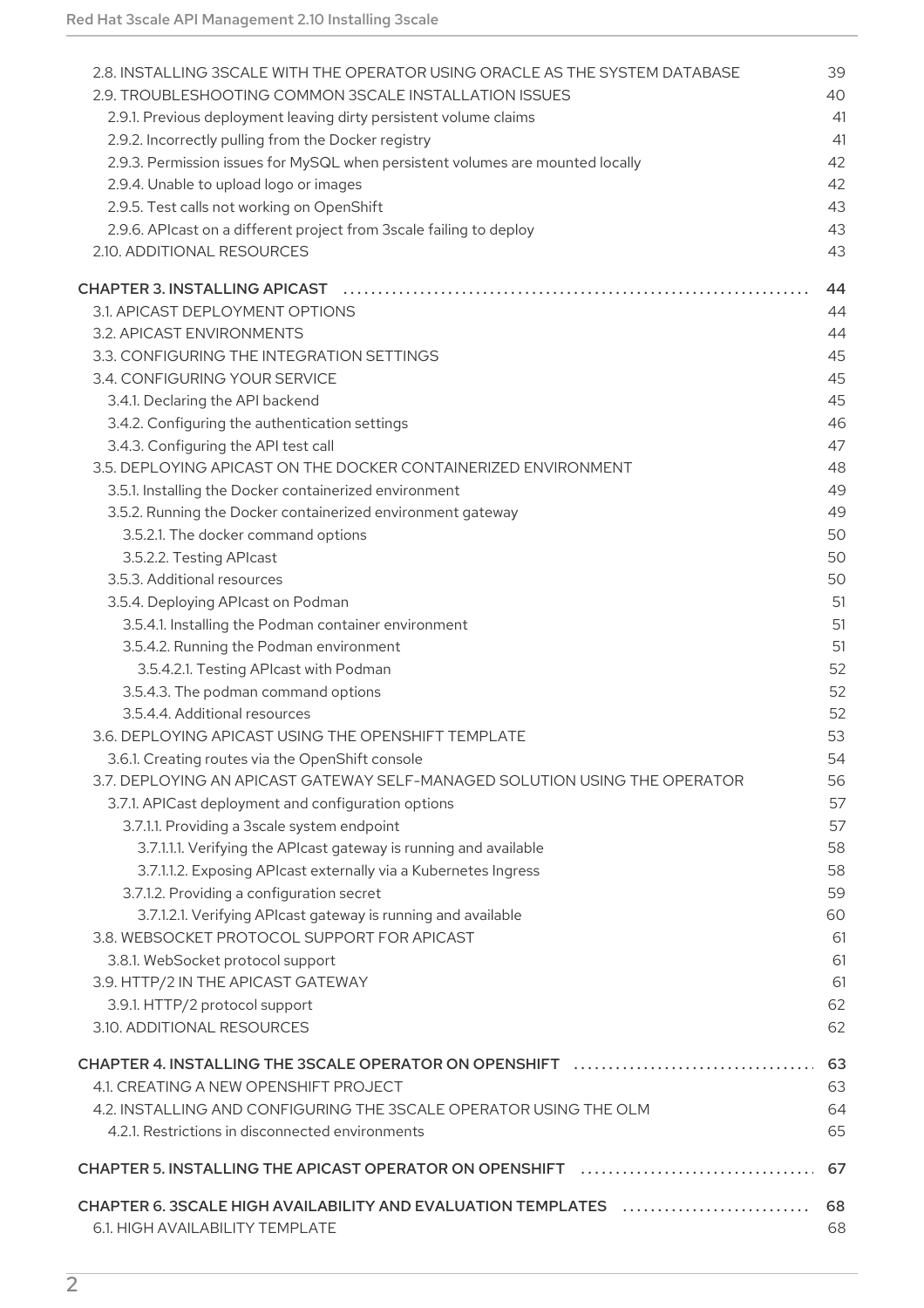2.8. INSTALLING 3SCALE WITH THE OPERATOR USING ORACLE AS THE SYSTEM DATABASE 39
2.9. TROUBLESHOOTING COMMON 3SCALE INSTALLATION ISSUES 40
2.9.1. Previous deployment leaving dirty persistent volume claims 41
2.9.2. Incorrectly pulling from the Docker registry 41
2.9.3. Permission issues for MySQL when persistent volumes are mounted locally 42
2.9.4. Unable to upload logo or images 42
2.9.5. Test calls not working on OpenShift 43
2.9.6. APIcast on a different project from 3scale failing to deploy 43
2.10. ADDITIONAL RESOURCES 43

CHAPTER 3. INSTALLING APICAST 44
3.1. APICAST DEPLOYMENT OPTIONS 44
3.2. APICAST ENVIRONMENTS 44
3.3. CONFIGURING THE INTEGRATION SETTINGS 45
3.4. CONFIGURING YOUR SERVICE 45
3.4.1. Declaring the API backend 45
3.4.2. Configuring the authentication settings 46
3.4.3. Configuring the API test call 47
3.5. DEPLOYING APICAST ON THE DOCKER CONTAINERIZED ENVIRONMENT 48
3.5.1. Installing the Docker containerized environment 49
3.5.2. Running the Docker containerized environment gateway 49
3.5.2.1. The docker command options 50
3.5.2.2. Testing APIcast 50
3.5.3. Additional resources 50
3.5.4. Deploying APIcast on Podman 51
3.5.4.1. Installing the Podman container environment 51
3.5.4.2. Running the Podman environment 51
3.5.4.2.1. Testing APIcast with Podman 52
3.5.4.3. The podman command options 52
3.5.4.4. Additional resources 52
3.6. DEPLOYING APICAST USING THE OPENSHIFT TEMPLATE 53
3.6.1. Creating routes via the OpenShift console 54
3.7. DEPLOYING AN APICAST GATEWAY SELF-MANAGED SOLUTION USING THE OPERATOR 56
3.7.1. APICast deployment and configuration options 57
3.7.1.1. Providing a 3scale system endpoint 57
3.7.1.1.1. Verifying the APIcast gateway is running and available 58
3.7.1.1.2. Exposing APIcast externally via a Kubernetes Ingress 58
3.7.1.2. Providing a configuration secret 59
3.7.1.2.1. Verifying APIcast gateway is running and available 60
3.8. WEBSOCKET PROTOCOL SUPPORT FOR APICAST 61
3.8.1. WebSocket protocol support 61
3.9. HTTP/2 IN THE APICAST GATEWAY 61
3.9.1. HTTP/2 protocol support 62
3.10. ADDITIONAL RESOURCES 62

CHAPTER 4. INSTALLING THE 3SCALE OPERATOR ON OPENSHIFT 63
4.1. CREATING A NEW OPENSHIFT PROJECT 63
4.2. INSTALLING AND CONFIGURING THE 3SCALE OPERATOR USING THE OLM 64
4.2.1. Restrictions in disconnected environments 65

CHAPTER 5. INSTALLING THE APICAST OPERATOR ON OPENSHIFT 67

CHAPTER 6. 3SCALE HIGH AVAILABILITY AND EVALUATION TEMPLATES 68
6.1. HIGH AVAILABILITY TEMPLATE 68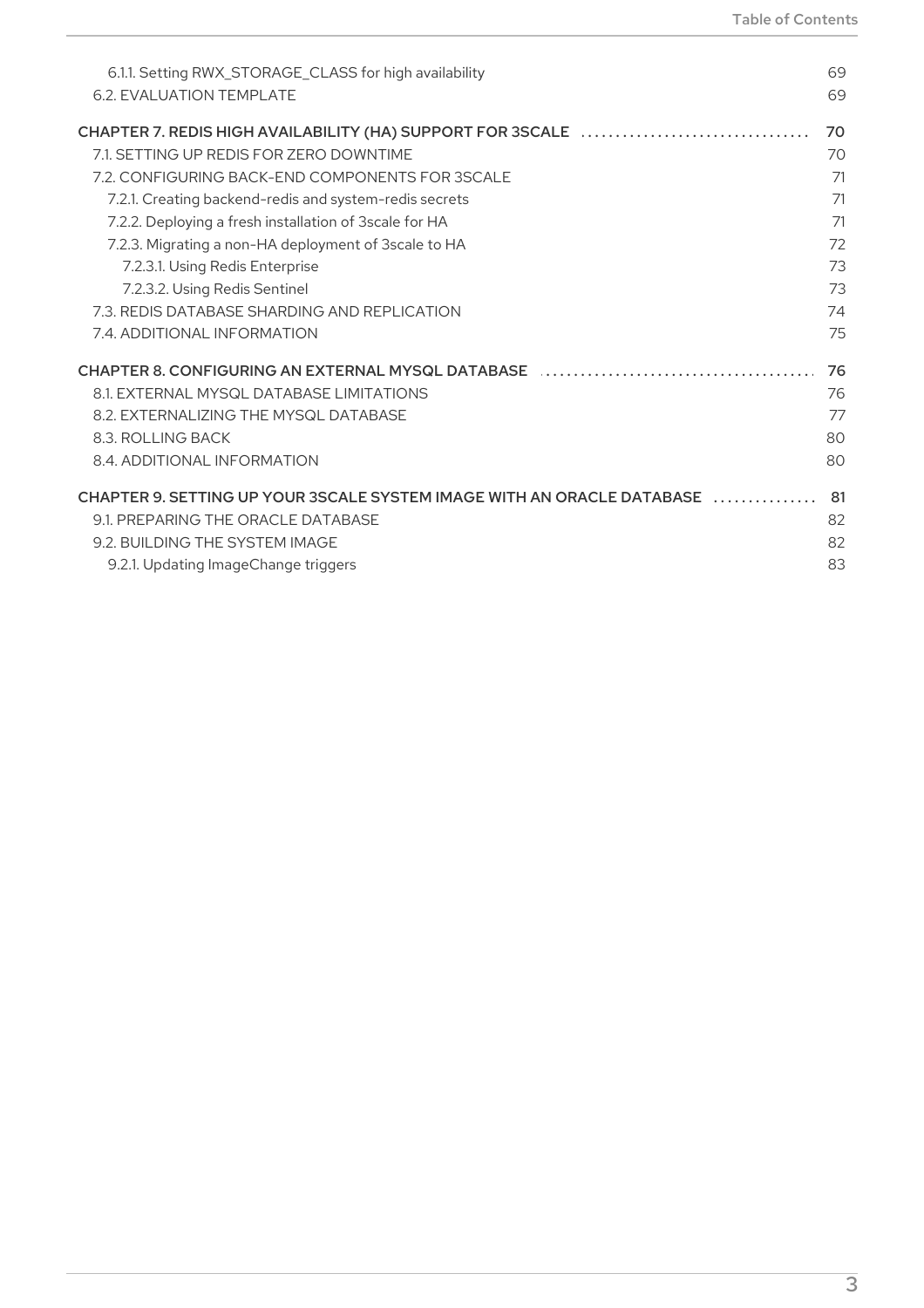6.1.1. Setting RWX_STORAGE_CLASS for high availability 69
6.2. EVALUATION TEMPLATE 69

**CHAPTER 7. REDIS HIGH AVAILABILITY (HA) SUPPORT FOR 3SCALE 70**
7.1. SETTING UP REDIS FOR ZERO DOWNTIME 70
7.2. CONFIGURING BACK-END COMPONENTS FOR 3SCALE 71
7.2.1. Creating backend-redis and system-redis secrets 71
7.2.2. Deploying a fresh installation of 3scale for HA 71
7.2.3. Migrating a non-HA deployment of 3scale to HA 72
7.2.3.1. Using Redis Enterprise 73
7.2.3.2. Using Redis Sentinel 73
7.3. REDIS DATABASE SHARDING AND REPLICATION 74
7.4. ADDITIONAL INFORMATION 75

**CHAPTER 8. CONFIGURING AN EXTERNAL MYSQL DATABASE 76**
8.1. EXTERNAL MYSQL DATABASE LIMITATIONS 76
8.2. EXTERNALIZING THE MYSQL DATABASE 77
8.3. ROLLING BACK 80
8.4. ADDITIONAL INFORMATION 80

**CHAPTER 9. SETTING UP YOUR 3SCALE SYSTEM IMAGE WITH AN ORACLE DATABASE 81**
9.1. PREPARING THE ORACLE DATABASE 82
9.2. BUILDING THE SYSTEM IMAGE 82
9.2.1. Updating ImageChange triggers 83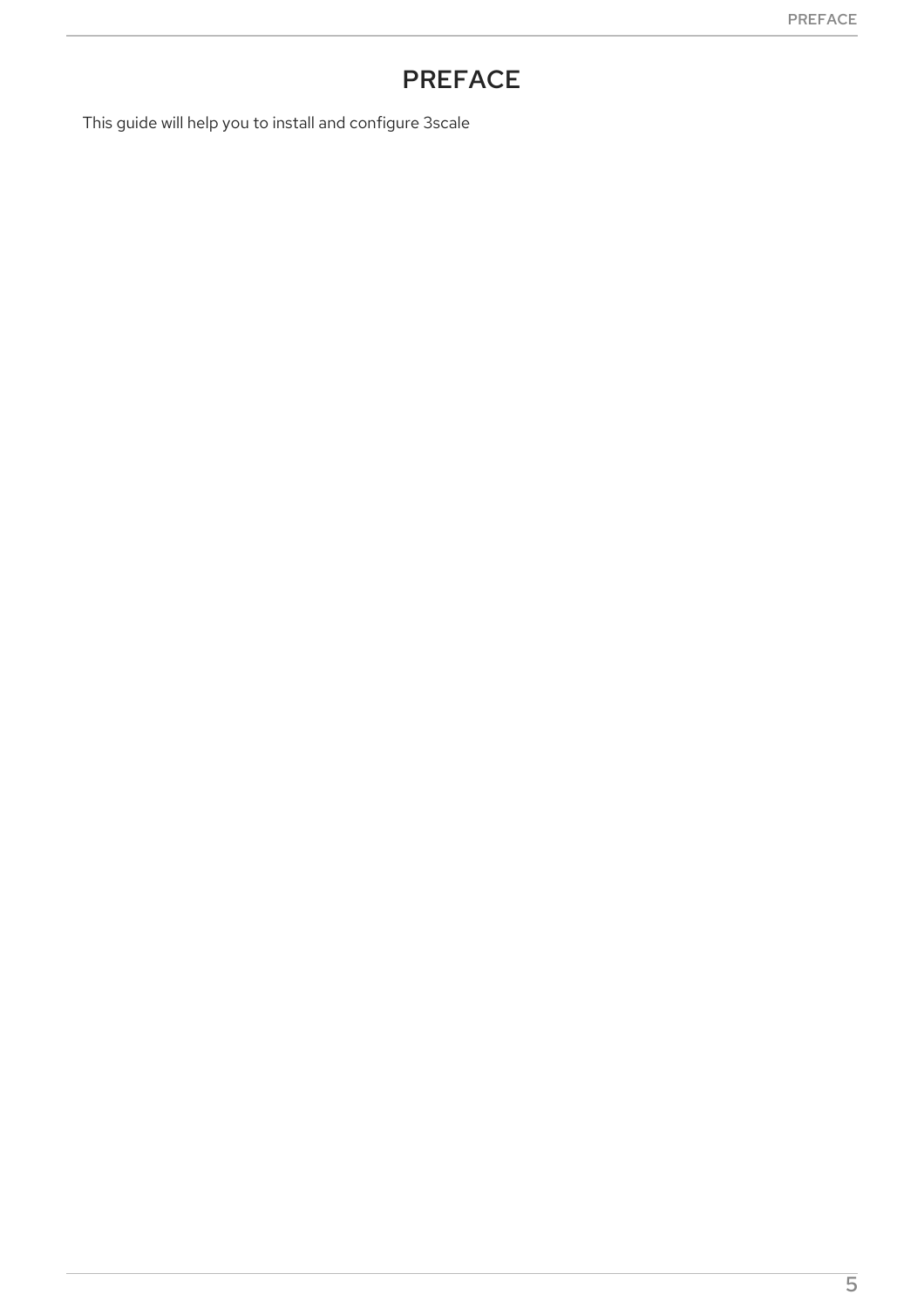# PREFACE

This guide will help you to install and configure 3scale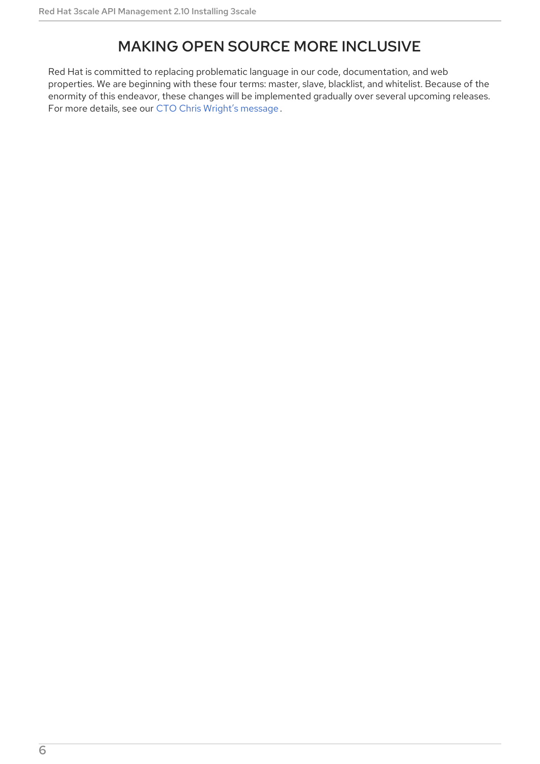# MAKING OPEN SOURCE MORE INCLUSIVE

Red Hat is committed to replacing problematic language in our code, documentation, and web properties. We are beginning with these four terms: master, slave, blacklist, and whitelist. Because of the enormity of this endeavor, these changes will be implemented gradually over several upcoming releases. For more details, see our CTO Chris Wright's message.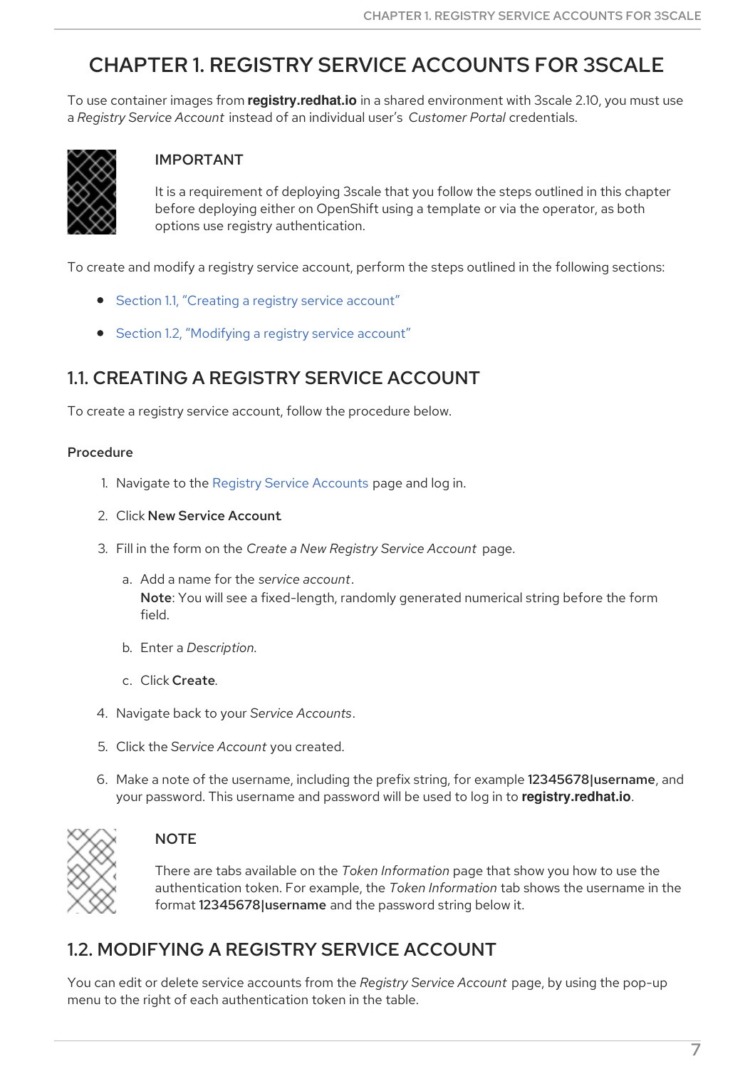# CHAPTER 1. REGISTRY SERVICE ACCOUNTS FOR 3SCALE

To use container images from **registry.redhat.io** in a shared environment with 3scale 2.10, you must use a *Registry Service Account* instead of an individual user's *Customer Portal* credentials.

> **IMPORTANT**
>
> It is a requirement of deploying 3scale that you follow the steps outlined in this chapter before deploying either on OpenShift using a template or via the operator, as both options use registry authentication.

To create and modify a registry service account, perform the steps outlined in the following sections:

- Section 1.1, "Creating a registry service account"
- Section 1.2, "Modifying a registry service account"

## 1.1. CREATING A REGISTRY SERVICE ACCOUNT

To create a registry service account, follow the procedure below.

**Procedure**

1. Navigate to the Registry Service Accounts page and log in.
2. Click **New Service Account**
3. Fill in the form on the *Create a New Registry Service Account* page.
   a. Add a name for the *service account*.
      **Note**: You will see a fixed-length, randomly generated numerical string before the form field.
   b. Enter a *Description*.
   c. Click **Create**.
4. Navigate back to your *Service Accounts*.
5. Click the *Service Account* you created.
6. Make a note of the username, including the prefix string, for example **12345678|username**, and your password. This username and password will be used to log in to **registry.redhat.io**.

> **NOTE**
>
> There are tabs available on the *Token Information* page that show you how to use the authentication token. For example, the *Token Information* tab shows the username in the format **12345678|username** and the password string below it.

## 1.2. MODIFYING A REGISTRY SERVICE ACCOUNT

You can edit or delete service accounts from the *Registry Service Account* page, by using the pop-up menu to the right of each authentication token in the table.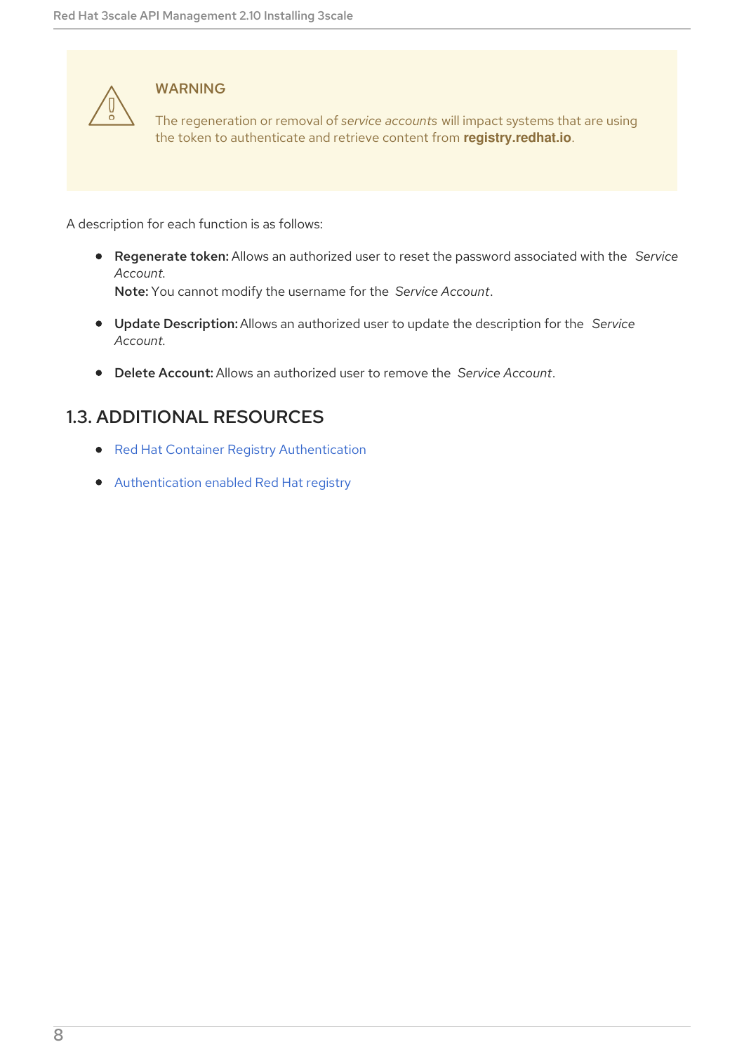> **WARNING**
>
> The regeneration or removal of *service accounts* will impact systems that are using the token to authenticate and retrieve content from **registry.redhat.io**.

A description for each function is as follows:

- **Regenerate token:** Allows an authorized user to reset the password associated with the *Service Account*.
  **Note:** You cannot modify the username for the *Service Account*.
- **Update Description:** Allows an authorized user to update the description for the *Service Account*.
- **Delete Account:** Allows an authorized user to remove the *Service Account*.

## 1.3. ADDITIONAL RESOURCES

- Red Hat Container Registry Authentication
- Authentication enabled Red Hat registry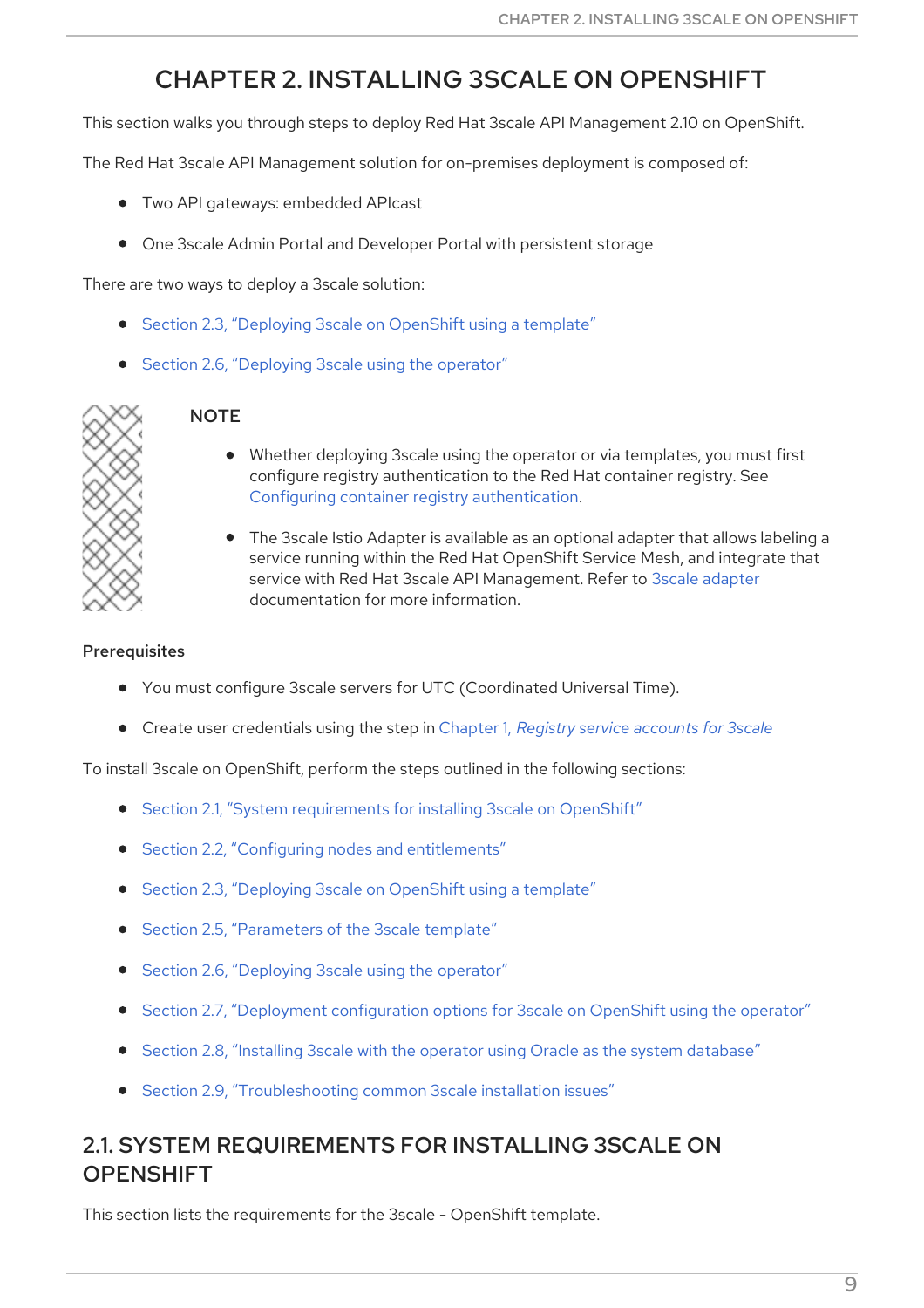# CHAPTER 2. INSTALLING 3SCALE ON OPENSHIFT

This section walks you through steps to deploy Red Hat 3scale API Management 2.10 on OpenShift.

The Red Hat 3scale API Management solution for on-premises deployment is composed of:

- Two API gateways: embedded APIcast
- One 3scale Admin Portal and Developer Portal with persistent storage

There are two ways to deploy a 3scale solution:

- Section 2.3, "Deploying 3scale on OpenShift using a template"
- Section 2.6, "Deploying 3scale using the operator"

> **NOTE**
>
> - Whether deploying 3scale using the operator or via templates, you must first configure registry authentication to the Red Hat container registry. See Configuring container registry authentication.
> - The 3scale Istio Adapter is available as an optional adapter that allows labeling a service running within the Red Hat OpenShift Service Mesh, and integrate that service with Red Hat 3scale API Management. Refer to 3scale adapter documentation for more information.

**Prerequisites**

- You must configure 3scale servers for UTC (Coordinated Universal Time).
- Create user credentials using the step in Chapter 1, *Registry service accounts for 3scale*

To install 3scale on OpenShift, perform the steps outlined in the following sections:

- Section 2.1, "System requirements for installing 3scale on OpenShift"
- Section 2.2, "Configuring nodes and entitlements"
- Section 2.3, "Deploying 3scale on OpenShift using a template"
- Section 2.5, "Parameters of the 3scale template"
- Section 2.6, "Deploying 3scale using the operator"
- Section 2.7, "Deployment configuration options for 3scale on OpenShift using the operator"
- Section 2.8, "Installing 3scale with the operator using Oracle as the system database"
- Section 2.9, "Troubleshooting common 3scale installation issues"

## 2.1. SYSTEM REQUIREMENTS FOR INSTALLING 3SCALE ON OPENSHIFT

This section lists the requirements for the 3scale - OpenShift template.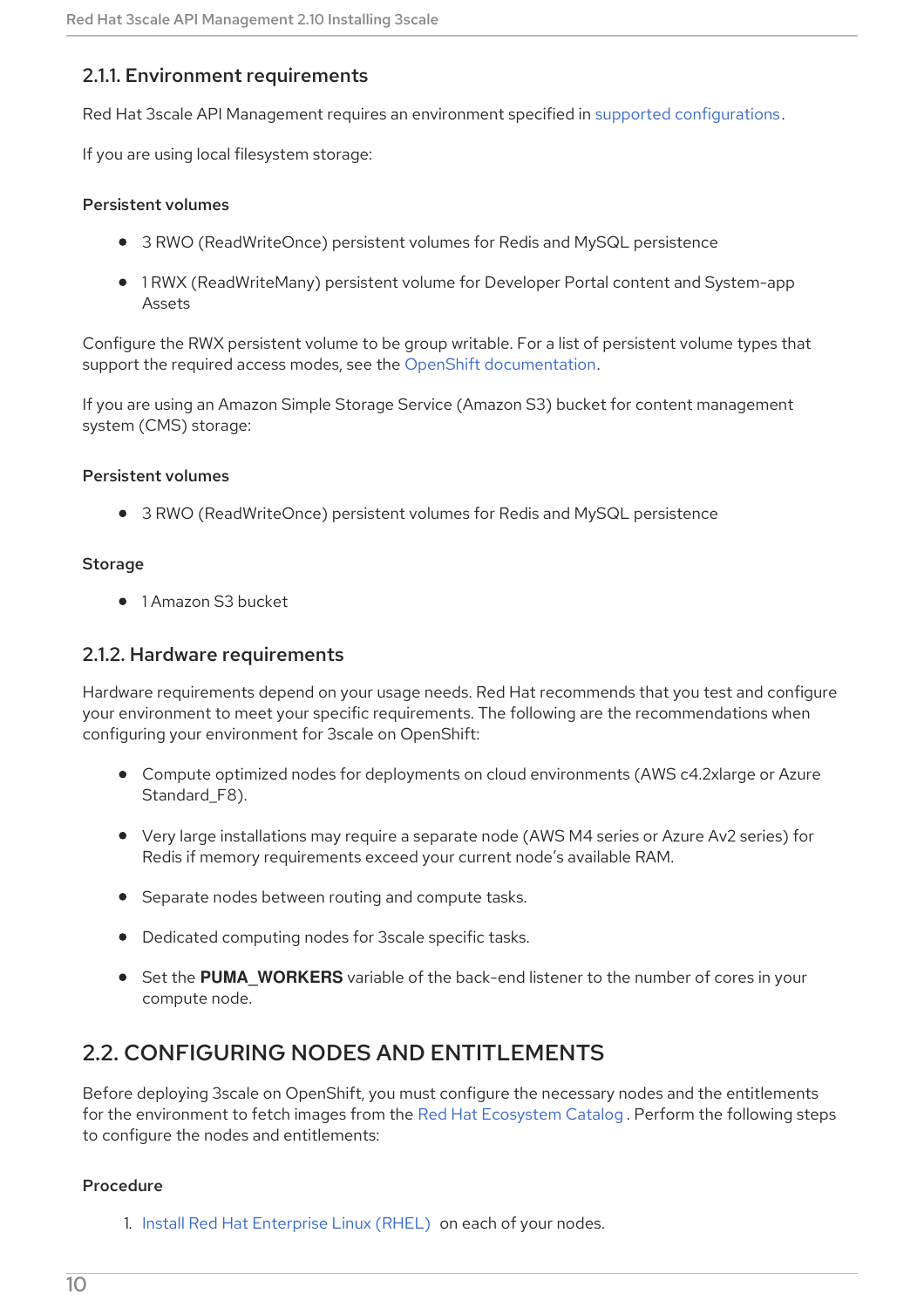### 2.1.1. Environment requirements

Red Hat 3scale API Management requires an environment specified in supported configurations.

If you are using local filesystem storage:

#### Persistent volumes

- 3 RWO (ReadWriteOnce) persistent volumes for Redis and MySQL persistence
- 1 RWX (ReadWriteMany) persistent volume for Developer Portal content and System-app Assets

Configure the RWX persistent volume to be group writable. For a list of persistent volume types that support the required access modes, see the OpenShift documentation.

If you are using an Amazon Simple Storage Service (Amazon S3) bucket for content management system (CMS) storage:

#### Persistent volumes

- 3 RWO (ReadWriteOnce) persistent volumes for Redis and MySQL persistence

#### Storage

- 1 Amazon S3 bucket

### 2.1.2. Hardware requirements

Hardware requirements depend on your usage needs. Red Hat recommends that you test and configure your environment to meet your specific requirements. The following are the recommendations when configuring your environment for 3scale on OpenShift:

- Compute optimized nodes for deployments on cloud environments (AWS c4.2xlarge or Azure Standard_F8).
- Very large installations may require a separate node (AWS M4 series or Azure Av2 series) for Redis if memory requirements exceed your current node's available RAM.
- Separate nodes between routing and compute tasks.
- Dedicated computing nodes for 3scale specific tasks.
- Set the **PUMA_WORKERS** variable of the back-end listener to the number of cores in your compute node.

## 2.2. CONFIGURING NODES AND ENTITLEMENTS

Before deploying 3scale on OpenShift, you must configure the necessary nodes and the entitlements for the environment to fetch images from the Red Hat Ecosystem Catalog. Perform the following steps to configure the nodes and entitlements:

#### Procedure

1. Install Red Hat Enterprise Linux (RHEL) on each of your nodes.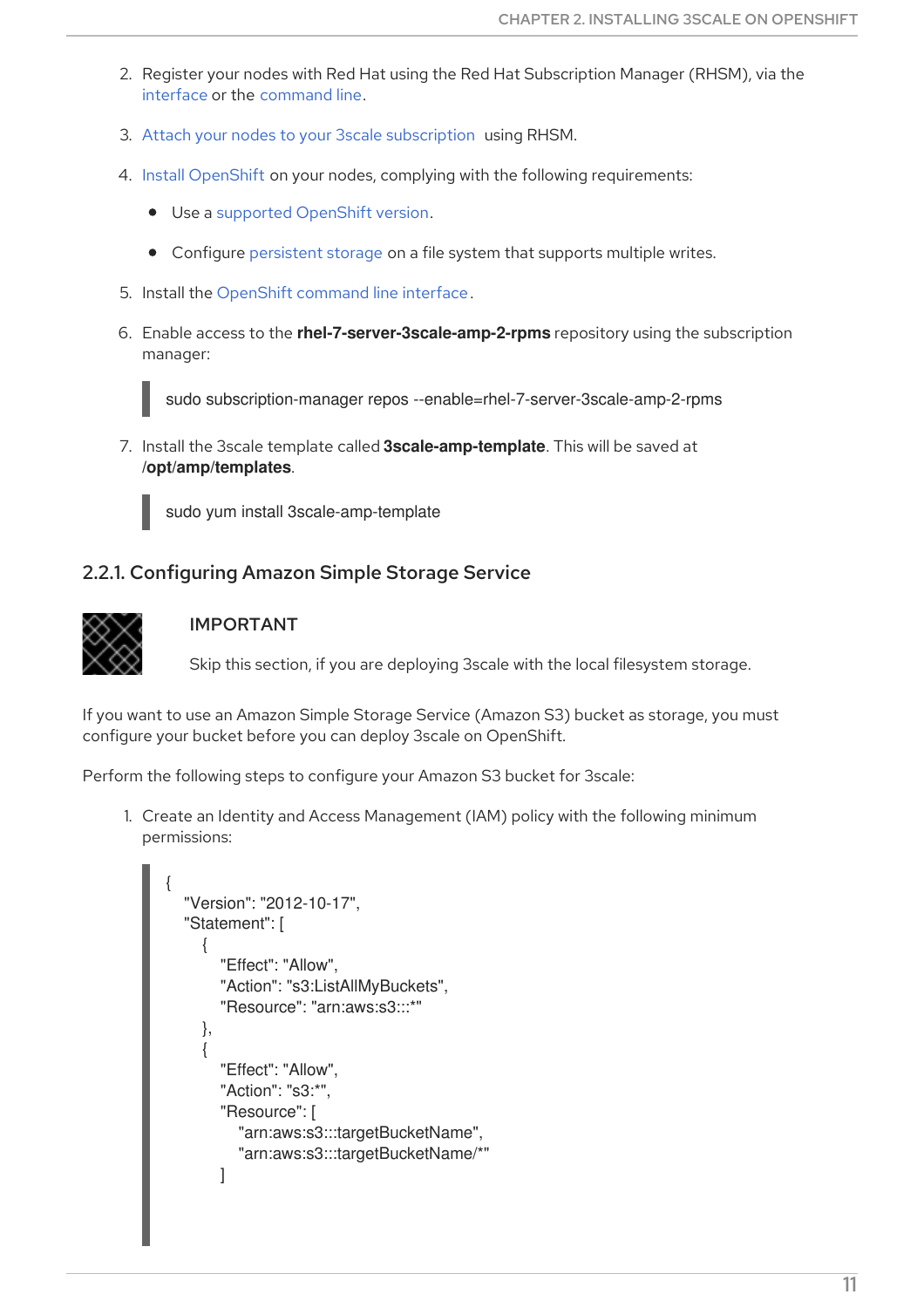2. Register your nodes with Red Hat using the Red Hat Subscription Manager (RHSM), via the interface or the command line.

3. Attach your nodes to your 3scale subscription using RHSM.

4. Install OpenShift on your nodes, complying with the following requirements:

    - Use a supported OpenShift version.
    - Configure persistent storage on a file system that supports multiple writes.

5. Install the OpenShift command line interface.

6. Enable access to the **rhel-7-server-3scale-amp-2-rpms** repository using the subscription manager:

    ```
    sudo subscription-manager repos --enable=rhel-7-server-3scale-amp-2-rpms
    ```

7. Install the 3scale template called **3scale-amp-template**. This will be saved at **/opt/amp/templates**.

    ```
    sudo yum install 3scale-amp-template
    ```

### 2.2.1. Configuring Amazon Simple Storage Service

> **IMPORTANT**
>
> Skip this section, if you are deploying 3scale with the local filesystem storage.

If you want to use an Amazon Simple Storage Service (Amazon S3) bucket as storage, you must configure your bucket before you can deploy 3scale on OpenShift.

Perform the following steps to configure your Amazon S3 bucket for 3scale:

1. Create an Identity and Access Management (IAM) policy with the following minimum permissions:

    ```
    {
      "Version": "2012-10-17",
      "Statement": [
        {
          "Effect": "Allow",
          "Action": "s3:ListAllMyBuckets",
          "Resource": "arn:aws:s3:::*"
        },
        {
          "Effect": "Allow",
          "Action": "s3:*",
          "Resource": [
            "arn:aws:s3:::targetBucketName",
            "arn:aws:s3:::targetBucketName/*"
          ]
    ```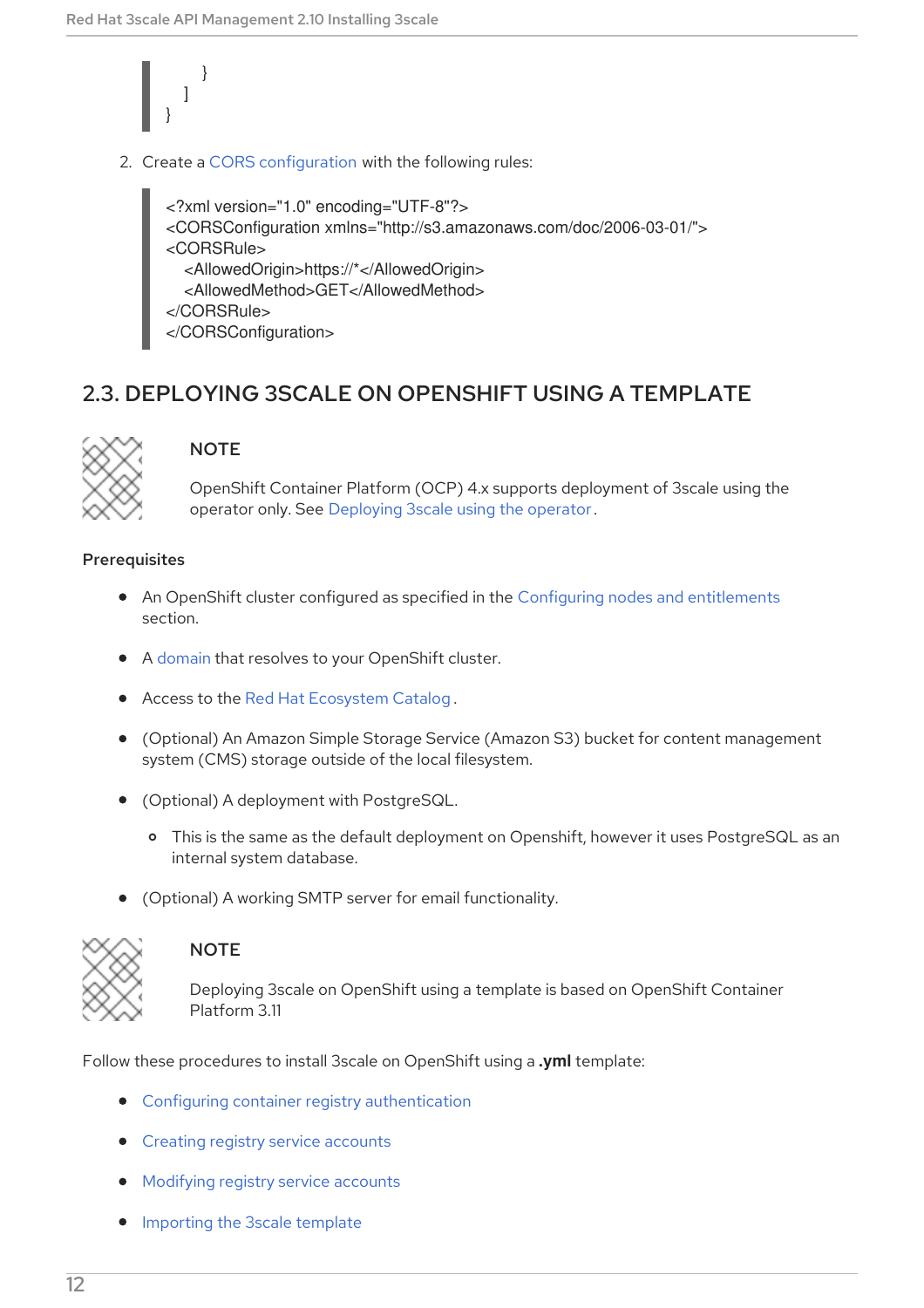```
        }
    ]
}
```

2. Create a CORS configuration with the following rules:

```
<?xml version="1.0" encoding="UTF-8"?>
<CORSConfiguration xmlns="http://s3.amazonaws.com/doc/2006-03-01/">
<CORSRule>
    <AllowedOrigin>https://*</AllowedOrigin>
    <AllowedMethod>GET</AllowedMethod>
</CORSRule>
</CORSConfiguration>
```

## 2.3. DEPLOYING 3SCALE ON OPENSHIFT USING A TEMPLATE

> **NOTE**
>
> OpenShift Container Platform (OCP) 4.x supports deployment of 3scale using the operator only. See Deploying 3scale using the operator.

### Prerequisites

- An OpenShift cluster configured as specified in the Configuring nodes and entitlements section.
- A domain that resolves to your OpenShift cluster.
- Access to the Red Hat Ecosystem Catalog.
- (Optional) An Amazon Simple Storage Service (Amazon S3) bucket for content management system (CMS) storage outside of the local filesystem.
- (Optional) A deployment with PostgreSQL.
  - This is the same as the default deployment on Openshift, however it uses PostgreSQL as an internal system database.
- (Optional) A working SMTP server for email functionality.

> **NOTE**
>
> Deploying 3scale on OpenShift using a template is based on OpenShift Container Platform 3.11

Follow these procedures to install 3scale on OpenShift using a **.yml** template:

- Configuring container registry authentication
- Creating registry service accounts
- Modifying registry service accounts
- Importing the 3scale template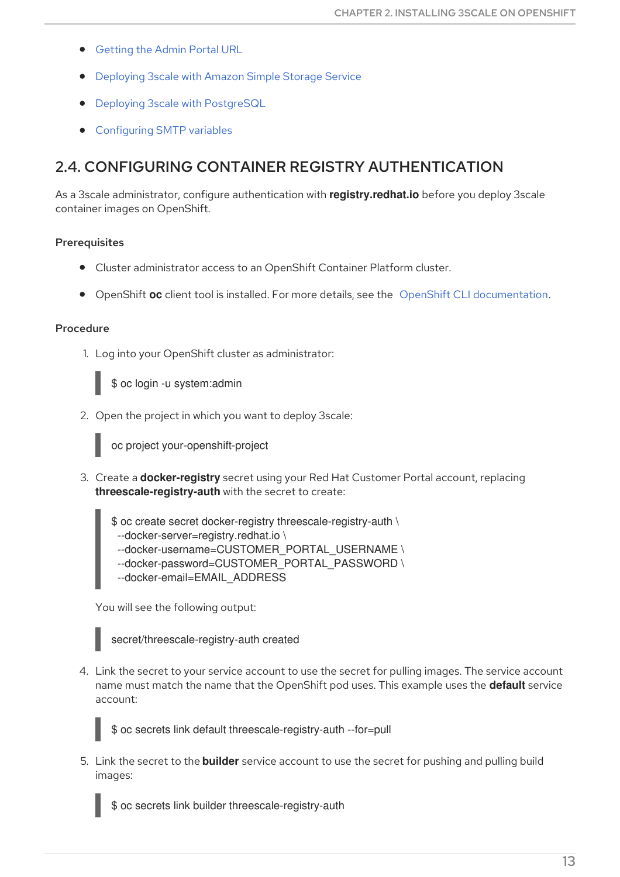- Getting the Admin Portal URL
- Deploying 3scale with Amazon Simple Storage Service
- Deploying 3scale with PostgreSQL
- Configuring SMTP variables

## 2.4. CONFIGURING CONTAINER REGISTRY AUTHENTICATION

As a 3scale administrator, configure authentication with **registry.redhat.io** before you deploy 3scale container images on OpenShift.

### Prerequisites

- Cluster administrator access to an OpenShift Container Platform cluster.
- OpenShift **oc** client tool is installed. For more details, see the OpenShift CLI documentation.

### Procedure

1. Log into your OpenShift cluster as administrator:

```
$ oc login -u system:admin
```

2. Open the project in which you want to deploy 3scale:

```
oc project your-openshift-project
```

3. Create a **docker-registry** secret using your Red Hat Customer Portal account, replacing **threescale-registry-auth** with the secret to create:

```
$ oc create secret docker-registry threescale-registry-auth \
  --docker-server=registry.redhat.io \
  --docker-username=CUSTOMER_PORTAL_USERNAME \
  --docker-password=CUSTOMER_PORTAL_PASSWORD \
  --docker-email=EMAIL_ADDRESS
```

You will see the following output:

```
secret/threescale-registry-auth created
```

4. Link the secret to your service account to use the secret for pulling images. The service account name must match the name that the OpenShift pod uses. This example uses the **default** service account:

```
$ oc secrets link default threescale-registry-auth --for=pull
```

5. Link the secret to the **builder** service account to use the secret for pushing and pulling build images:

```
$ oc secrets link builder threescale-registry-auth
```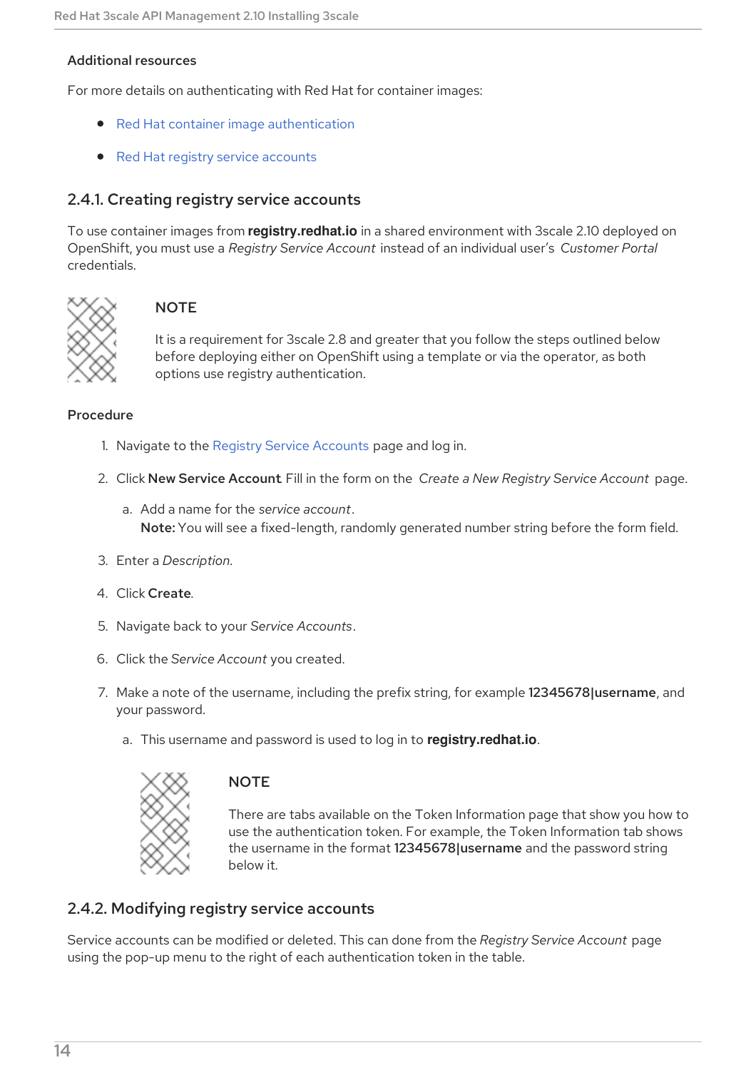#### Additional resources

For more details on authenticating with Red Hat for container images:

- Red Hat container image authentication
- Red Hat registry service accounts

### 2.4.1. Creating registry service accounts

To use container images from **registry.redhat.io** in a shared environment with 3scale 2.10 deployed on OpenShift, you must use a *Registry Service Account* instead of an individual user's *Customer Portal* credentials.

> **NOTE**
>
> It is a requirement for 3scale 2.8 and greater that you follow the steps outlined below before deploying either on OpenShift using a template or via the operator, as both options use registry authentication.

#### Procedure

1. Navigate to the Registry Service Accounts page and log in.
2. Click **New Service Account**. Fill in the form on the *Create a New Registry Service Account* page.
   a. Add a name for the *service account*.
      **Note:** You will see a fixed-length, randomly generated number string before the form field.
3. Enter a *Description*.
4. Click **Create**.
5. Navigate back to your *Service Accounts*.
6. Click the *Service Account* you created.
7. Make a note of the username, including the prefix string, for example **12345678|username**, and your password.
   a. This username and password is used to log in to **registry.redhat.io**.

> **NOTE**
>
> There are tabs available on the Token Information page that show you how to use the authentication token. For example, the Token Information tab shows the username in the format **12345678|username** and the password string below it.

### 2.4.2. Modifying registry service accounts

Service accounts can be modified or deleted. This can done from the *Registry Service Account* page using the pop-up menu to the right of each authentication token in the table.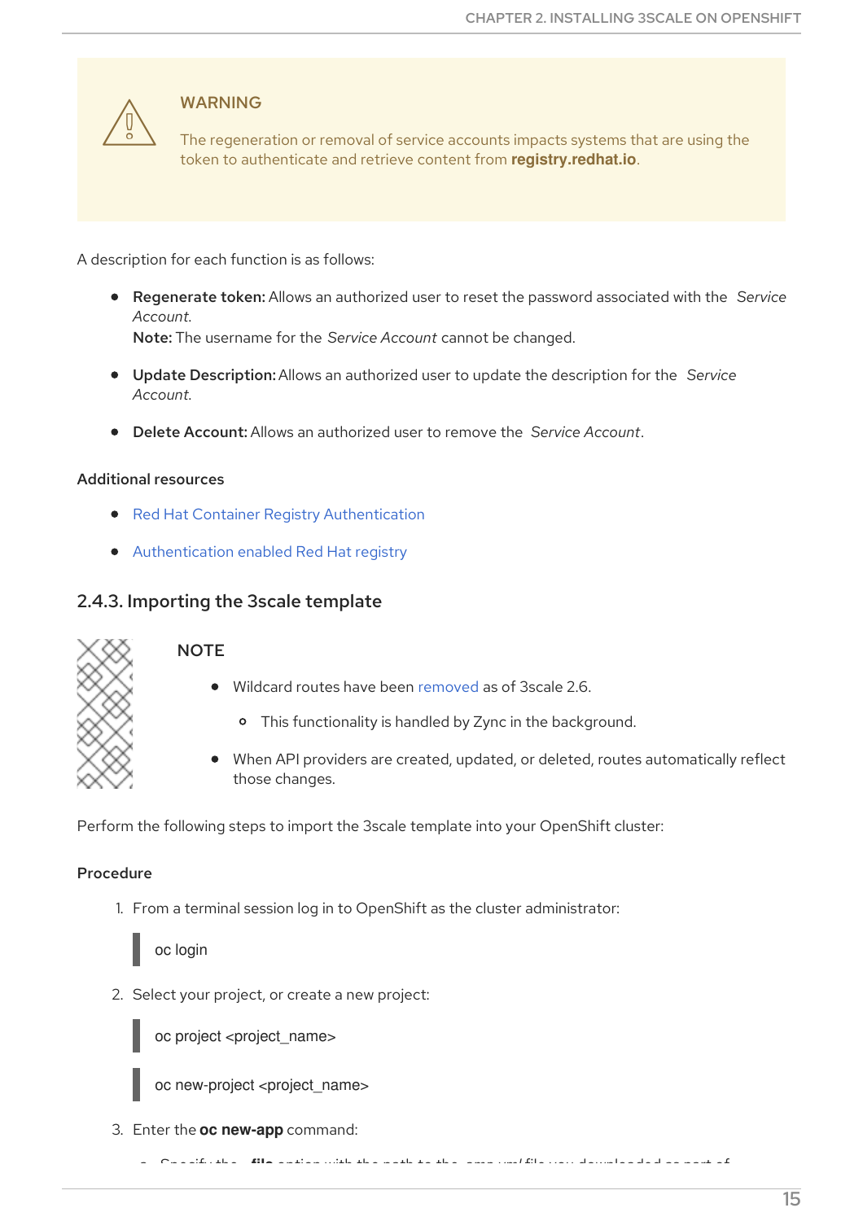> **WARNING**
>
> The regeneration or removal of service accounts impacts systems that are using the token to authenticate and retrieve content from **registry.redhat.io**.

A description for each function is as follows:

- **Regenerate token:** Allows an authorized user to reset the password associated with the *Service Account*.
  **Note:** The username for the *Service Account* cannot be changed.
- **Update Description:** Allows an authorized user to update the description for the *Service Account*.
- **Delete Account:** Allows an authorized user to remove the *Service Account*.

**Additional resources**

- Red Hat Container Registry Authentication
- Authentication enabled Red Hat registry

### 2.4.3. Importing the 3scale template

> **NOTE**
>
> - Wildcard routes have been removed as of 3scale 2.6.
>   - This functionality is handled by Zync in the background.
> - When API providers are created, updated, or deleted, routes automatically reflect those changes.

Perform the following steps to import the 3scale template into your OpenShift cluster:

**Procedure**

1. From a terminal session log in to OpenShift as the cluster administrator:

   ```
   oc login
   ```

2. Select your project, or create a new project:

   ```
   oc project <project_name>
   ```

   ```
   oc new-project <project_name>
   ```

3. Enter the **oc new-app** command: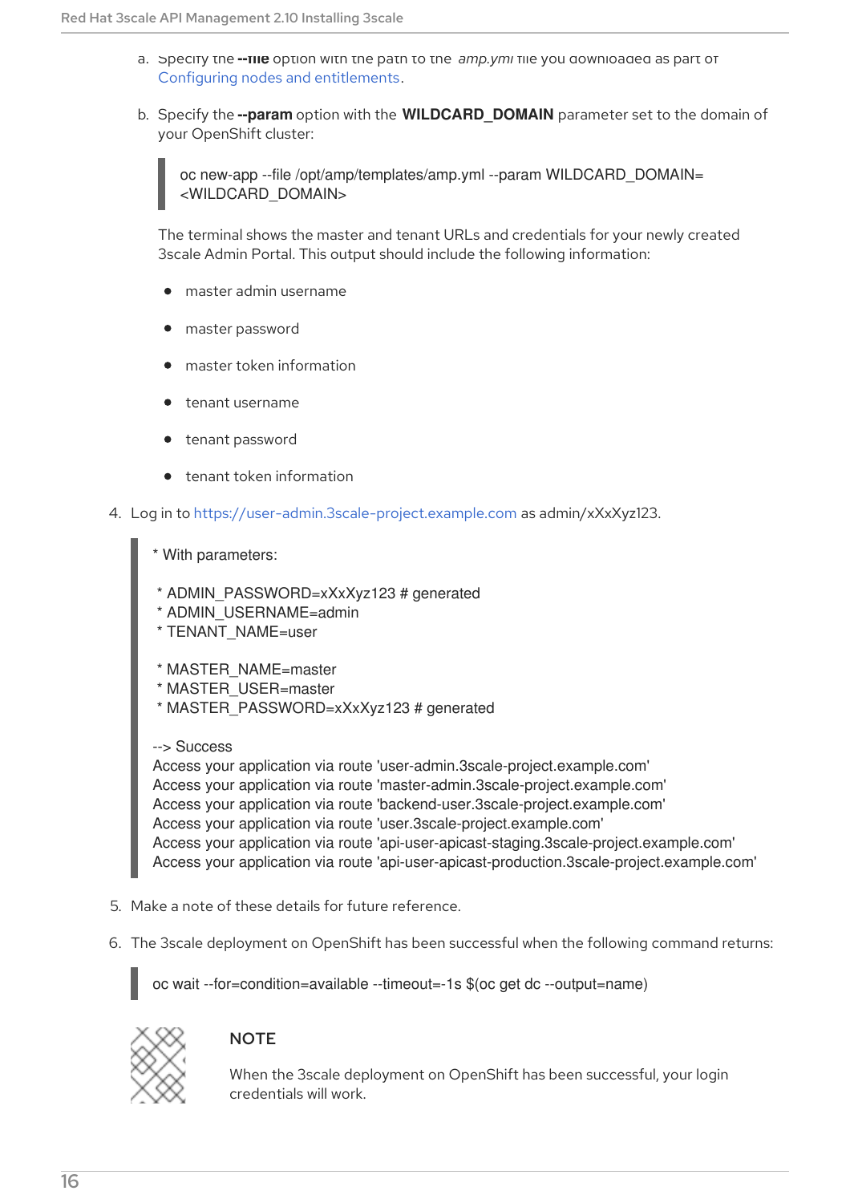a. Specify the **--file** option with the path to the *amp.yml* file you downloaded as part of Configuring nodes and entitlements.

b. Specify the **--param** option with the **WILDCARD_DOMAIN** parameter set to the domain of your OpenShift cluster:

```
oc new-app --file /opt/amp/templates/amp.yml --param WILDCARD_DOMAIN=
<WILDCARD_DOMAIN>
```

The terminal shows the master and tenant URLs and credentials for your newly created 3scale Admin Portal. This output should include the following information:

- master admin username
- master password
- master token information
- tenant username
- tenant password
- tenant token information

4. Log in to https://user-admin.3scale-project.example.com as admin/xXxXyz123.

```
* With parameters:

 * ADMIN_PASSWORD=xXxXyz123 # generated
 * ADMIN_USERNAME=admin
 * TENANT_NAME=user

 * MASTER_NAME=master
 * MASTER_USER=master
 * MASTER_PASSWORD=xXxXyz123 # generated

--> Success
Access your application via route 'user-admin.3scale-project.example.com'
Access your application via route 'master-admin.3scale-project.example.com'
Access your application via route 'backend-user.3scale-project.example.com'
Access your application via route 'user.3scale-project.example.com'
Access your application via route 'api-user-apicast-staging.3scale-project.example.com'
Access your application via route 'api-user-apicast-production.3scale-project.example.com'
```

5. Make a note of these details for future reference.

6. The 3scale deployment on OpenShift has been successful when the following command returns:

```
oc wait --for=condition=available --timeout=-1s $(oc get dc --output=name)
```

> **NOTE**
>
> When the 3scale deployment on OpenShift has been successful, your login credentials will work.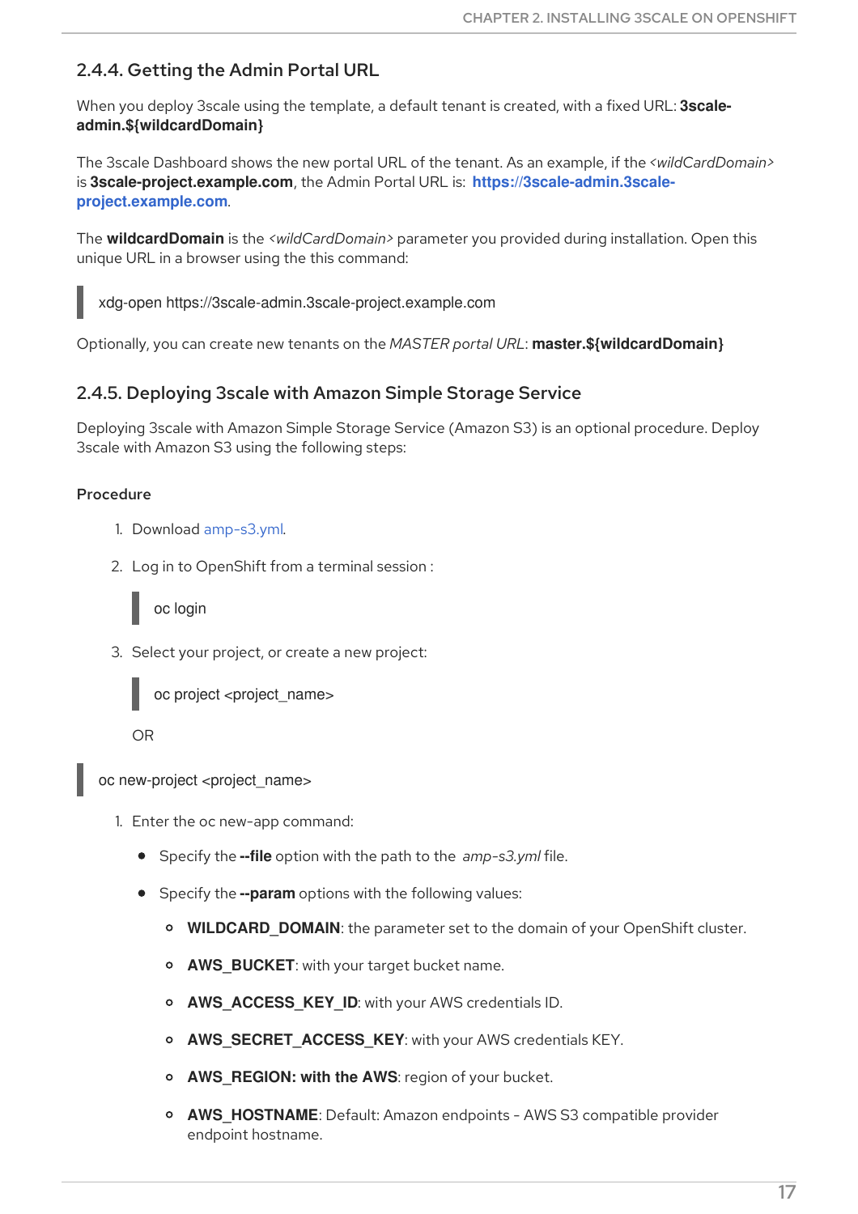### 2.4.4. Getting the Admin Portal URL

When you deploy 3scale using the template, a default tenant is created, with a fixed URL: **3scale-admin.${wildcardDomain}**

The 3scale Dashboard shows the new portal URL of the tenant. As an example, if the *<wildCardDomain>* is **3scale-project.example.com**, the Admin Portal URL is: **https://3scale-admin.3scale-project.example.com**.

The **wildcardDomain** is the *<wildCardDomain>* parameter you provided during installation. Open this unique URL in a browser using the this command:

```
xdg-open https://3scale-admin.3scale-project.example.com
```

Optionally, you can create new tenants on the *MASTER portal URL*: **master.${wildcardDomain}**

### 2.4.5. Deploying 3scale with Amazon Simple Storage Service

Deploying 3scale with Amazon Simple Storage Service (Amazon S3) is an optional procedure. Deploy 3scale with Amazon S3 using the following steps:

**Procedure**

1. Download amp-s3.yml.
2. Log in to OpenShift from a terminal session :

   ```
   oc login
   ```

3. Select your project, or create a new project:

   ```
   oc project <project_name>
   ```

   OR

```
oc new-project <project_name>
```

1. Enter the oc new-app command:
   - Specify the **--file** option with the path to the *amp-s3.yml* file.
   - Specify the **--param** options with the following values:
     - **WILDCARD_DOMAIN**: the parameter set to the domain of your OpenShift cluster.
     - **AWS_BUCKET**: with your target bucket name.
     - **AWS_ACCESS_KEY_ID**: with your AWS credentials ID.
     - **AWS_SECRET_ACCESS_KEY**: with your AWS credentials KEY.
     - **AWS_REGION: with the AWS**: region of your bucket.
     - **AWS_HOSTNAME**: Default: Amazon endpoints - AWS S3 compatible provider endpoint hostname.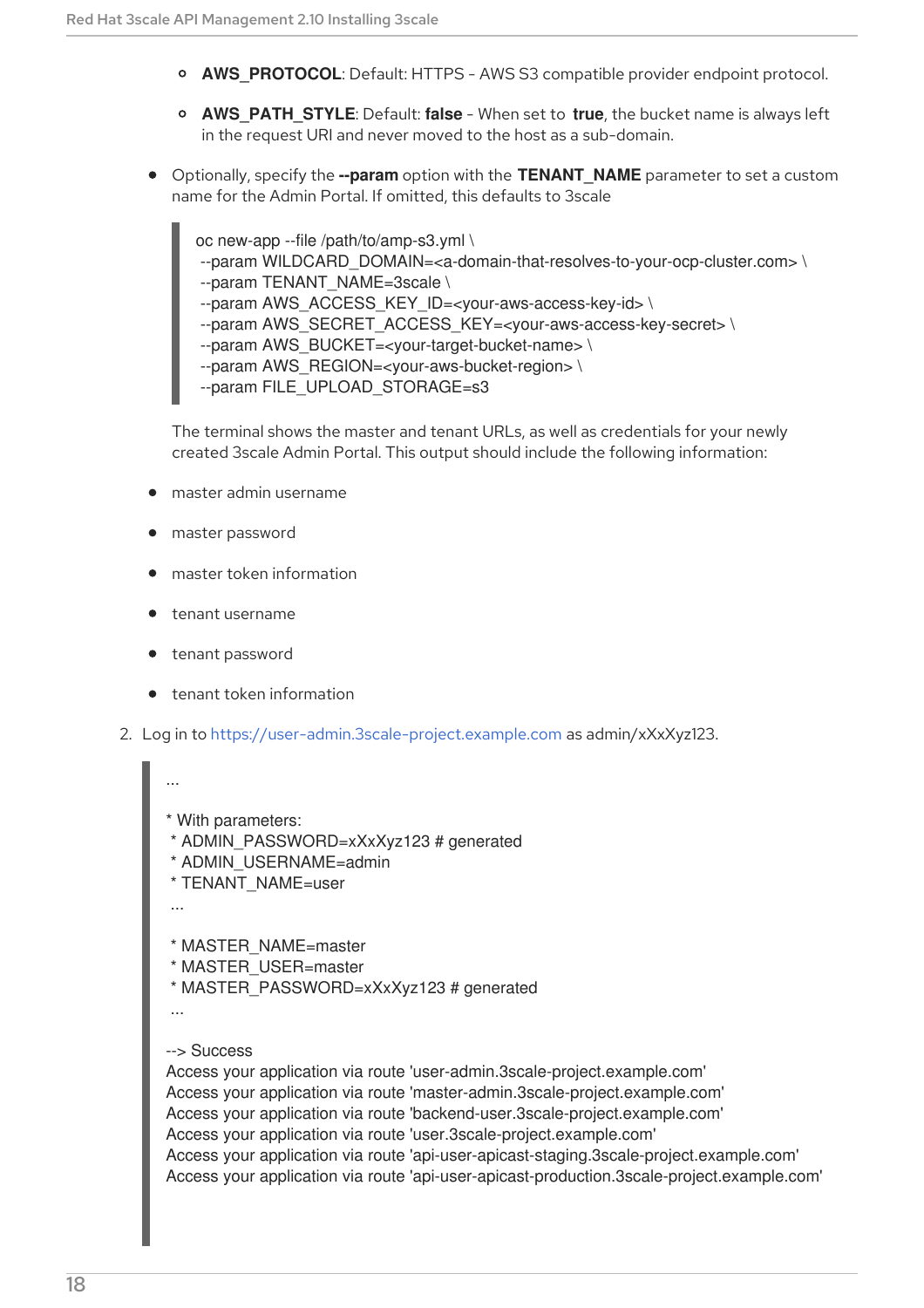- **AWS_PROTOCOL**: Default: HTTPS - AWS S3 compatible provider endpoint protocol.
- **AWS_PATH_STYLE**: Default: **false** - When set to **true**, the bucket name is always left in the request URI and never moved to the host as a sub-domain.

- Optionally, specify the **--param** option with the **TENANT_NAME** parameter to set a custom name for the Admin Portal. If omitted, this defaults to 3scale

```
oc new-app --file /path/to/amp-s3.yml \
 --param WILDCARD_DOMAIN=<a-domain-that-resolves-to-your-ocp-cluster.com> \
 --param TENANT_NAME=3scale \
 --param AWS_ACCESS_KEY_ID=<your-aws-access-key-id> \
 --param AWS_SECRET_ACCESS_KEY=<your-aws-access-key-secret> \
 --param AWS_BUCKET=<your-target-bucket-name> \
 --param AWS_REGION=<your-aws-bucket-region> \
 --param FILE_UPLOAD_STORAGE=s3
```

The terminal shows the master and tenant URLs, as well as credentials for your newly created 3scale Admin Portal. This output should include the following information:

- master admin username
- master password
- master token information
- tenant username
- tenant password
- tenant token information

2. Log in to https://user-admin.3scale-project.example.com as admin/xXxXyz123.

```
...

* With parameters:
 * ADMIN_PASSWORD=xXxXyz123 # generated
 * ADMIN_USERNAME=admin
 * TENANT_NAME=user
 ...

 * MASTER_NAME=master
 * MASTER_USER=master
 * MASTER_PASSWORD=xXxXyz123 # generated
 ...

--> Success
Access your application via route 'user-admin.3scale-project.example.com'
Access your application via route 'master-admin.3scale-project.example.com'
Access your application via route 'backend-user.3scale-project.example.com'
Access your application via route 'user.3scale-project.example.com'
Access your application via route 'api-user-apicast-staging.3scale-project.example.com'
Access your application via route 'api-user-apicast-production.3scale-project.example.com'
```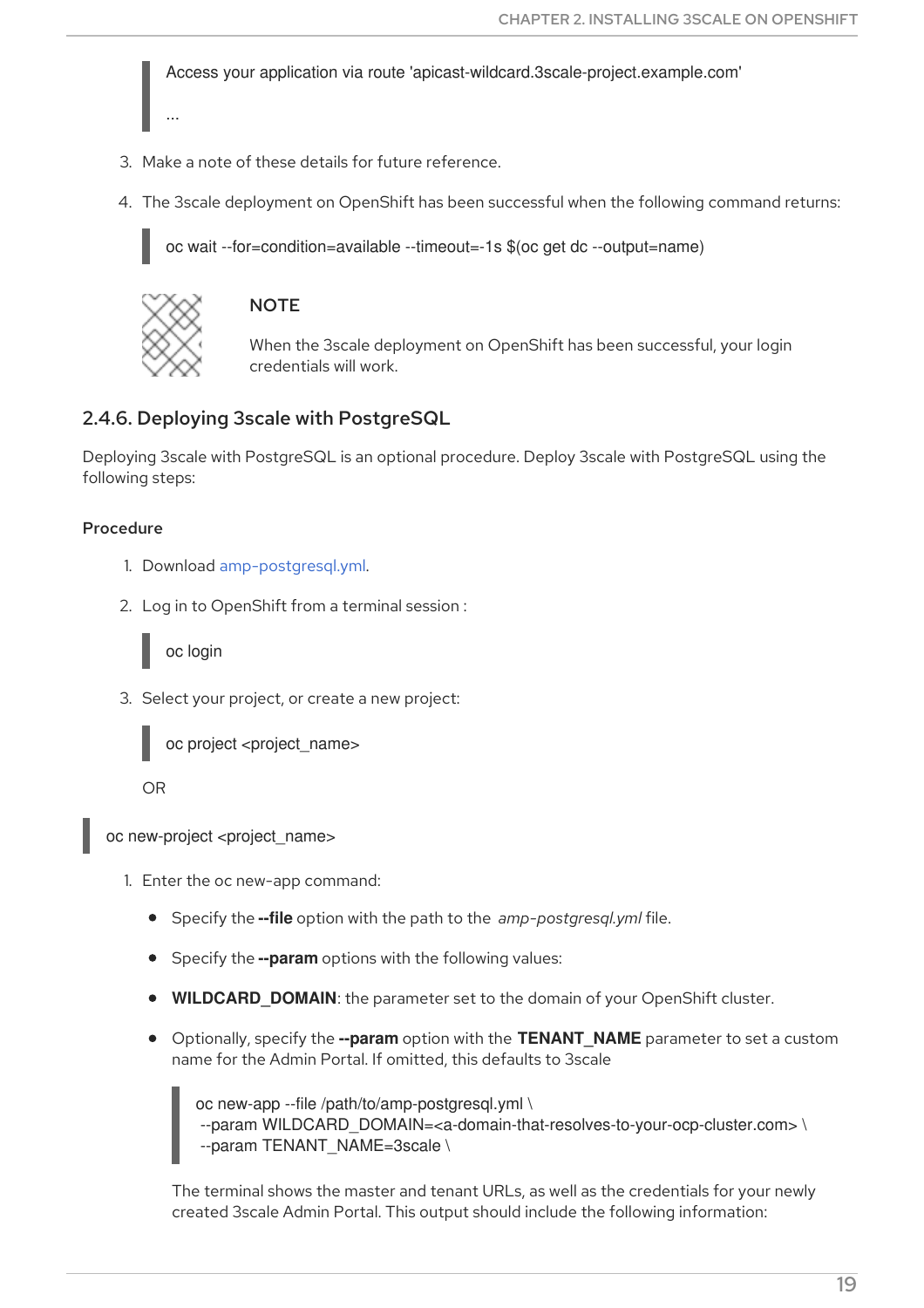```
Access your application via route 'apicast-wildcard.3scale-project.example.com'

...
```

3. Make a note of these details for future reference.

4. The 3scale deployment on OpenShift has been successful when the following command returns:

```
oc wait --for=condition=available --timeout=-1s $(oc get dc --output=name)
```

> **NOTE**
>
> When the 3scale deployment on OpenShift has been successful, your login credentials will work.

### 2.4.6. Deploying 3scale with PostgreSQL

Deploying 3scale with PostgreSQL is an optional procedure. Deploy 3scale with PostgreSQL using the following steps:

**Procedure**

1. Download amp-postgresql.yml.

2. Log in to OpenShift from a terminal session :

```
oc login
```

3. Select your project, or create a new project:

```
oc project <project_name>
```

OR

```
oc new-project <project_name>
```

1. Enter the oc new-app command:

   - Specify the **--file** option with the path to the *amp-postgresql.yml* file.
   - Specify the **--param** options with the following values:
   - **WILDCARD_DOMAIN**: the parameter set to the domain of your OpenShift cluster.
   - Optionally, specify the **--param** option with the **TENANT_NAME** parameter to set a custom name for the Admin Portal. If omitted, this defaults to 3scale

   ```
   oc new-app --file /path/to/amp-postgresql.yml \
    --param WILDCARD_DOMAIN=<a-domain-that-resolves-to-your-ocp-cluster.com> \
    --param TENANT_NAME=3scale \
   ```

   The terminal shows the master and tenant URLs, as well as the credentials for your newly created 3scale Admin Portal. This output should include the following information: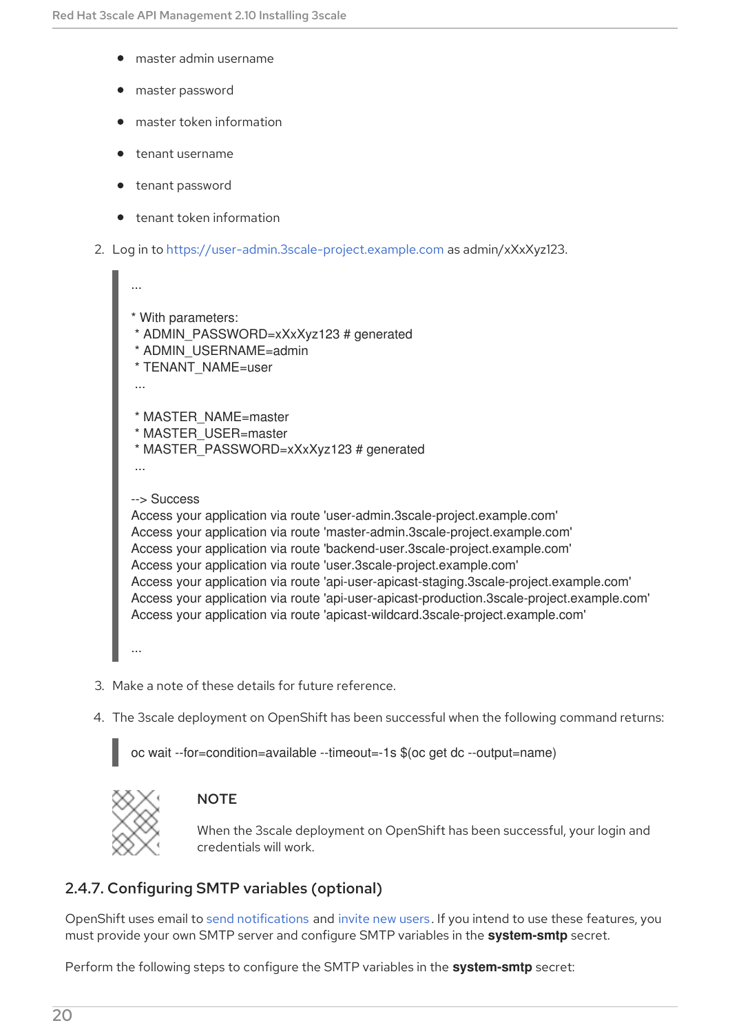- master admin username
- master password
- master token information
- tenant username
- tenant password
- tenant token information

2. Log in to https://user-admin.3scale-project.example.com as admin/xXxXyz123.

```
...

* With parameters:
 * ADMIN_PASSWORD=xXxXyz123 # generated
 * ADMIN_USERNAME=admin
 * TENANT_NAME=user
 ...

 * MASTER_NAME=master
 * MASTER_USER=master
 * MASTER_PASSWORD=xXxXyz123 # generated
 ...

--> Success
Access your application via route 'user-admin.3scale-project.example.com'
Access your application via route 'master-admin.3scale-project.example.com'
Access your application via route 'backend-user.3scale-project.example.com'
Access your application via route 'user.3scale-project.example.com'
Access your application via route 'api-user-apicast-staging.3scale-project.example.com'
Access your application via route 'api-user-apicast-production.3scale-project.example.com'
Access your application via route 'apicast-wildcard.3scale-project.example.com'

...
```

3. Make a note of these details for future reference.

4. The 3scale deployment on OpenShift has been successful when the following command returns:

```
oc wait --for=condition=available --timeout=-1s $(oc get dc --output=name)
```

> **NOTE**
>
> When the 3scale deployment on OpenShift has been successful, your login and credentials will work.

### 2.4.7. Configuring SMTP variables (optional)

OpenShift uses email to send notifications and invite new users. If you intend to use these features, you must provide your own SMTP server and configure SMTP variables in the **system-smtp** secret.

Perform the following steps to configure the SMTP variables in the **system-smtp** secret: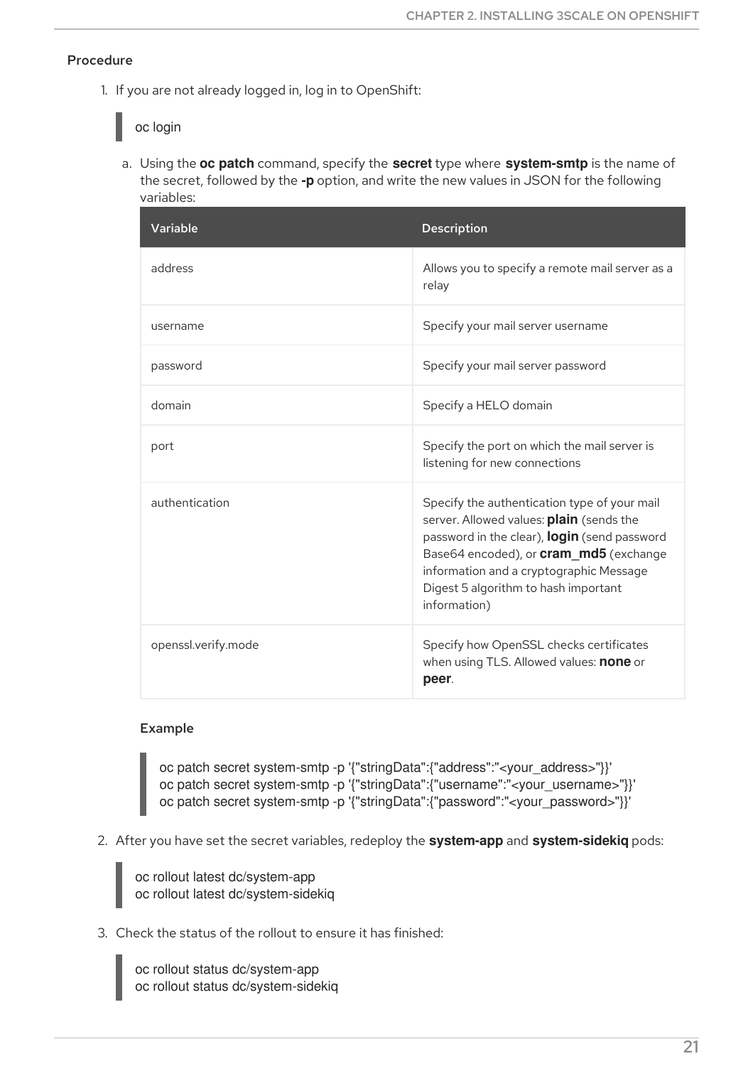### Procedure

1. If you are not logged in, log in to OpenShift:

```
oc login
```

   a. Using the **oc patch** command, specify the **secret** type where **system-smtp** is the name of the secret, followed by the **-p** option, and write the new values in JSON for the following variables:

| Variable | Description |
| --- | --- |
| address | Allows you to specify a remote mail server as a relay |
| username | Specify your mail server username |
| password | Specify your mail server password |
| domain | Specify a HELO domain |
| port | Specify the port on which the mail server is listening for new connections |
| authentication | Specify the authentication type of your mail server. Allowed values: **plain** (sends the password in the clear), **login** (send password Base64 encoded), or **cram_md5** (exchange information and a cryptographic Message Digest 5 algorithm to hash important information) |
| openssl.verify.mode | Specify how OpenSSL checks certificates when using TLS. Allowed values: **none** or **peer**. |

#### Example

```
oc patch secret system-smtp -p '{"stringData":{"address":"<your_address>"}}'
oc patch secret system-smtp -p '{"stringData":{"username":"<your_username>"}}'
oc patch secret system-smtp -p '{"stringData":{"password":"<your_password>"}}'
```

2. After you have set the secret variables, redeploy the **system-app** and **system-sidekiq** pods:

```
oc rollout latest dc/system-app
oc rollout latest dc/system-sidekiq
```

3. Check the status of the rollout to ensure it has finished:

```
oc rollout status dc/system-app
oc rollout status dc/system-sidekiq
```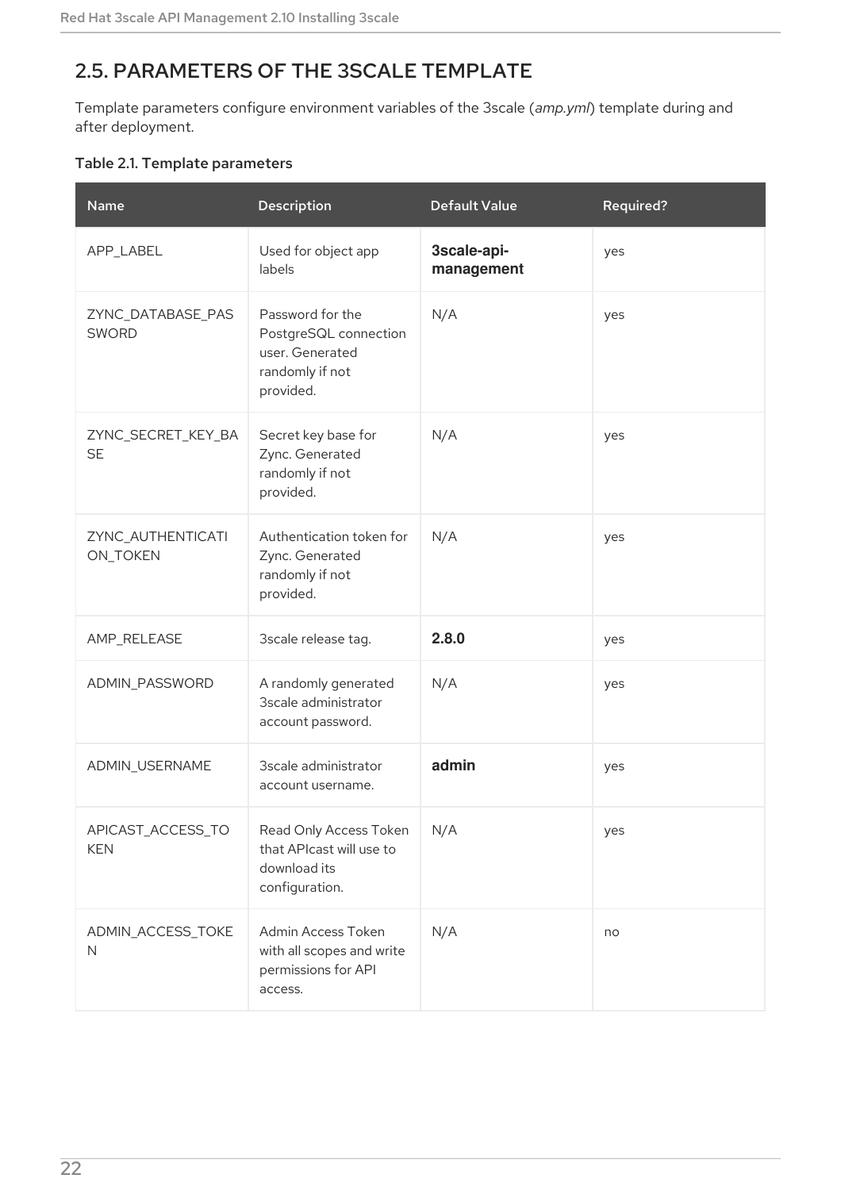## 2.5. PARAMETERS OF THE 3SCALE TEMPLATE

Template parameters configure environment variables of the 3scale (*amp.yml*) template during and after deployment.

**Table 2.1. Template parameters**

| Name | Description | Default Value | Required? |
| --- | --- | --- | --- |
| APP_LABEL | Used for object app labels | **3scale-api-management** | yes |
| ZYNC_DATABASE_PASSWORD | Password for the PostgreSQL connection user. Generated randomly if not provided. | N/A | yes |
| ZYNC_SECRET_KEY_BASE | Secret key base for Zync. Generated randomly if not provided. | N/A | yes |
| ZYNC_AUTHENTICATION_TOKEN | Authentication token for Zync. Generated randomly if not provided. | N/A | yes |
| AMP_RELEASE | 3scale release tag. | **2.8.0** | yes |
| ADMIN_PASSWORD | A randomly generated 3scale administrator account password. | N/A | yes |
| ADMIN_USERNAME | 3scale administrator account username. | **admin** | yes |
| APICAST_ACCESS_TOKEN | Read Only Access Token that APIcast will use to download its configuration. | N/A | yes |
| ADMIN_ACCESS_TOKEN | Admin Access Token with all scopes and write permissions for API access. | N/A | no |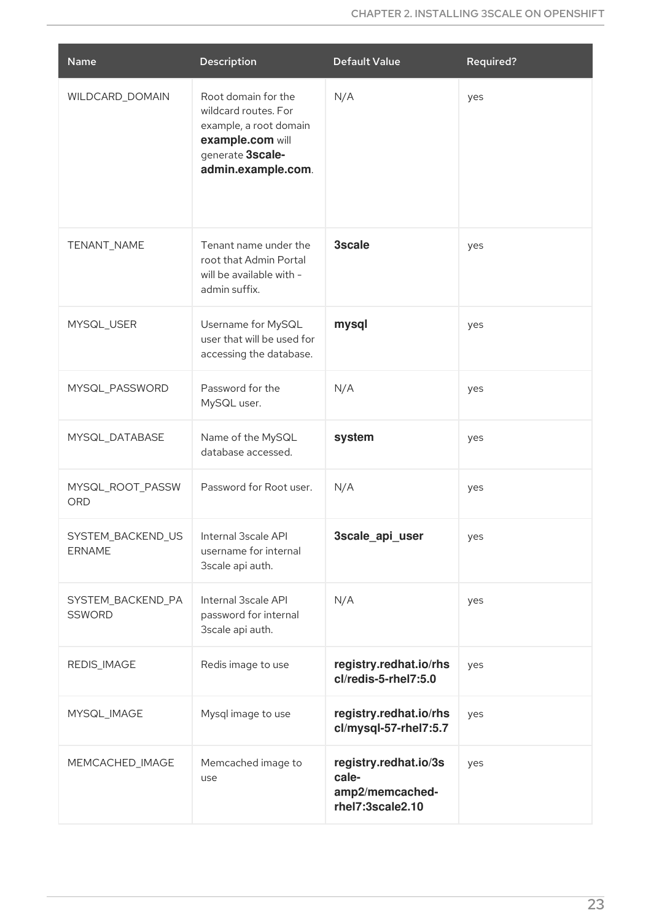| Name | Description | Default Value | Required? |
| --- | --- | --- | --- |
| WILDCARD_DOMAIN | Root domain for the wildcard routes. For example, a root domain **example.com** will generate **3scale-admin.example.com**. | N/A | yes |
| TENANT_NAME | Tenant name under the root that Admin Portal will be available with -admin suffix. | **3scale** | yes |
| MYSQL_USER | Username for MySQL user that will be used for accessing the database. | **mysql** | yes |
| MYSQL_PASSWORD | Password for the MySQL user. | N/A | yes |
| MYSQL_DATABASE | Name of the MySQL database accessed. | **system** | yes |
| MYSQL_ROOT_PASSWORD | Password for Root user. | N/A | yes |
| SYSTEM_BACKEND_USERNAME | Internal 3scale API username for internal 3scale api auth. | **3scale_api_user** | yes |
| SYSTEM_BACKEND_PASSWORD | Internal 3scale API password for internal 3scale api auth. | N/A | yes |
| REDIS_IMAGE | Redis image to use | **registry.redhat.io/rhscl/redis-5-rhel7:5.0** | yes |
| MYSQL_IMAGE | Mysql image to use | **registry.redhat.io/rhscl/mysql-57-rhel7:5.7** | yes |
| MEMCACHED_IMAGE | Memcached image to use | **registry.redhat.io/3scale-amp2/memcached-rhel7:3scale2.10** | yes |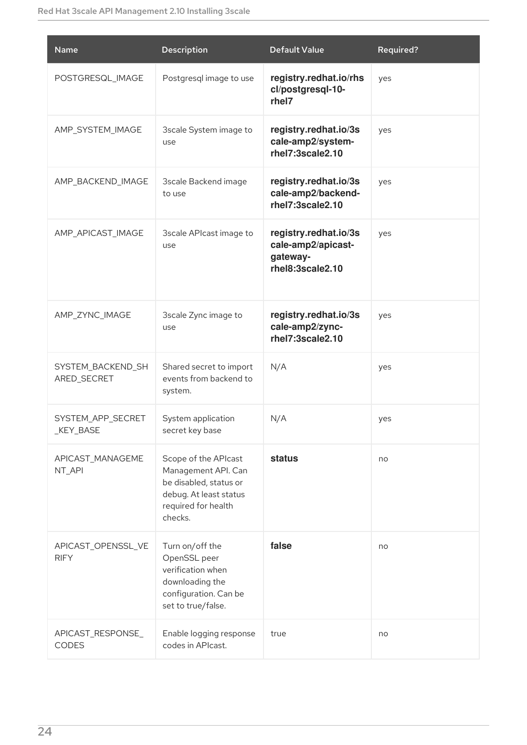| Name | Description | Default Value | Required? |
| --- | --- | --- | --- |
| POSTGRESQL_IMAGE | Postgresql image to use | **registry.redhat.io/rhscl/postgresql-10-rhel7** | yes |
| AMP_SYSTEM_IMAGE | 3scale System image to use | **registry.redhat.io/3scale-amp2/system-rhel7:3scale2.10** | yes |
| AMP_BACKEND_IMAGE | 3scale Backend image to use | **registry.redhat.io/3scale-amp2/backend-rhel7:3scale2.10** | yes |
| AMP_APICAST_IMAGE | 3scale APIcast image to use | **registry.redhat.io/3scale-amp2/apicast-gateway-rhel8:3scale2.10** | yes |
| AMP_ZYNC_IMAGE | 3scale Zync image to use | **registry.redhat.io/3scale-amp2/zync-rhel7:3scale2.10** | yes |
| SYSTEM_BACKEND_SHARED_SECRET | Shared secret to import events from backend to system. | N/A | yes |
| SYSTEM_APP_SECRET_KEY_BASE | System application secret key base | N/A | yes |
| APICAST_MANAGEMENT_API | Scope of the APIcast Management API. Can be disabled, status or debug. At least status required for health checks. | **status** | no |
| APICAST_OPENSSL_VERIFY | Turn on/off the OpenSSL peer verification when downloading the configuration. Can be set to true/false. | **false** | no |
| APICAST_RESPONSE_CODES | Enable logging response codes in APIcast. | true | no |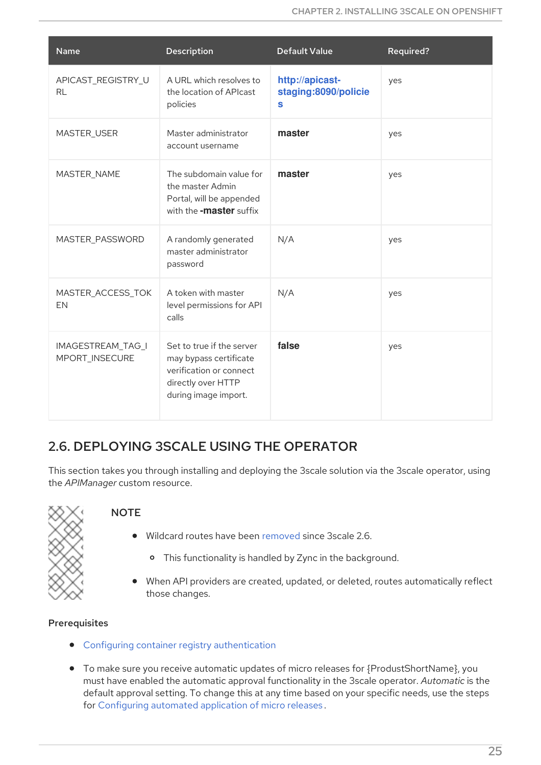| Name | Description | Default Value | Required? |
| --- | --- | --- | --- |
| APICAST_REGISTRY_URL | A URL which resolves to the location of APIcast policies | **http://apicast-staging:8090/policies** | yes |
| MASTER_USER | Master administrator account username | **master** | yes |
| MASTER_NAME | The subdomain value for the master Admin Portal, will be appended with the **-master** suffix | **master** | yes |
| MASTER_PASSWORD | A randomly generated master administrator password | N/A | yes |
| MASTER_ACCESS_TOKEN | A token with master level permissions for API calls | N/A | yes |
| IMAGESTREAM_TAG_IMPORT_INSECURE | Set to true if the server may bypass certificate verification or connect directly over HTTP during image import. | **false** | yes |

## 2.6. DEPLOYING 3SCALE USING THE OPERATOR

This section takes you through installing and deploying the 3scale solution via the 3scale operator, using the *APIManager* custom resource.

> **NOTE**
>
> - Wildcard routes have been removed since 3scale 2.6.
>   - This functionality is handled by Zync in the background.
> - When API providers are created, updated, or deleted, routes automatically reflect those changes.

**Prerequisites**

- Configuring container registry authentication
- To make sure you receive automatic updates of micro releases for {ProdustShortName}, you must have enabled the automatic approval functionality in the 3scale operator. *Automatic* is the default approval setting. To change this at any time based on your specific needs, use the steps for Configuring automated application of micro releases .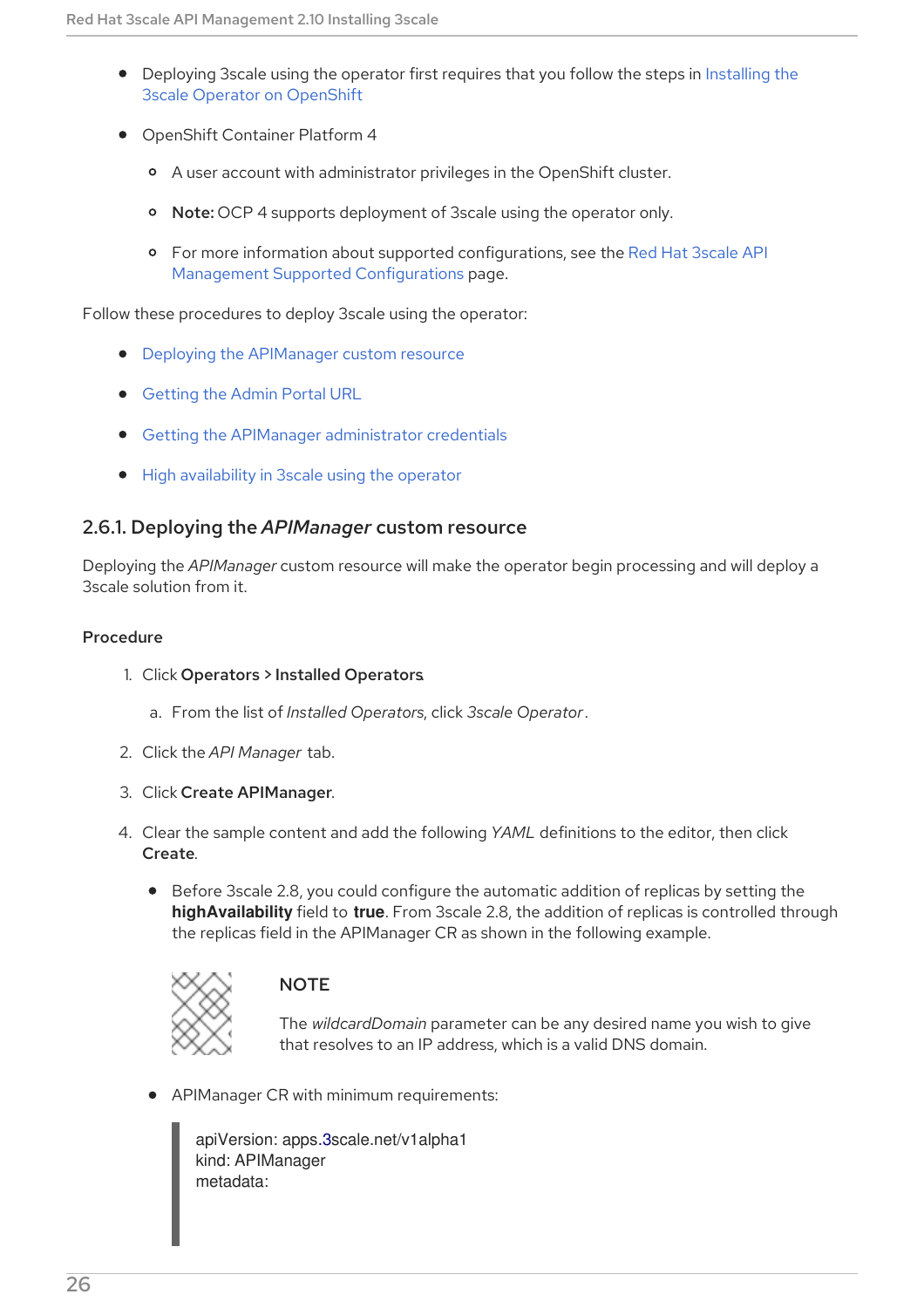- Deploying 3scale using the operator first requires that you follow the steps in Installing the 3scale Operator on OpenShift
- OpenShift Container Platform 4
  - A user account with administrator privileges in the OpenShift cluster.
  - **Note:** OCP 4 supports deployment of 3scale using the operator only.
  - For more information about supported configurations, see the Red Hat 3scale API Management Supported Configurations page.

Follow these procedures to deploy 3scale using the operator:

- Deploying the APIManager custom resource
- Getting the Admin Portal URL
- Getting the APIManager administrator credentials
- High availability in 3scale using the operator

### 2.6.1. Deploying the *APIManager* custom resource

Deploying the *APIManager* custom resource will make the operator begin processing and will deploy a 3scale solution from it.

**Procedure**

1. Click **Operators > Installed Operators**
   a. From the list of *Installed Operators*, click *3scale Operator*.
2. Click the *API Manager* tab.
3. Click **Create APIManager**.
4. Clear the sample content and add the following *YAML* definitions to the editor, then click **Create**.
   - Before 3scale 2.8, you could configure the automatic addition of replicas by setting the **highAvailability** field to **true**. From 3scale 2.8, the addition of replicas is controlled through the replicas field in the APIManager CR as shown in the following example.

   > **NOTE**
   >
   > The *wildcardDomain* parameter can be any desired name you wish to give that resolves to an IP address, which is a valid DNS domain.

   - APIManager CR with minimum requirements:

```
apiVersion: apps.3scale.net/v1alpha1
kind: APIManager
metadata:
```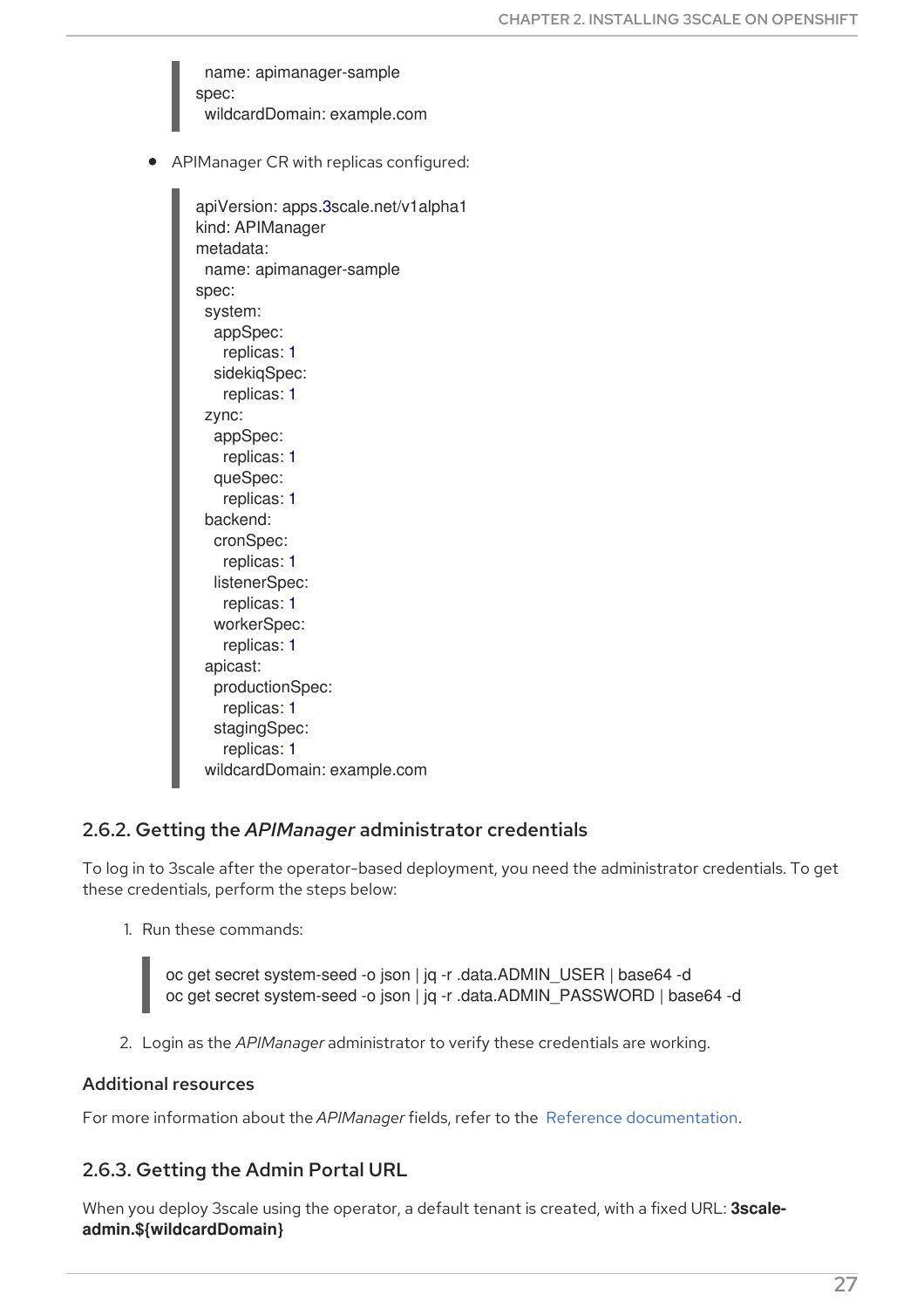```
  name: apimanager-sample
spec:
  wildcardDomain: example.com
```

- APIManager CR with replicas configured:

```
apiVersion: apps.3scale.net/v1alpha1
kind: APIManager
metadata:
  name: apimanager-sample
spec:
  system:
    appSpec:
      replicas: 1
    sidekiqSpec:
      replicas: 1
  zync:
    appSpec:
      replicas: 1
    queSpec:
      replicas: 1
  backend:
    cronSpec:
      replicas: 1
    listenerSpec:
      replicas: 1
    workerSpec:
      replicas: 1
  apicast:
    productionSpec:
      replicas: 1
    stagingSpec:
      replicas: 1
  wildcardDomain: example.com
```

### 2.6.2. Getting the *APIManager* administrator credentials

To log in to 3scale after the operator-based deployment, you need the administrator credentials. To get these credentials, perform the steps below:

1. Run these commands:

```
oc get secret system-seed -o json | jq -r .data.ADMIN_USER | base64 -d
oc get secret system-seed -o json | jq -r .data.ADMIN_PASSWORD | base64 -d
```

2. Login as the *APIManager* administrator to verify these credentials are working.

#### Additional resources

For more information about the *APIManager* fields, refer to the Reference documentation.

### 2.6.3. Getting the Admin Portal URL

When you deploy 3scale using the operator, a default tenant is created, with a fixed URL: **3scale-admin.${wildcardDomain}**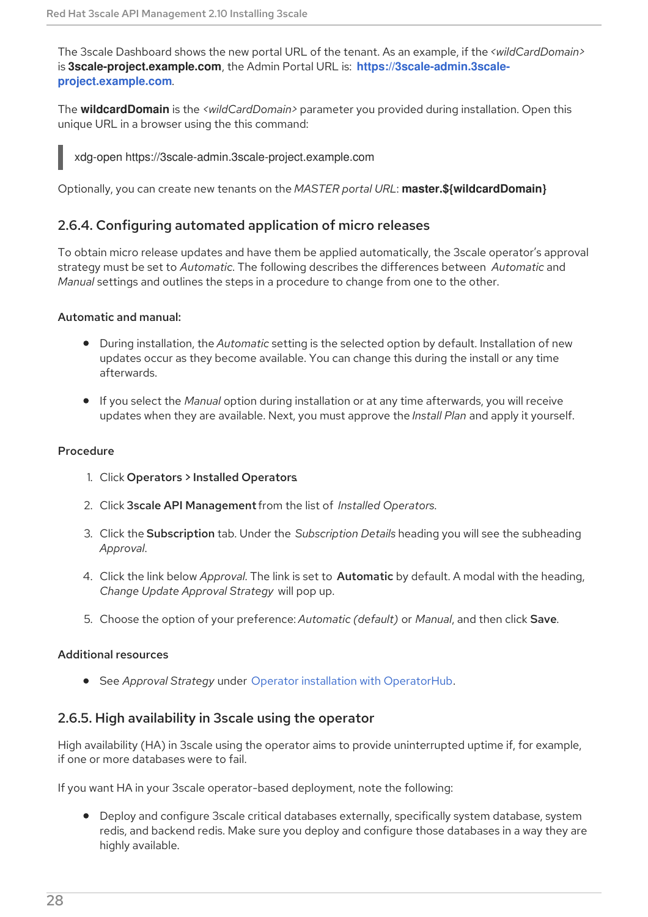The 3scale Dashboard shows the new portal URL of the tenant. As an example, if the *<wildCardDomain>* is **3scale-project.example.com**, the Admin Portal URL is: **https://3scale-admin.3scale-project.example.com**.

The **wildcardDomain** is the *<wildCardDomain>* parameter you provided during installation. Open this unique URL in a browser using the this command:

```
xdg-open https://3scale-admin.3scale-project.example.com
```

Optionally, you can create new tenants on the *MASTER portal URL*: **master.${wildcardDomain}**

### 2.6.4. Configuring automated application of micro releases

To obtain micro release updates and have them be applied automatically, the 3scale operator's approval strategy must be set to *Automatic*. The following describes the differences between *Automatic* and *Manual* settings and outlines the steps in a procedure to change from one to the other.

**Automatic and manual:**

- During installation, the *Automatic* setting is the selected option by default. Installation of new updates occur as they become available. You can change this during the install or any time afterwards.
- If you select the *Manual* option during installation or at any time afterwards, you will receive updates when they are available. Next, you must approve the *Install Plan* and apply it yourself.

**Procedure**

1. Click **Operators > Installed Operators**.
2. Click **3scale API Management** from the list of *Installed Operators*.
3. Click the **Subscription** tab. Under the *Subscription Details* heading you will see the subheading *Approval*.
4. Click the link below *Approval*. The link is set to **Automatic** by default. A modal with the heading, *Change Update Approval Strategy* will pop up.
5. Choose the option of your preference: *Automatic (default)* or *Manual*, and then click **Save**.

**Additional resources**

- See *Approval Strategy* under Operator installation with OperatorHub.

### 2.6.5. High availability in 3scale using the operator

High availability (HA) in 3scale using the operator aims to provide uninterrupted uptime if, for example, if one or more databases were to fail.

If you want HA in your 3scale operator-based deployment, note the following:

- Deploy and configure 3scale critical databases externally, specifically system database, system redis, and backend redis. Make sure you deploy and configure those databases in a way they are highly available.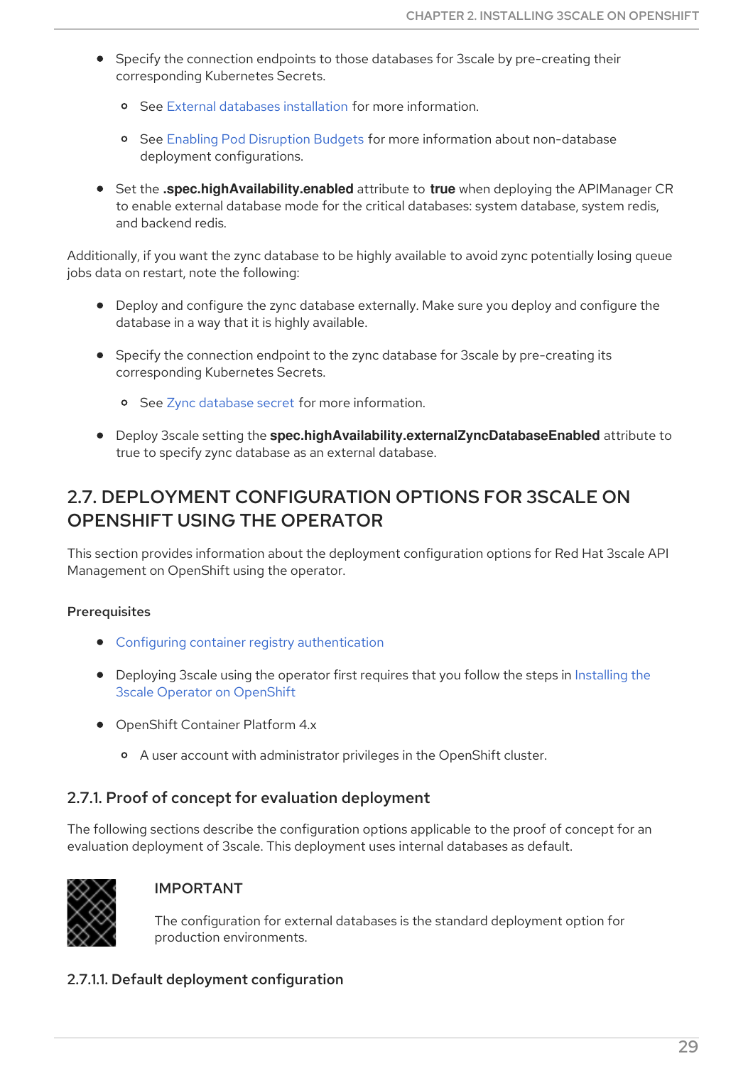- Specify the connection endpoints to those databases for 3scale by pre-creating their corresponding Kubernetes Secrets.
  - See External databases installation for more information.
  - See Enabling Pod Disruption Budgets for more information about non-database deployment configurations.
- Set the **.spec.highAvailability.enabled** attribute to **true** when deploying the APIManager CR to enable external database mode for the critical databases: system database, system redis, and backend redis.

Additionally, if you want the zync database to be highly available to avoid zync potentially losing queue jobs data on restart, note the following:

- Deploy and configure the zync database externally. Make sure you deploy and configure the database in a way that it is highly available.
- Specify the connection endpoint to the zync database for 3scale by pre-creating its corresponding Kubernetes Secrets.
  - See Zync database secret for more information.
- Deploy 3scale setting the **spec.highAvailability.externalZyncDatabaseEnabled** attribute to true to specify zync database as an external database.

## 2.7. DEPLOYMENT CONFIGURATION OPTIONS FOR 3SCALE ON OPENSHIFT USING THE OPERATOR

This section provides information about the deployment configuration options for Red Hat 3scale API Management on OpenShift using the operator.

**Prerequisites**

- Configuring container registry authentication
- Deploying 3scale using the operator first requires that you follow the steps in Installing the 3scale Operator on OpenShift
- OpenShift Container Platform 4.x
  - A user account with administrator privileges in the OpenShift cluster.

### 2.7.1. Proof of concept for evaluation deployment

The following sections describe the configuration options applicable to the proof of concept for an evaluation deployment of 3scale. This deployment uses internal databases as default.

> **IMPORTANT**
>
> The configuration for external databases is the standard deployment option for production environments.

#### 2.7.1.1. Default deployment configuration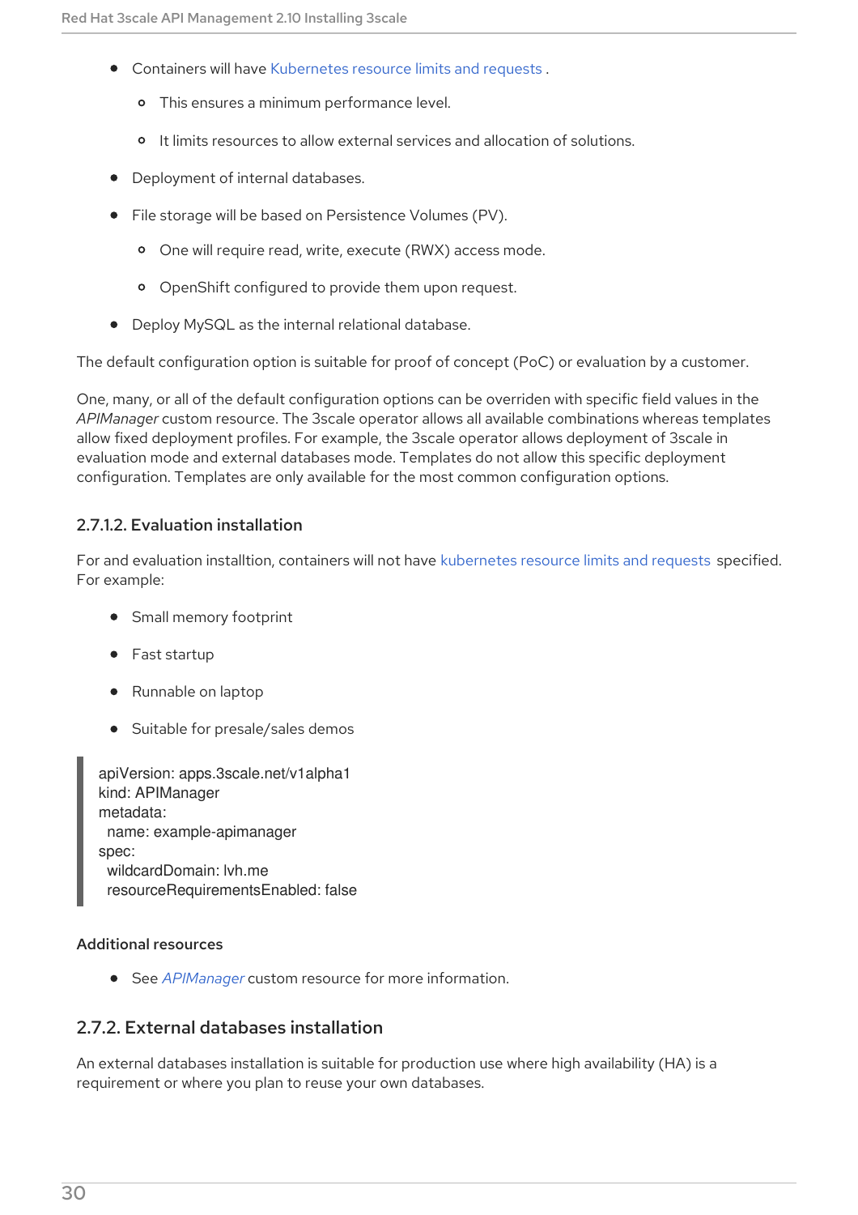- Containers will have Kubernetes resource limits and requests .
  - This ensures a minimum performance level.
  - It limits resources to allow external services and allocation of solutions.
- Deployment of internal databases.
- File storage will be based on Persistence Volumes (PV).
  - One will require read, write, execute (RWX) access mode.
  - OpenShift configured to provide them upon request.
- Deploy MySQL as the internal relational database.

The default configuration option is suitable for proof of concept (PoC) or evaluation by a customer.

One, many, or all of the default configuration options can be overriden with specific field values in the *APIManager* custom resource. The 3scale operator allows all available combinations whereas templates allow fixed deployment profiles. For example, the 3scale operator allows deployment of 3scale in evaluation mode and external databases mode. Templates do not allow this specific deployment configuration. Templates are only available for the most common configuration options.

#### 2.7.1.2. Evaluation installation

For and evaluation installtion, containers will not have kubernetes resource limits and requests specified. For example:

- Small memory footprint
- Fast startup
- Runnable on laptop
- Suitable for presale/sales demos

```
apiVersion: apps.3scale.net/v1alpha1
kind: APIManager
metadata:
  name: example-apimanager
spec:
  wildcardDomain: lvh.me
  resourceRequirementsEnabled: false
```

**Additional resources**

- See *APIManager* custom resource for more information.

### 2.7.2. External databases installation

An external databases installation is suitable for production use where high availability (HA) is a requirement or where you plan to reuse your own databases.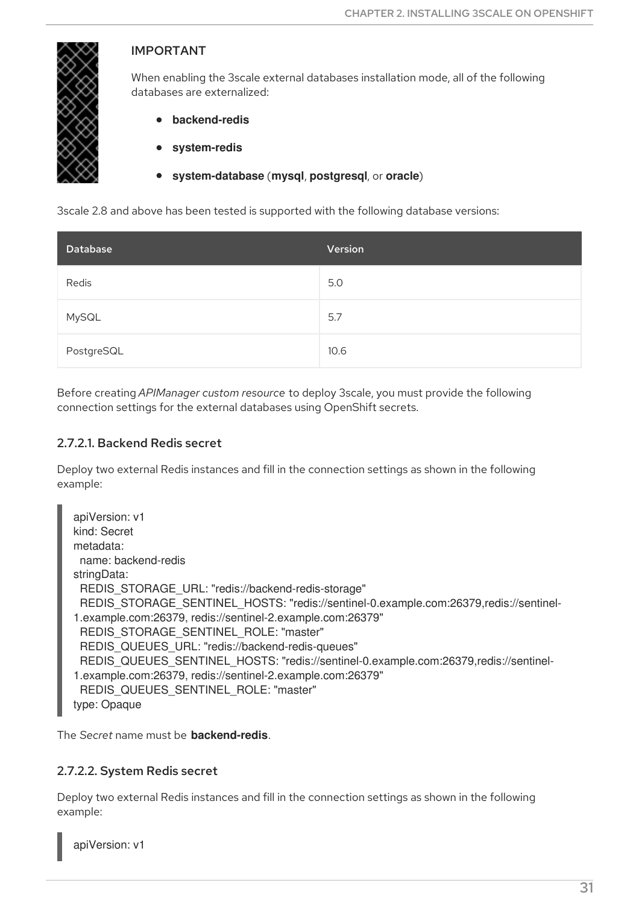> **IMPORTANT**
>
> When enabling the 3scale external databases installation mode, all of the following databases are externalized:
>
> - **backend-redis**
> - **system-redis**
> - **system-database** (**mysql**, **postgresql**, or **oracle**)

3scale 2.8 and above has been tested is supported with the following database versions:

| Database | Version |
| --- | --- |
| Redis | 5.0 |
| MySQL | 5.7 |
| PostgreSQL | 10.6 |

Before creating *APIManager custom resource* to deploy 3scale, you must provide the following connection settings for the external databases using OpenShift secrets.

#### 2.7.2.1. Backend Redis secret

Deploy two external Redis instances and fill in the connection settings as shown in the following example:

```
apiVersion: v1
kind: Secret
metadata:
  name: backend-redis
stringData:
  REDIS_STORAGE_URL: "redis://backend-redis-storage"
  REDIS_STORAGE_SENTINEL_HOSTS: "redis://sentinel-0.example.com:26379,redis://sentinel-1.example.com:26379, redis://sentinel-2.example.com:26379"
  REDIS_STORAGE_SENTINEL_ROLE: "master"
  REDIS_QUEUES_URL: "redis://backend-redis-queues"
  REDIS_QUEUES_SENTINEL_HOSTS: "redis://sentinel-0.example.com:26379,redis://sentinel-1.example.com:26379, redis://sentinel-2.example.com:26379"
  REDIS_QUEUES_SENTINEL_ROLE: "master"
type: Opaque
```

The *Secret* name must be **backend-redis**.

#### 2.7.2.2. System Redis secret

Deploy two external Redis instances and fill in the connection settings as shown in the following example:

```
apiVersion: v1
```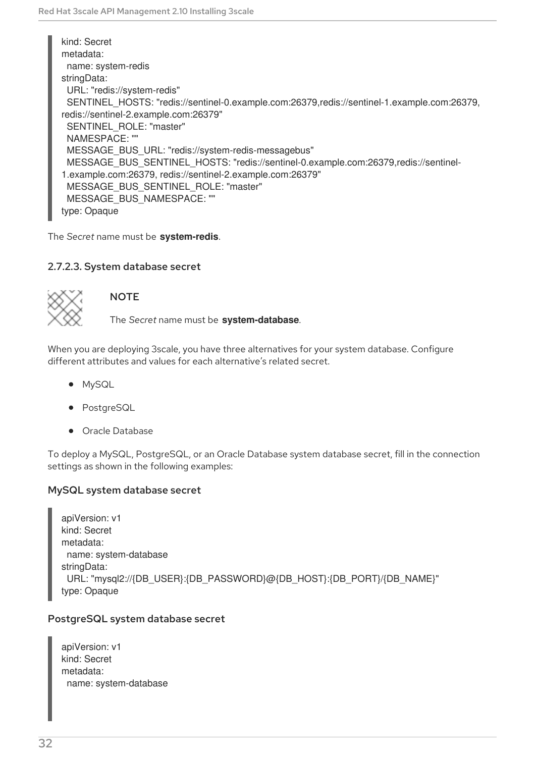```
kind: Secret
metadata:
  name: system-redis
stringData:
  URL: "redis://system-redis"
  SENTINEL_HOSTS: "redis://sentinel-0.example.com:26379,redis://sentinel-1.example.com:26379,
redis://sentinel-2.example.com:26379"
  SENTINEL_ROLE: "master"
  NAMESPACE: ""
  MESSAGE_BUS_URL: "redis://system-redis-messagebus"
  MESSAGE_BUS_SENTINEL_HOSTS: "redis://sentinel-0.example.com:26379,redis://sentinel-
1.example.com:26379, redis://sentinel-2.example.com:26379"
  MESSAGE_BUS_SENTINEL_ROLE: "master"
  MESSAGE_BUS_NAMESPACE: ""
type: Opaque
```

The *Secret* name must be **system-redis**.

#### 2.7.2.3. System database secret

> **NOTE**
>
> The *Secret* name must be **system-database**.

When you are deploying 3scale, you have three alternatives for your system database. Configure different attributes and values for each alternative's related secret.

- MySQL
- PostgreSQL
- Oracle Database

To deploy a MySQL, PostgreSQL, or an Oracle Database system database secret, fill in the connection settings as shown in the following examples:

**MySQL system database secret**

```
apiVersion: v1
kind: Secret
metadata:
  name: system-database
stringData:
  URL: "mysql2://{DB_USER}:{DB_PASSWORD}@{DB_HOST}:{DB_PORT}/{DB_NAME}"
type: Opaque
```

**PostgreSQL system database secret**

```
apiVersion: v1
kind: Secret
metadata:
  name: system-database
```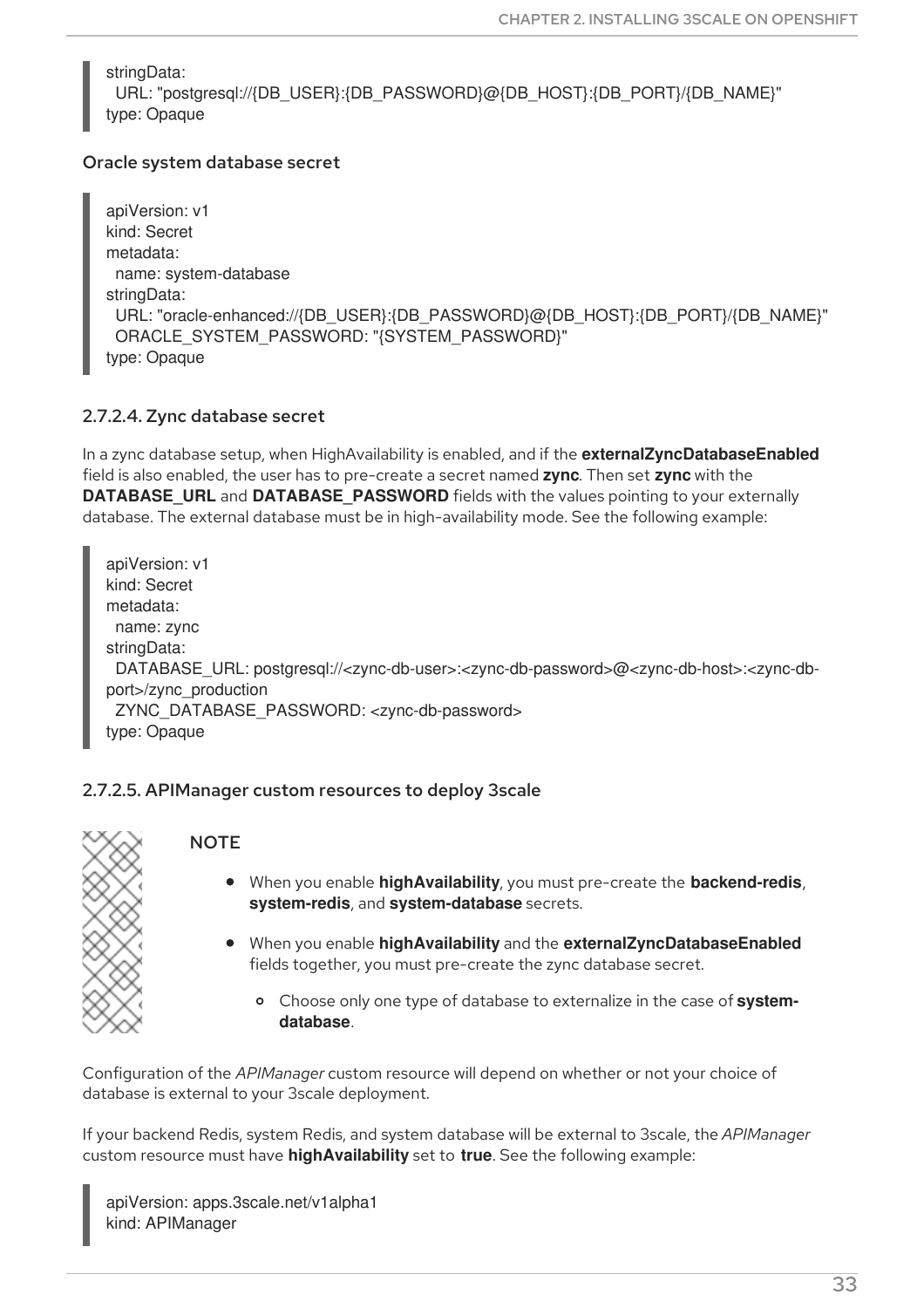```
stringData:
  URL: "postgresql://{DB_USER}:{DB_PASSWORD}@{DB_HOST}:{DB_PORT}/{DB_NAME}"
type: Opaque
```

#### Oracle system database secret

```
apiVersion: v1
kind: Secret
metadata:
  name: system-database
stringData:
  URL: "oracle-enhanced://{DB_USER}:{DB_PASSWORD}@{DB_HOST}:{DB_PORT}/{DB_NAME}"
  ORACLE_SYSTEM_PASSWORD: "{SYSTEM_PASSWORD}"
type: Opaque
```

### 2.7.2.4. Zync database secret

In a zync database setup, when HighAvailability is enabled, and if the **externalZyncDatabaseEnabled** field is also enabled, the user has to pre-create a secret named **zync**. Then set **zync** with the **DATABASE_URL** and **DATABASE_PASSWORD** fields with the values pointing to your externally database. The external database must be in high-availability mode. See the following example:

```
apiVersion: v1
kind: Secret
metadata:
  name: zync
stringData:
  DATABASE_URL: postgresql://<zync-db-user>:<zync-db-password>@<zync-db-host>:<zync-db-port>/zync_production
  ZYNC_DATABASE_PASSWORD: <zync-db-password>
type: Opaque
```

### 2.7.2.5. APIManager custom resources to deploy 3scale

> **NOTE**
>
> - When you enable **highAvailability**, you must pre-create the **backend-redis**, **system-redis**, and **system-database** secrets.
> - When you enable **highAvailability** and the **externalZyncDatabaseEnabled** fields together, you must pre-create the zync database secret.
>     - Choose only one type of database to externalize in the case of **system-database**.

Configuration of the *APIManager* custom resource will depend on whether or not your choice of database is external to your 3scale deployment.

If your backend Redis, system Redis, and system database will be external to 3scale, the *APIManager* custom resource must have **highAvailability** set to **true**. See the following example:

```
apiVersion: apps.3scale.net/v1alpha1
kind: APIManager
```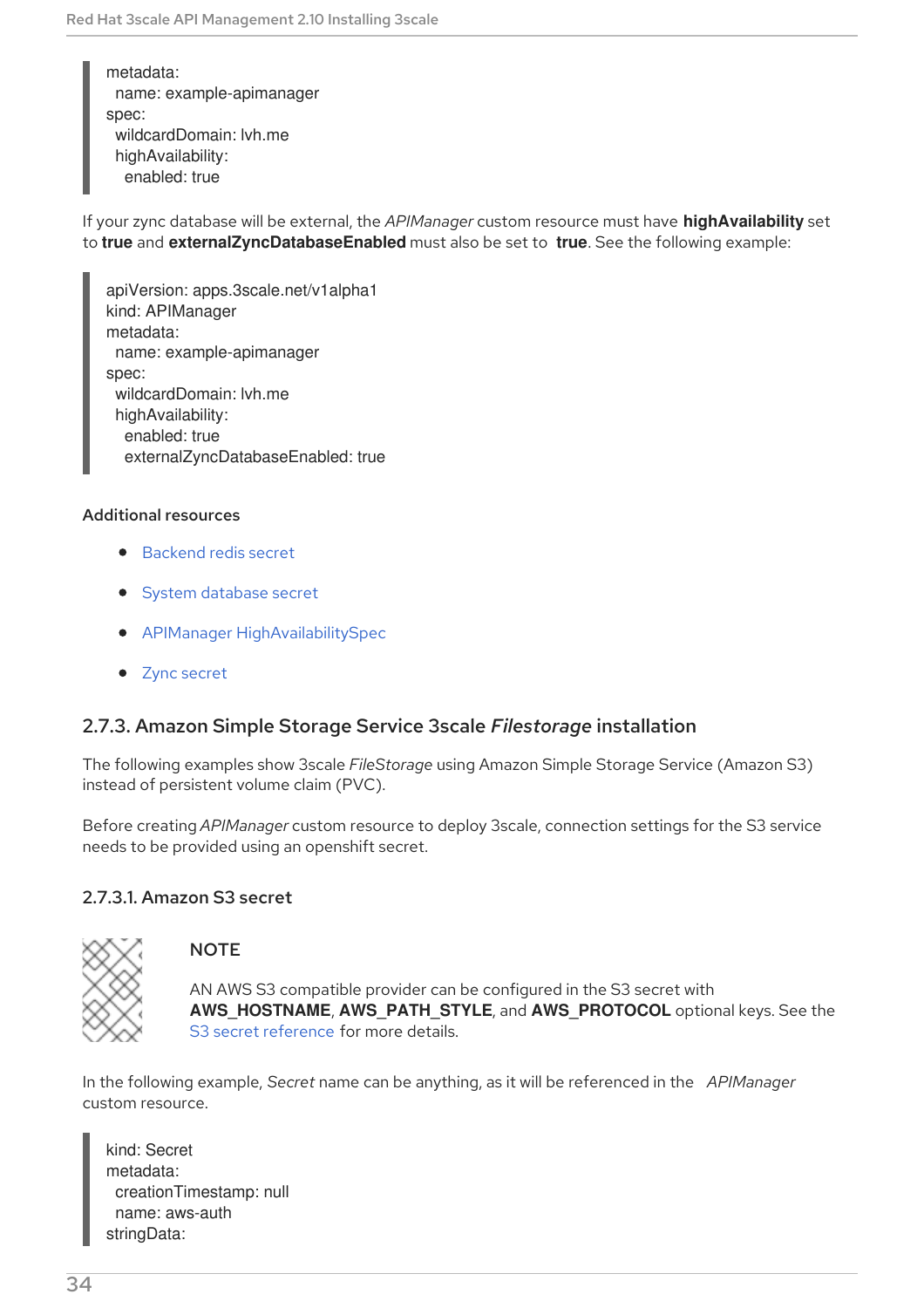```
metadata:
  name: example-apimanager
spec:
  wildcardDomain: lvh.me
  highAvailability:
    enabled: true
```

If your zync database will be external, the *APIManager* custom resource must have **highAvailability** set to **true** and **externalZyncDatabaseEnabled** must also be set to **true**. See the following example:

```
apiVersion: apps.3scale.net/v1alpha1
kind: APIManager
metadata:
  name: example-apimanager
spec:
  wildcardDomain: lvh.me
  highAvailability:
    enabled: true
    externalZyncDatabaseEnabled: true
```

#### Additional resources

- Backend redis secret
- System database secret
- APIManager HighAvailabilitySpec
- Zync secret

### 2.7.3. Amazon Simple Storage Service 3scale *Filestorage* installation

The following examples show 3scale *FileStorage* using Amazon Simple Storage Service (Amazon S3) instead of persistent volume claim (PVC).

Before creating *APIManager* custom resource to deploy 3scale, connection settings for the S3 service needs to be provided using an openshift secret.

#### 2.7.3.1. Amazon S3 secret

> **NOTE**
>
> AN AWS S3 compatible provider can be configured in the S3 secret with **AWS_HOSTNAME**, **AWS_PATH_STYLE**, and **AWS_PROTOCOL** optional keys. See the S3 secret reference for more details.

In the following example, *Secret* name can be anything, as it will be referenced in the *APIManager* custom resource.

```
kind: Secret
metadata:
  creationTimestamp: null
  name: aws-auth
stringData:
```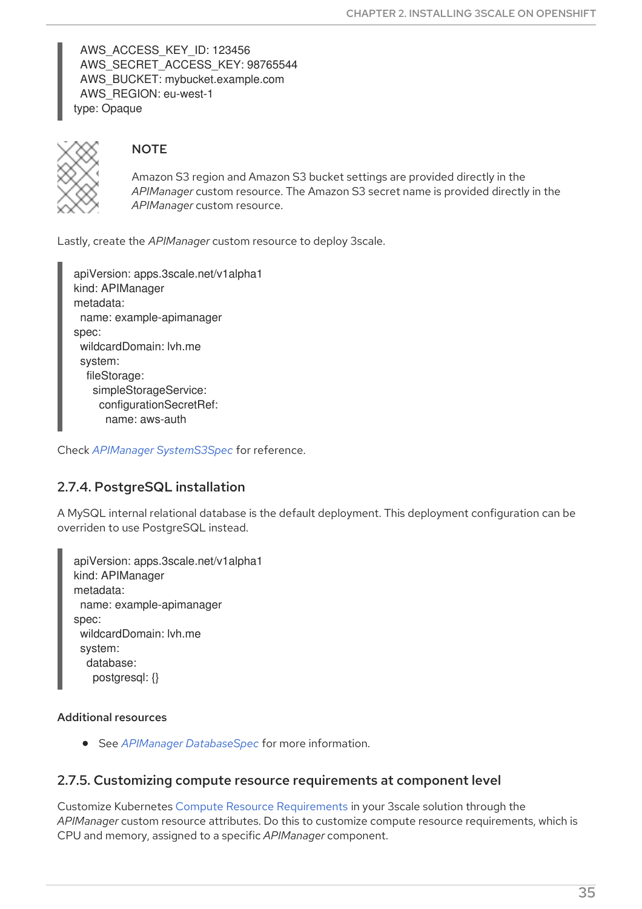```
  AWS_ACCESS_KEY_ID: 123456
  AWS_SECRET_ACCESS_KEY: 98765544
  AWS_BUCKET: mybucket.example.com
  AWS_REGION: eu-west-1
type: Opaque
```

> **NOTE**
>
> Amazon S3 region and Amazon S3 bucket settings are provided directly in the *APIManager* custom resource. The Amazon S3 secret name is provided directly in the *APIManager* custom resource.

Lastly, create the *APIManager* custom resource to deploy 3scale.

```
apiVersion: apps.3scale.net/v1alpha1
kind: APIManager
metadata:
  name: example-apimanager
spec:
  wildcardDomain: lvh.me
  system:
    fileStorage:
      simpleStorageService:
        configurationSecretRef:
          name: aws-auth
```

Check *APIManager SystemS3Spec* for reference.

### 2.7.4. PostgreSQL installation

A MySQL internal relational database is the default deployment. This deployment configuration can be overriden to use PostgreSQL instead.

```
apiVersion: apps.3scale.net/v1alpha1
kind: APIManager
metadata:
  name: example-apimanager
spec:
  wildcardDomain: lvh.me
  system:
    database:
      postgresql: {}
```

#### Additional resources

- See *APIManager DatabaseSpec* for more information.

### 2.7.5. Customizing compute resource requirements at component level

Customize Kubernetes Compute Resource Requirements in your 3scale solution through the *APIManager* custom resource attributes. Do this to customize compute resource requirements, which is CPU and memory, assigned to a specific *APIManager* component.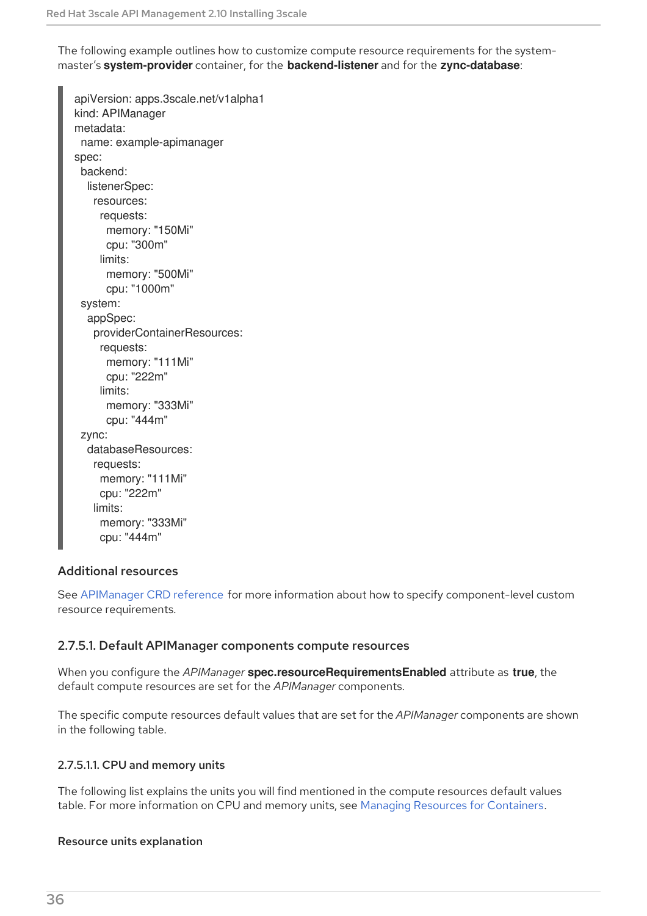The following example outlines how to customize compute resource requirements for the system-master's **system-provider** container, for the **backend-listener** and for the **zync-database**:

```
apiVersion: apps.3scale.net/v1alpha1
kind: APIManager
metadata:
  name: example-apimanager
spec:
  backend:
    listenerSpec:
      resources:
        requests:
          memory: "150Mi"
          cpu: "300m"
        limits:
          memory: "500Mi"
          cpu: "1000m"
  system:
    appSpec:
      providerContainerResources:
        requests:
          memory: "111Mi"
          cpu: "222m"
        limits:
          memory: "333Mi"
          cpu: "444m"
  zync:
    databaseResources:
      requests:
        memory: "111Mi"
        cpu: "222m"
      limits:
        memory: "333Mi"
        cpu: "444m"
```

#### Additional resources

See APIManager CRD reference for more information about how to specify component-level custom resource requirements.

### 2.7.5.1. Default APIManager components compute resources

When you configure the *APIManager* **spec.resourceRequirementsEnabled** attribute as **true**, the default compute resources are set for the *APIManager* components.

The specific compute resources default values that are set for the *APIManager* components are shown in the following table.

#### 2.7.5.1.1. CPU and memory units

The following list explains the units you will find mentioned in the compute resources default values table. For more information on CPU and memory units, see Managing Resources for Containers.

#### Resource units explanation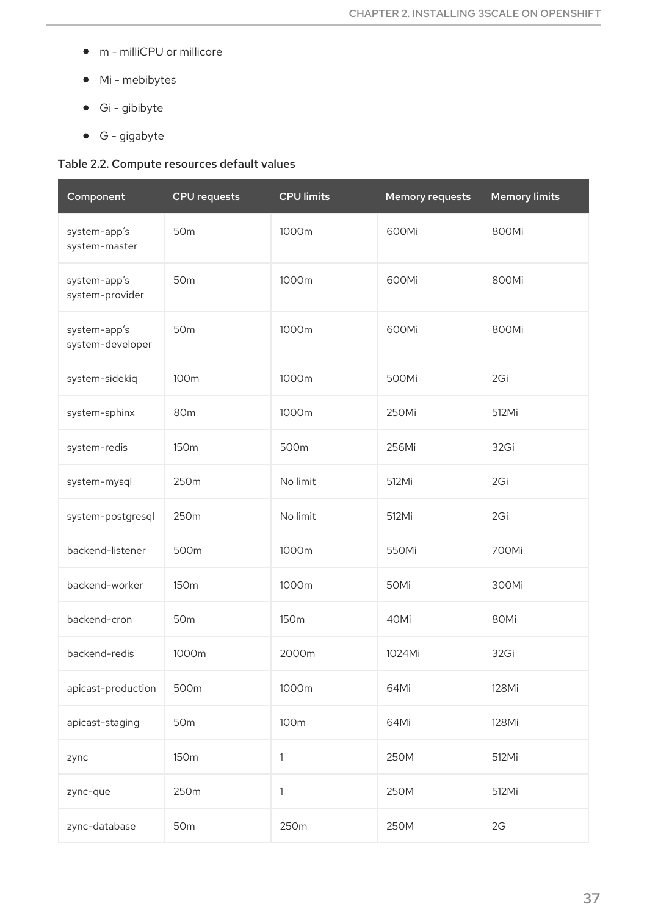- m - milliCPU or millicore
- Mi - mebibytes
- Gi - gibibyte
- G - gigabyte

**Table 2.2. Compute resources default values**

| Component | CPU requests | CPU limits | Memory requests | Memory limits |
| --- | --- | --- | --- | --- |
| system-app's system-master | 50m | 1000m | 600Mi | 800Mi |
| system-app's system-provider | 50m | 1000m | 600Mi | 800Mi |
| system-app's system-developer | 50m | 1000m | 600Mi | 800Mi |
| system-sidekiq | 100m | 1000m | 500Mi | 2Gi |
| system-sphinx | 80m | 1000m | 250Mi | 512Mi |
| system-redis | 150m | 500m | 256Mi | 32Gi |
| system-mysql | 250m | No limit | 512Mi | 2Gi |
| system-postgresql | 250m | No limit | 512Mi | 2Gi |
| backend-listener | 500m | 1000m | 550Mi | 700Mi |
| backend-worker | 150m | 1000m | 50Mi | 300Mi |
| backend-cron | 50m | 150m | 40Mi | 80Mi |
| backend-redis | 1000m | 2000m | 1024Mi | 32Gi |
| apicast-production | 500m | 1000m | 64Mi | 128Mi |
| apicast-staging | 50m | 100m | 64Mi | 128Mi |
| zync | 150m | 1 | 250M | 512Mi |
| zync-que | 250m | 1 | 250M | 512Mi |
| zync-database | 50m | 250m | 250M | 2G |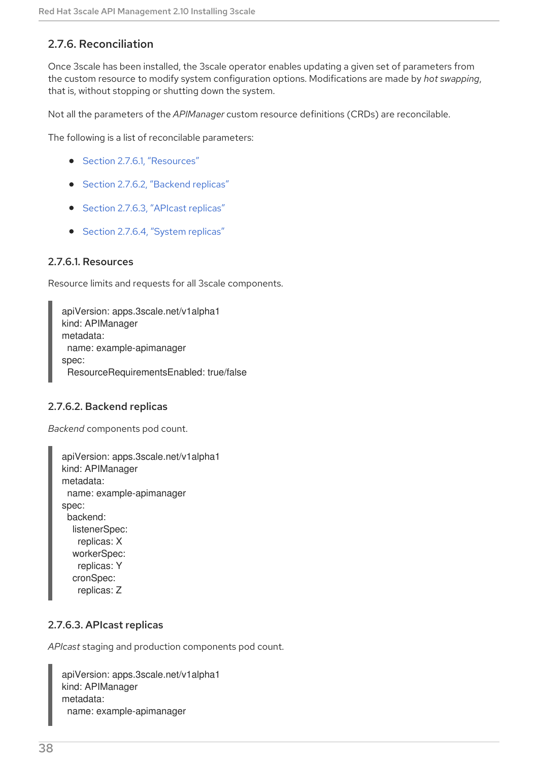### 2.7.6. Reconciliation

Once 3scale has been installed, the 3scale operator enables updating a given set of parameters from the custom resource to modify system configuration options. Modifications are made by *hot swapping*, that is, without stopping or shutting down the system.

Not all the parameters of the *APIManager* custom resource definitions (CRDs) are reconcilable.

The following is a list of reconcilable parameters:

- Section 2.7.6.1, "Resources"
- Section 2.7.6.2, "Backend replicas"
- Section 2.7.6.3, "APIcast replicas"
- Section 2.7.6.4, "System replicas"

#### 2.7.6.1. Resources

Resource limits and requests for all 3scale components.

```
apiVersion: apps.3scale.net/v1alpha1
kind: APIManager
metadata:
  name: example-apimanager
spec:
  ResourceRequirementsEnabled: true/false
```

#### 2.7.6.2. Backend replicas

*Backend* components pod count.

```
apiVersion: apps.3scale.net/v1alpha1
kind: APIManager
metadata:
  name: example-apimanager
spec:
  backend:
    listenerSpec:
      replicas: X
    workerSpec:
      replicas: Y
    cronSpec:
      replicas: Z
```

#### 2.7.6.3. APIcast replicas

*APIcast* staging and production components pod count.

```
apiVersion: apps.3scale.net/v1alpha1
kind: APIManager
metadata:
  name: example-apimanager
```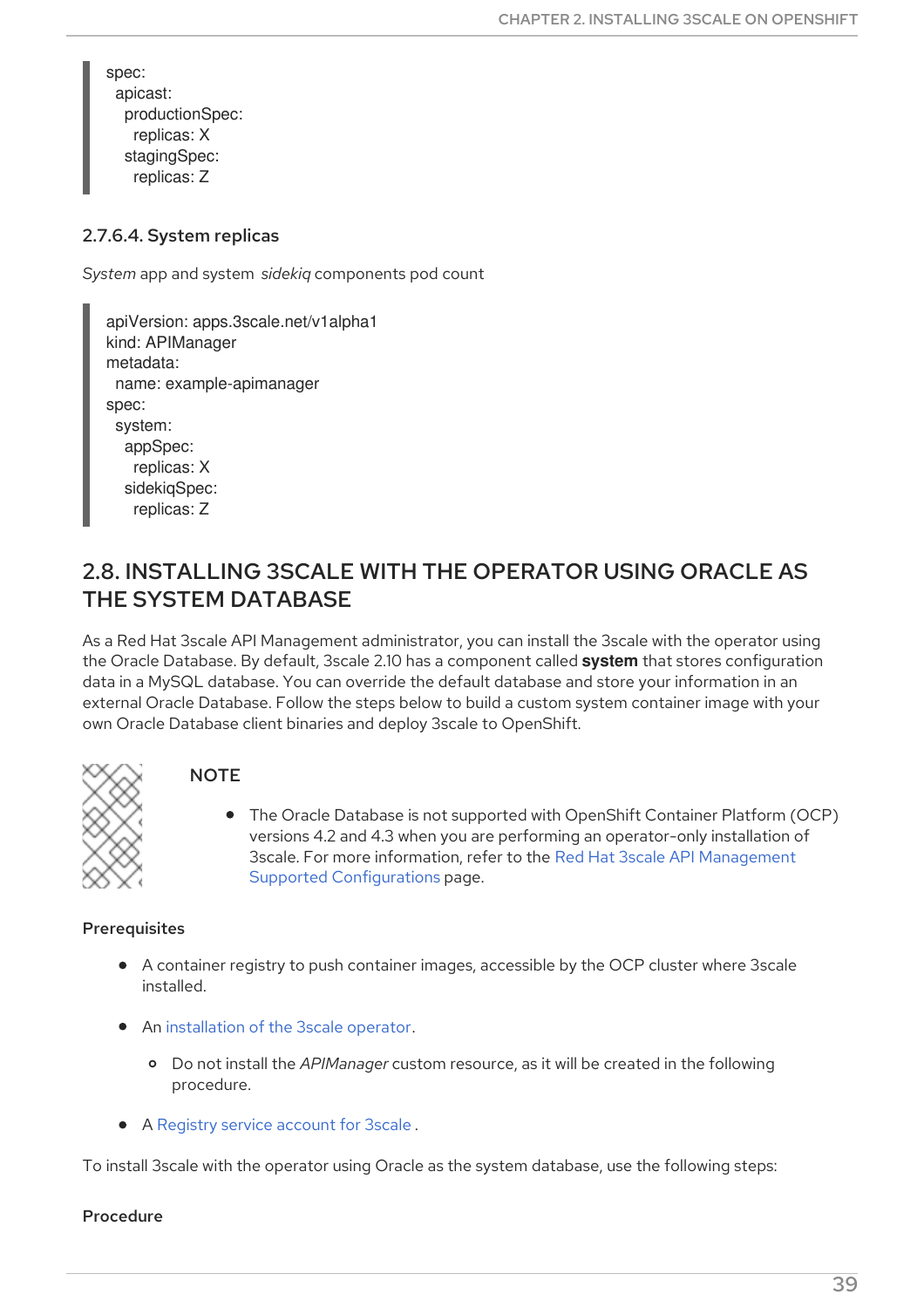```
spec:
  apicast:
    productionSpec:
      replicas: X
    stagingSpec:
      replicas: Z
```

#### 2.7.6.4. System replicas

*System* app and system *sidekiq* components pod count

```
apiVersion: apps.3scale.net/v1alpha1
kind: APIManager
metadata:
  name: example-apimanager
spec:
  system:
    appSpec:
      replicas: X
    sidekiqSpec:
      replicas: Z
```

## 2.8. INSTALLING 3SCALE WITH THE OPERATOR USING ORACLE AS THE SYSTEM DATABASE

As a Red Hat 3scale API Management administrator, you can install the 3scale with the operator using the Oracle Database. By default, 3scale 2.10 has a component called **system** that stores configuration data in a MySQL database. You can override the default database and store your information in an external Oracle Database. Follow the steps below to build a custom system container image with your own Oracle Database client binaries and deploy 3scale to OpenShift.

> **NOTE**
>
> - The Oracle Database is not supported with OpenShift Container Platform (OCP) versions 4.2 and 4.3 when you are performing an operator-only installation of 3scale. For more information, refer to the Red Hat 3scale API Management Supported Configurations page.

**Prerequisites**

- A container registry to push container images, accessible by the OCP cluster where 3scale installed.
- An installation of the 3scale operator.
  - Do not install the *APIManager* custom resource, as it will be created in the following procedure.
- A Registry service account for 3scale .

To install 3scale with the operator using Oracle as the system database, use the following steps:

**Procedure**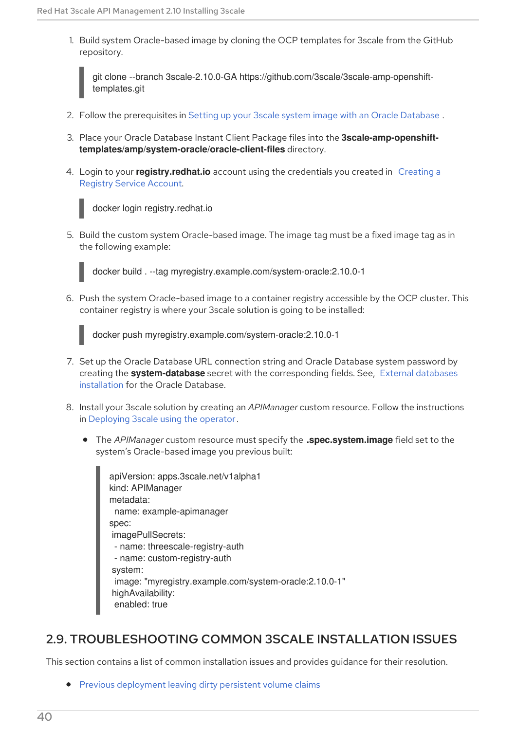1. Build system Oracle-based image by cloning the OCP templates for 3scale from the GitHub repository.

```
git clone --branch 3scale-2.10.0-GA https://github.com/3scale/3scale-amp-openshift-templates.git
```

2. Follow the prerequisites in Setting up your 3scale system image with an Oracle Database .

3. Place your Oracle Database Instant Client Package files into the **3scale-amp-openshift-templates/amp/system-oracle/oracle-client-files** directory.

4. Login to your **registry.redhat.io** account using the credentials you created in Creating a Registry Service Account.

```
docker login registry.redhat.io
```

5. Build the custom system Oracle-based image. The image tag must be a fixed image tag as in the following example:

```
docker build . --tag myregistry.example.com/system-oracle:2.10.0-1
```

6. Push the system Oracle-based image to a container registry accessible by the OCP cluster. This container registry is where your 3scale solution is going to be installed:

```
docker push myregistry.example.com/system-oracle:2.10.0-1
```

7. Set up the Oracle Database URL connection string and Oracle Database system password by creating the **system-database** secret with the corresponding fields. See, External databases installation for the Oracle Database.

8. Install your 3scale solution by creating an *APIManager* custom resource. Follow the instructions in Deploying 3scale using the operator.

   - The *APIManager* custom resource must specify the **.spec.system.image** field set to the system's Oracle-based image you previous built:

```
apiVersion: apps.3scale.net/v1alpha1
kind: APIManager
metadata:
  name: example-apimanager
spec:
 imagePullSecrets:
  - name: threescale-registry-auth
  - name: custom-registry-auth
 system:
  image: "myregistry.example.com/system-oracle:2.10.0-1"
 highAvailability:
  enabled: true
```

## 2.9. TROUBLESHOOTING COMMON 3SCALE INSTALLATION ISSUES

This section contains a list of common installation issues and provides guidance for their resolution.

- Previous deployment leaving dirty persistent volume claims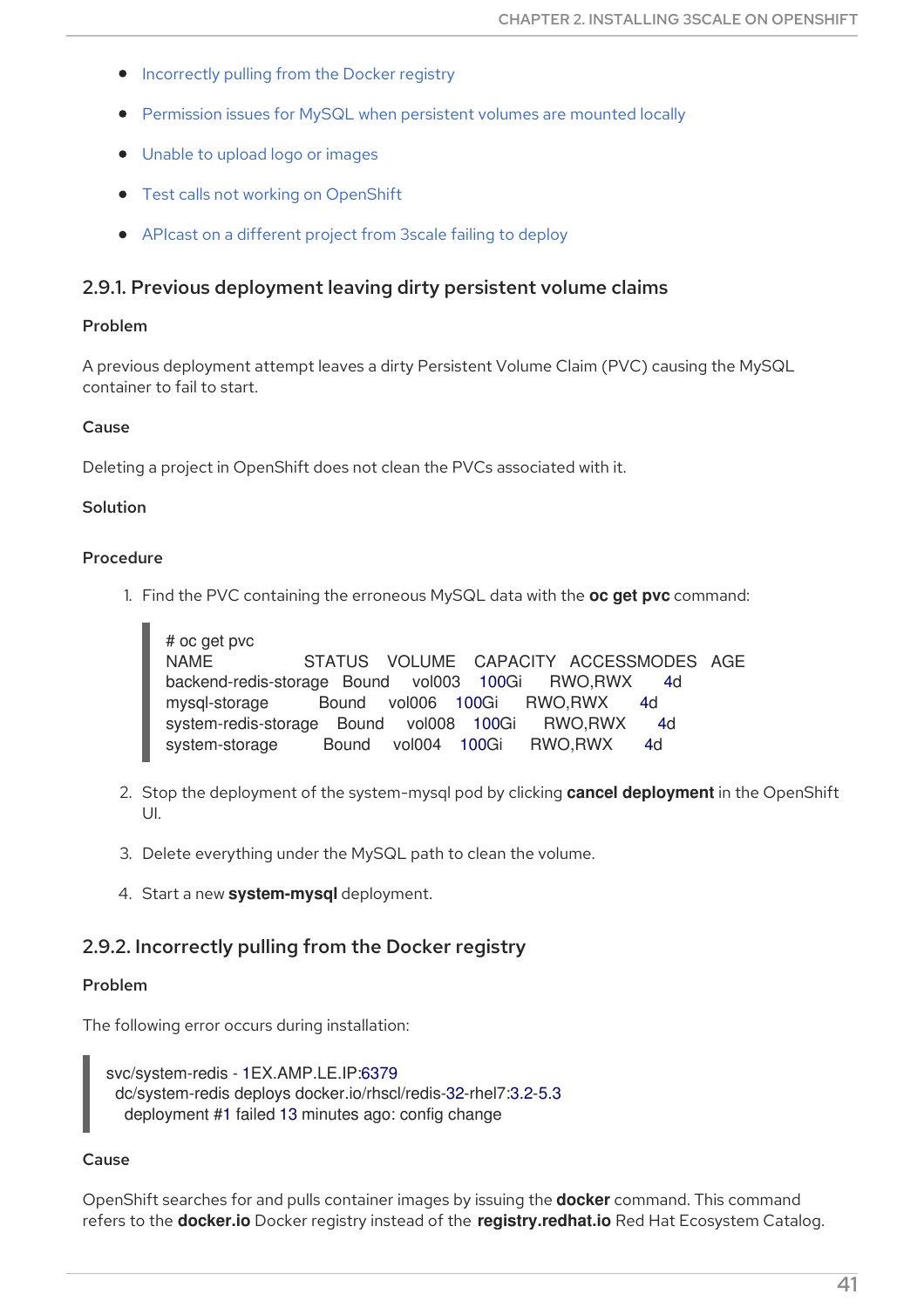- Incorrectly pulling from the Docker registry
- Permission issues for MySQL when persistent volumes are mounted locally
- Unable to upload logo or images
- Test calls not working on OpenShift
- APIcast on a different project from 3scale failing to deploy

### 2.9.1. Previous deployment leaving dirty persistent volume claims

**Problem**

A previous deployment attempt leaves a dirty Persistent Volume Claim (PVC) causing the MySQL container to fail to start.

**Cause**

Deleting a project in OpenShift does not clean the PVCs associated with it.

**Solution**

**Procedure**

1. Find the PVC containing the erroneous MySQL data with the **oc get pvc** command:

```
# oc get pvc
NAME                 STATUS    VOLUME    CAPACITY   ACCESSMODES   AGE
backend-redis-storage   Bound     vol003    100Gi      RWO,RWX       4d
mysql-storage        Bound     vol006    100Gi      RWO,RWX       4d
system-redis-storage    Bound     vol008    100Gi      RWO,RWX       4d
system-storage       Bound     vol004    100Gi      RWO,RWX       4d
```

2. Stop the deployment of the system-mysql pod by clicking **cancel deployment** in the OpenShift UI.
3. Delete everything under the MySQL path to clean the volume.
4. Start a new **system-mysql** deployment.

### 2.9.2. Incorrectly pulling from the Docker registry

**Problem**

The following error occurs during installation:

```
svc/system-redis - 1EX.AMP.LE.IP:6379
  dc/system-redis deploys docker.io/rhscl/redis-32-rhel7:3.2-5.3
    deployment #1 failed 13 minutes ago: config change
```

**Cause**

OpenShift searches for and pulls container images by issuing the **docker** command. This command refers to the **docker.io** Docker registry instead of the **registry.redhat.io** Red Hat Ecosystem Catalog.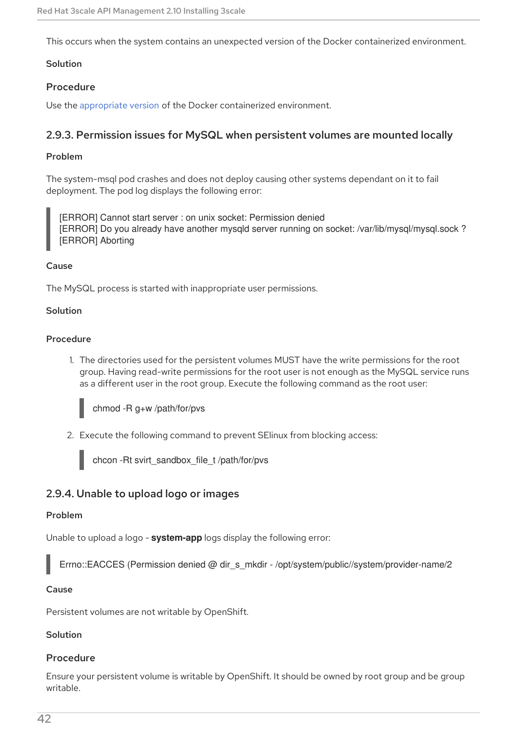This occurs when the system contains an unexpected version of the Docker containerized environment.

**Solution**

**Procedure**

Use the appropriate version of the Docker containerized environment.

### 2.9.3. Permission issues for MySQL when persistent volumes are mounted locally

**Problem**

The system-msql pod crashes and does not deploy causing other systems dependant on it to fail deployment. The pod log displays the following error:

```
[ERROR] Cannot start server : on unix socket: Permission denied
[ERROR] Do you already have another mysqld server running on socket: /var/lib/mysql/mysql.sock ?
[ERROR] Aborting
```

**Cause**

The MySQL process is started with inappropriate user permissions.

**Solution**

**Procedure**

1. The directories used for the persistent volumes MUST have the write permissions for the root group. Having read-write permissions for the root user is not enough as the MySQL service runs as a different user in the root group. Execute the following command as the root user:

   ```
   chmod -R g+w /path/for/pvs
   ```

2. Execute the following command to prevent SElinux from blocking access:

   ```
   chcon -Rt svirt_sandbox_file_t /path/for/pvs
   ```

### 2.9.4. Unable to upload logo or images

**Problem**

Unable to upload a logo - **system-app** logs display the following error:

```
Errno::EACCES (Permission denied @ dir_s_mkdir - /opt/system/public//system/provider-name/2
```

**Cause**

Persistent volumes are not writable by OpenShift.

**Solution**

**Procedure**

Ensure your persistent volume is writable by OpenShift. It should be owned by root group and be group writable.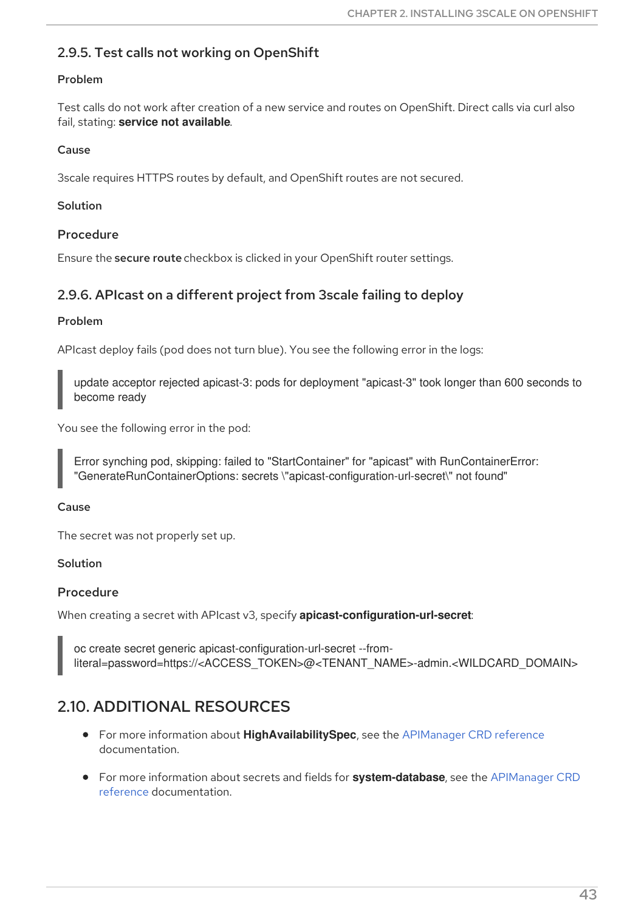### 2.9.5. Test calls not working on OpenShift

#### Problem

Test calls do not work after creation of a new service and routes on OpenShift. Direct calls via curl also fail, stating: **service not available**.

#### Cause

3scale requires HTTPS routes by default, and OpenShift routes are not secured.

#### Solution

#### Procedure

Ensure the **secure route** checkbox is clicked in your OpenShift router settings.

### 2.9.6. APIcast on a different project from 3scale failing to deploy

#### Problem

APIcast deploy fails (pod does not turn blue). You see the following error in the logs:

```
update acceptor rejected apicast-3: pods for deployment "apicast-3" took longer than 600 seconds to become ready
```

You see the following error in the pod:

```
Error synching pod, skipping: failed to "StartContainer" for "apicast" with RunContainerError: "GenerateRunContainerOptions: secrets \"apicast-configuration-url-secret\" not found"
```

#### Cause

The secret was not properly set up.

#### Solution

#### Procedure

When creating a secret with APIcast v3, specify **apicast-configuration-url-secret**:

```
oc create secret generic apicast-configuration-url-secret --from-literal=password=https://<ACCESS_TOKEN>@<TENANT_NAME>-admin.<WILDCARD_DOMAIN>
```

## 2.10. ADDITIONAL RESOURCES

- For more information about **HighAvailabilitySpec**, see the APIManager CRD reference documentation.
- For more information about secrets and fields for **system-database**, see the APIManager CRD reference documentation.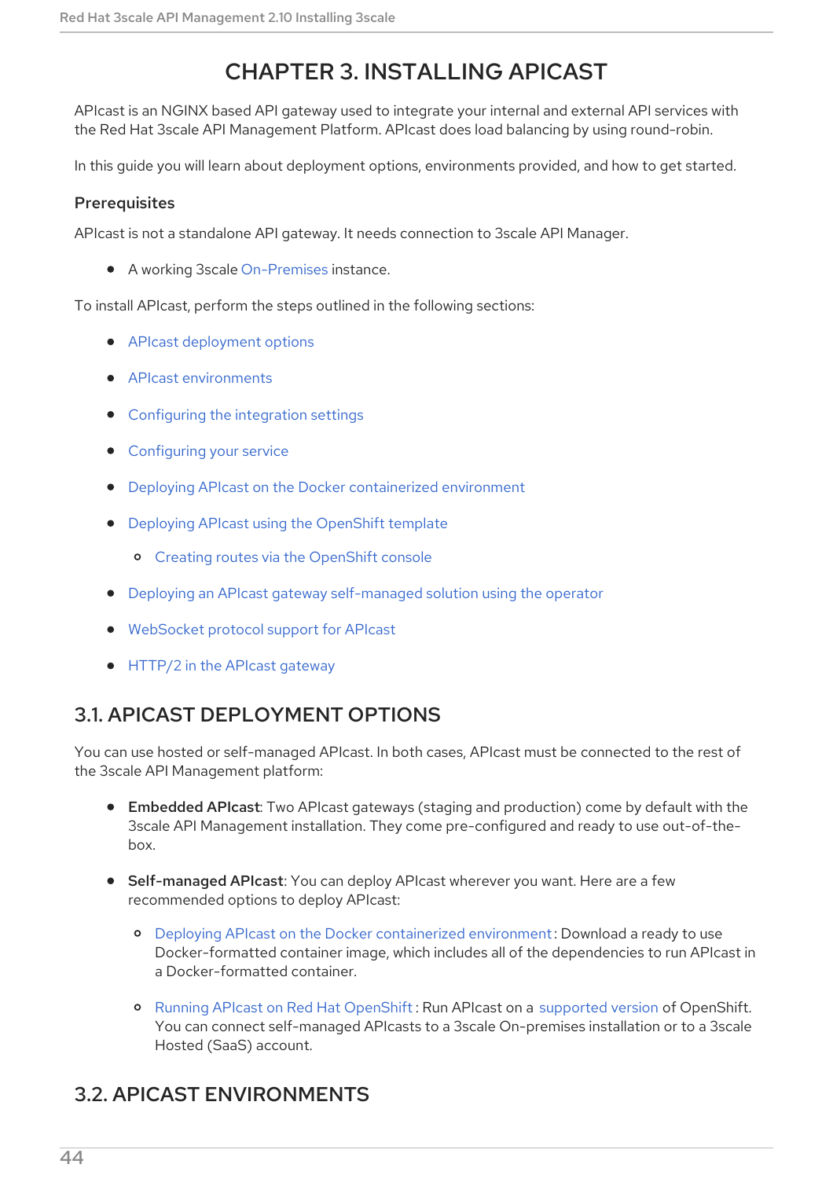// CHAPTER 3. INSTALLING APICAST

APIcast is an NGINX based API gateway used to integrate your internal and external API services with the Red Hat 3scale API Management Platform. APIcast does load balancing by using round-robin.

In this guide you will learn about deployment options, environments provided, and how to get started.

### Prerequisites

APIcast is not a standalone API gateway. It needs connection to 3scale API Manager.

- A working 3scale On-Premises instance.

To install APIcast, perform the steps outlined in the following sections:

- APIcast deployment options
- APIcast environments
- Configuring the integration settings
- Configuring your service
- Deploying APIcast on the Docker containerized environment
- Deploying APIcast using the OpenShift template
  - Creating routes via the OpenShift console
- Deploying an APIcast gateway self-managed solution using the operator
- WebSocket protocol support for APIcast
- HTTP/2 in the APIcast gateway

## 3.1. APICAST DEPLOYMENT OPTIONS

You can use hosted or self-managed APIcast. In both cases, APIcast must be connected to the rest of the 3scale API Management platform:

- **Embedded APIcast**: Two APIcast gateways (staging and production) come by default with the 3scale API Management installation. They come pre-configured and ready to use out-of-the-box.
- **Self-managed APIcast**: You can deploy APIcast wherever you want. Here are a few recommended options to deploy APIcast:
  - Deploying APIcast on the Docker containerized environment: Download a ready to use Docker-formatted container image, which includes all of the dependencies to run APIcast in a Docker-formatted container.
  - Running APIcast on Red Hat OpenShift: Run APIcast on a supported version of OpenShift. You can connect self-managed APIcasts to a 3scale On-premises installation or to a 3scale Hosted (SaaS) account.

## 3.2. APICAST ENVIRONMENTS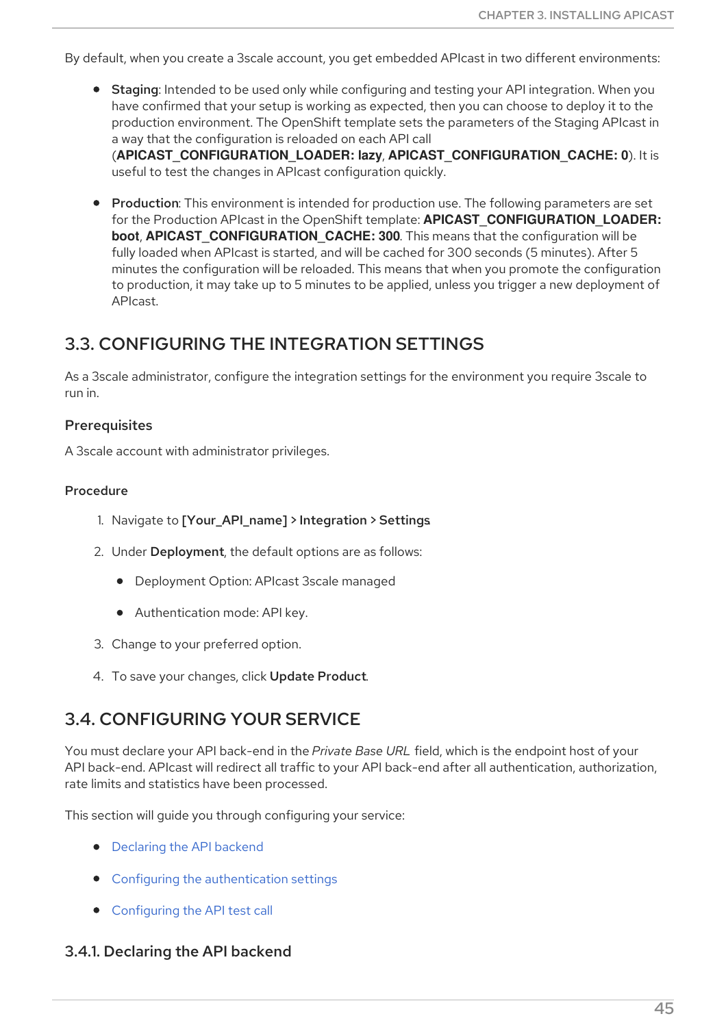By default, when you create a 3scale account, you get embedded APIcast in two different environments:

- **Staging**: Intended to be used only while configuring and testing your API integration. When you have confirmed that your setup is working as expected, then you can choose to deploy it to the production environment. The OpenShift template sets the parameters of the Staging APIcast in a way that the configuration is reloaded on each API call (**APICAST_CONFIGURATION_LOADER: lazy**, **APICAST_CONFIGURATION_CACHE: 0**). It is useful to test the changes in APIcast configuration quickly.

- **Production**: This environment is intended for production use. The following parameters are set for the Production APIcast in the OpenShift template: **APICAST_CONFIGURATION_LOADER: boot**, **APICAST_CONFIGURATION_CACHE: 300**. This means that the configuration will be fully loaded when APIcast is started, and will be cached for 300 seconds (5 minutes). After 5 minutes the configuration will be reloaded. This means that when you promote the configuration to production, it may take up to 5 minutes to be applied, unless you trigger a new deployment of APIcast.

## 3.3. CONFIGURING THE INTEGRATION SETTINGS

As a 3scale administrator, configure the integration settings for the environment you require 3scale to run in.

### Prerequisites

A 3scale account with administrator privileges.

#### Procedure

1. Navigate to **[Your_API_name] > Integration > Settings**
2. Under **Deployment**, the default options are as follows:
   - Deployment Option: APIcast 3scale managed
   - Authentication mode: API key.
3. Change to your preferred option.
4. To save your changes, click **Update Product**.

## 3.4. CONFIGURING YOUR SERVICE

You must declare your API back-end in the *Private Base URL* field, which is the endpoint host of your API back-end. APIcast will redirect all traffic to your API back-end after all authentication, authorization, rate limits and statistics have been processed.

This section will guide you through configuring your service:

- Declaring the API backend
- Configuring the authentication settings
- Configuring the API test call

### 3.4.1. Declaring the API backend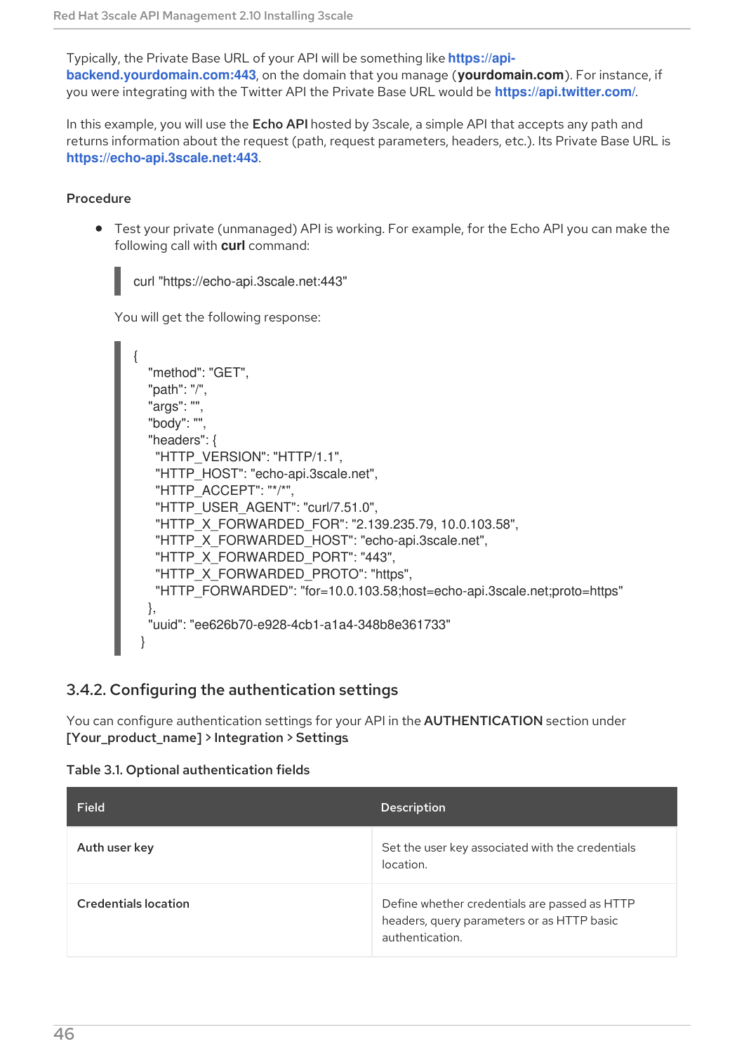Typically, the Private Base URL of your API will be something like **https://api-backend.yourdomain.com:443**, on the domain that you manage (**yourdomain.com**). For instance, if you were integrating with the Twitter API the Private Base URL would be **https://api.twitter.com/**.

In this example, you will use the **Echo API** hosted by 3scale, a simple API that accepts any path and returns information about the request (path, request parameters, headers, etc.). Its Private Base URL is **https://echo-api.3scale.net:443**.

**Procedure**

- Test your private (unmanaged) API is working. For example, for the Echo API you can make the following call with **curl** command:

  ```
  curl "https://echo-api.3scale.net:443"
  ```

  You will get the following response:

  ```
  {
    "method": "GET",
    "path": "/",
    "args": "",
    "body": "",
    "headers": {
      "HTTP_VERSION": "HTTP/1.1",
      "HTTP_HOST": "echo-api.3scale.net",
      "HTTP_ACCEPT": "*/*",
      "HTTP_USER_AGENT": "curl/7.51.0",
      "HTTP_X_FORWARDED_FOR": "2.139.235.79, 10.0.103.58",
      "HTTP_X_FORWARDED_HOST": "echo-api.3scale.net",
      "HTTP_X_FORWARDED_PORT": "443",
      "HTTP_X_FORWARDED_PROTO": "https",
      "HTTP_FORWARDED": "for=10.0.103.58;host=echo-api.3scale.net;proto=https"
    },
    "uuid": "ee626b70-e928-4cb1-a1a4-348b8e361733"
  }
  ```

### 3.4.2. Configuring the authentication settings

You can configure authentication settings for your API in the **AUTHENTICATION** section under **[Your_product_name] > Integration > Settings**

**Table 3.1. Optional authentication fields**

| Field | Description |
| --- | --- |
| **Auth user key** | Set the user key associated with the credentials location. |
| **Credentials location** | Define whether credentials are passed as HTTP headers, query parameters or as HTTP basic authentication. |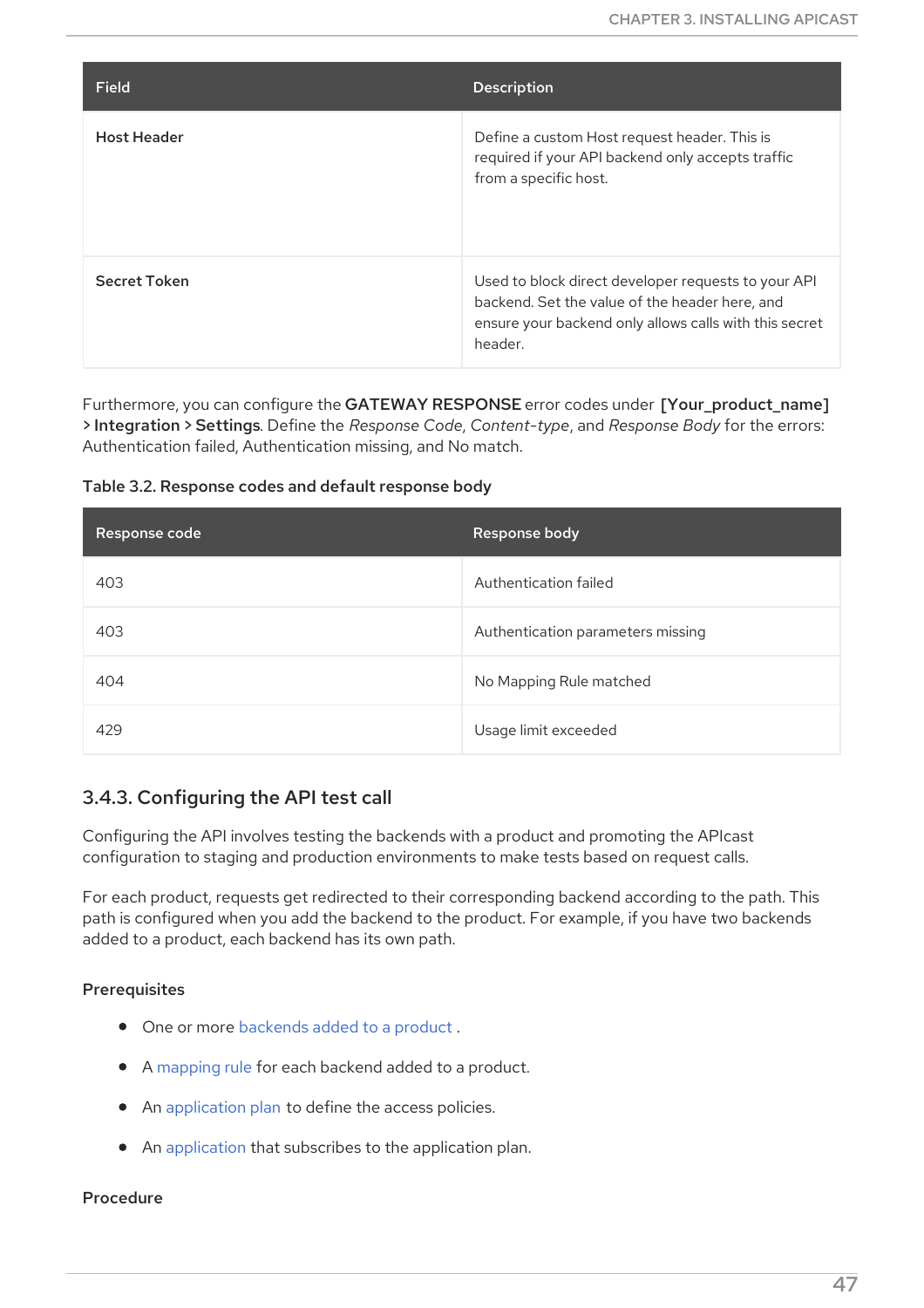| Field | Description |
| --- | --- |
| **Host Header** | Define a custom Host request header. This is required if your API backend only accepts traffic from a specific host. |
| **Secret Token** | Used to block direct developer requests to your API backend. Set the value of the header here, and ensure your backend only allows calls with this secret header. |

Furthermore, you can configure the **GATEWAY RESPONSE** error codes under **[Your_product_name] > Integration > Settings**. Define the *Response Code*, *Content-type*, and *Response Body* for the errors: Authentication failed, Authentication missing, and No match.

**Table 3.2. Response codes and default response body**

| Response code | Response body |
| --- | --- |
| 403 | Authentication failed |
| 403 | Authentication parameters missing |
| 404 | No Mapping Rule matched |
| 429 | Usage limit exceeded |

### 3.4.3. Configuring the API test call

Configuring the API involves testing the backends with a product and promoting the APIcast configuration to staging and production environments to make tests based on request calls.

For each product, requests get redirected to their corresponding backend according to the path. This path is configured when you add the backend to the product. For example, if you have two backends added to a product, each backend has its own path.

**Prerequisites**

- One or more backends added to a product .
- A mapping rule for each backend added to a product.
- An application plan to define the access policies.
- An application that subscribes to the application plan.

**Procedure**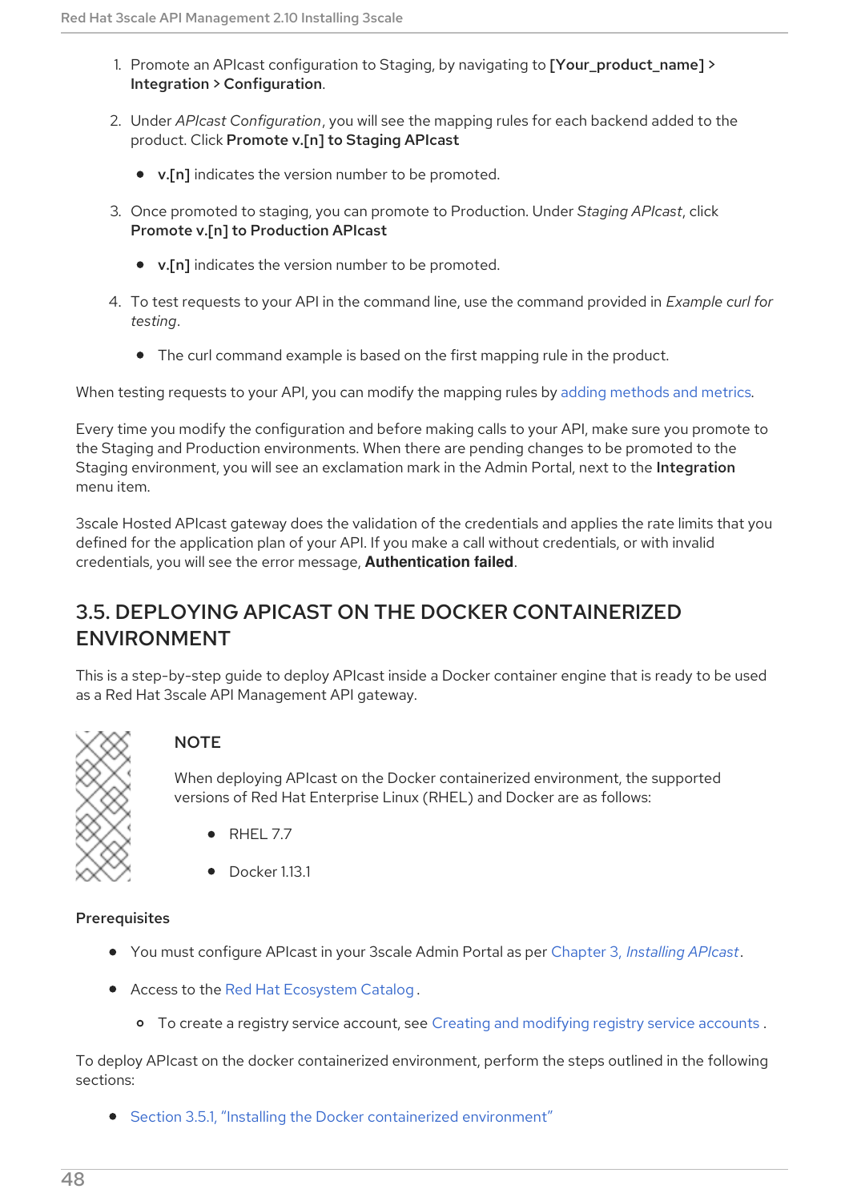1. Promote an APIcast configuration to Staging, by navigating to **[Your_product_name] > Integration > Configuration**.

2. Under *APIcast Configuration*, you will see the mapping rules for each backend added to the product. Click **Promote v.[n] to Staging APIcast**

   - **v.[n]** indicates the version number to be promoted.

3. Once promoted to staging, you can promote to Production. Under *Staging APIcast*, click **Promote v.[n] to Production APIcast**

   - **v.[n]** indicates the version number to be promoted.

4. To test requests to your API in the command line, use the command provided in *Example curl for testing*.

   - The curl command example is based on the first mapping rule in the product.

When testing requests to your API, you can modify the mapping rules by adding methods and metrics.

Every time you modify the configuration and before making calls to your API, make sure you promote to the Staging and Production environments. When there are pending changes to be promoted to the Staging environment, you will see an exclamation mark in the Admin Portal, next to the **Integration** menu item.

3scale Hosted APIcast gateway does the validation of the credentials and applies the rate limits that you defined for the application plan of your API. If you make a call without credentials, or with invalid credentials, you will see the error message, **Authentication failed**.

## 3.5. DEPLOYING APICAST ON THE DOCKER CONTAINERIZED ENVIRONMENT

This is a step-by-step guide to deploy APIcast inside a Docker container engine that is ready to be used as a Red Hat 3scale API Management API gateway.

> **NOTE**
>
> When deploying APIcast on the Docker containerized environment, the supported versions of Red Hat Enterprise Linux (RHEL) and Docker are as follows:
>
> - RHEL 7.7
> - Docker 1.13.1

### Prerequisites

- You must configure APIcast in your 3scale Admin Portal as per Chapter 3, *Installing APIcast*.
- Access to the Red Hat Ecosystem Catalog.
  - To create a registry service account, see Creating and modifying registry service accounts.

To deploy APIcast on the docker containerized environment, perform the steps outlined in the following sections:

- Section 3.5.1, "Installing the Docker containerized environment"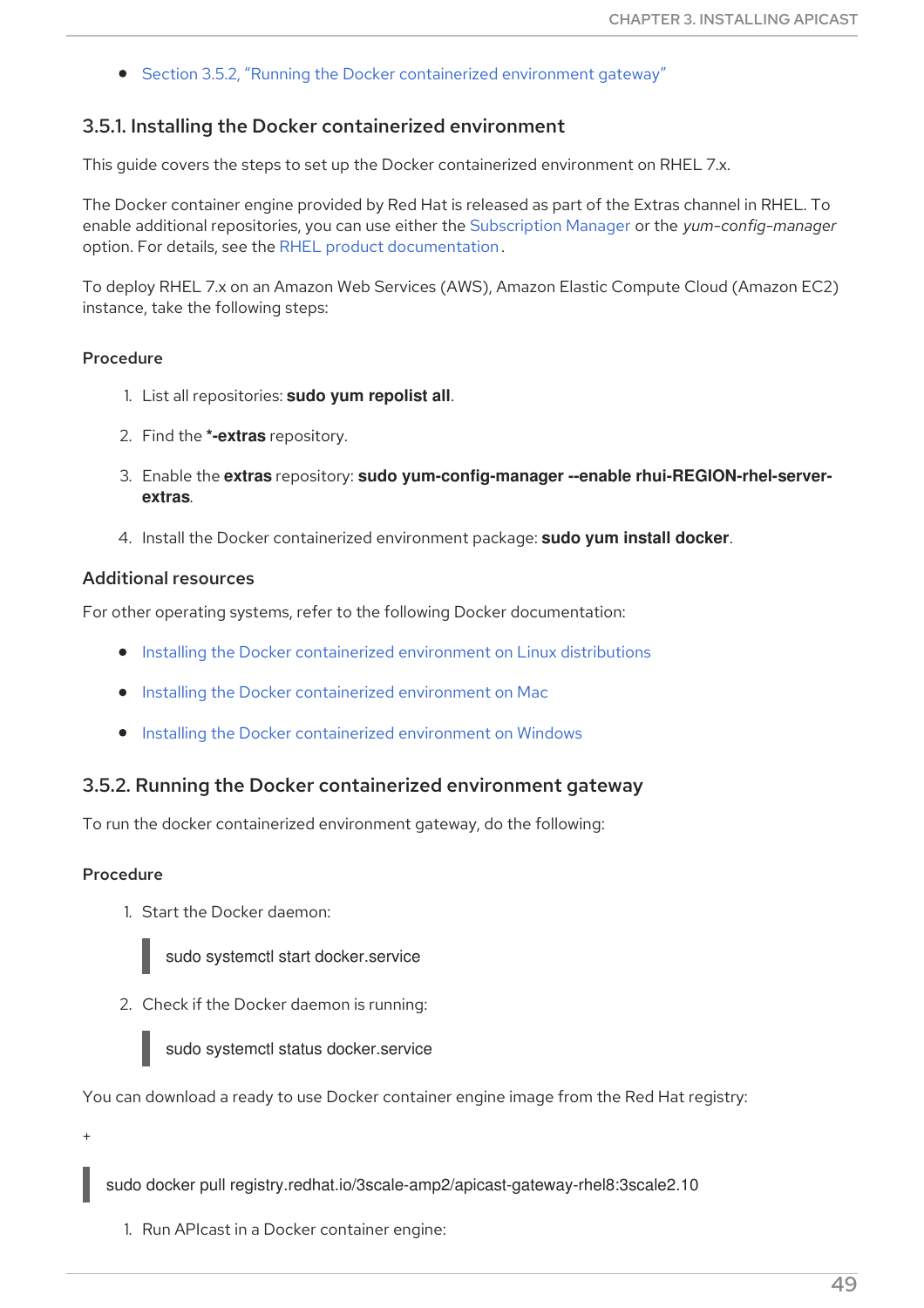- Section 3.5.2, "Running the Docker containerized environment gateway"

### 3.5.1. Installing the Docker containerized environment

This guide covers the steps to set up the Docker containerized environment on RHEL 7.x.

The Docker container engine provided by Red Hat is released as part of the Extras channel in RHEL. To enable additional repositories, you can use either the Subscription Manager or the *yum-config-manager* option. For details, see the RHEL product documentation.

To deploy RHEL 7.x on an Amazon Web Services (AWS), Amazon Elastic Compute Cloud (Amazon EC2) instance, take the following steps:

#### Procedure

1. List all repositories: **sudo yum repolist all**.
2. Find the ***-extras** repository.
3. Enable the **extras** repository: **sudo yum-config-manager --enable rhui-REGION-rhel-server-extras**.
4. Install the Docker containerized environment package: **sudo yum install docker**.

#### Additional resources

For other operating systems, refer to the following Docker documentation:

- Installing the Docker containerized environment on Linux distributions
- Installing the Docker containerized environment on Mac
- Installing the Docker containerized environment on Windows

### 3.5.2. Running the Docker containerized environment gateway

To run the docker containerized environment gateway, do the following:

#### Procedure

1. Start the Docker daemon:

```
sudo systemctl start docker.service
```

2. Check if the Docker daemon is running:

```
sudo systemctl status docker.service
```

You can download a ready to use Docker container engine image from the Red Hat registry:

+

```
sudo docker pull registry.redhat.io/3scale-amp2/apicast-gateway-rhel8:3scale2.10
```

1. Run APIcast in a Docker container engine: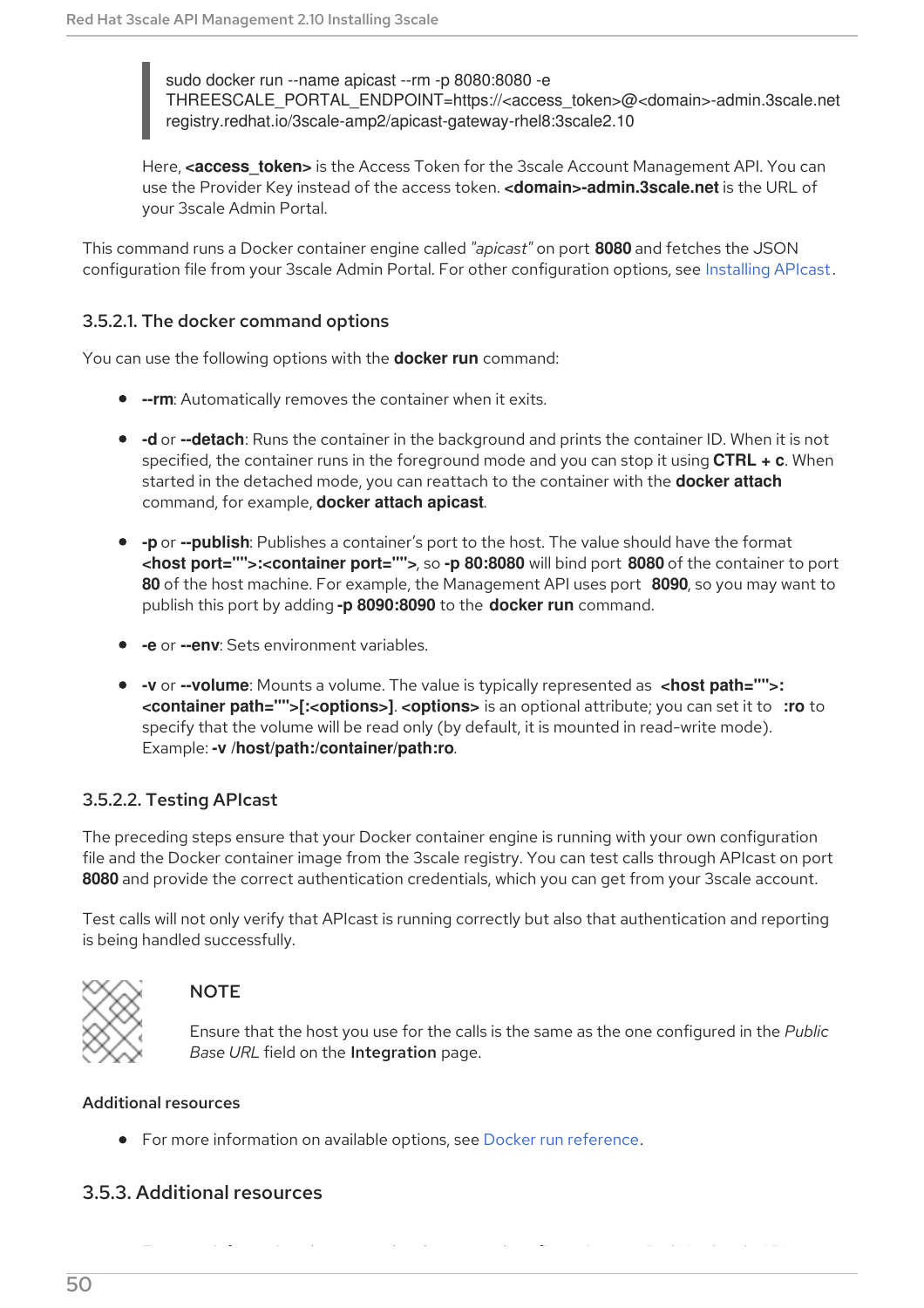```
sudo docker run --name apicast --rm -p 8080:8080 -e
THREESCALE_PORTAL_ENDPOINT=https://<access_token>@<domain>-admin.3scale.net
registry.redhat.io/3scale-amp2/apicast-gateway-rhel8:3scale2.10
```

Here, **<access_token>** is the Access Token for the 3scale Account Management API. You can use the Provider Key instead of the access token. **<domain>-admin.3scale.net** is the URL of your 3scale Admin Portal.

This command runs a Docker container engine called *"apicast"* on port **8080** and fetches the JSON configuration file from your 3scale Admin Portal. For other configuration options, see Installing APIcast.

#### 3.5.2.1. The docker command options

You can use the following options with the **docker run** command:

- **--rm**: Automatically removes the container when it exits.
- **-d** or **--detach**: Runs the container in the background and prints the container ID. When it is not specified, the container runs in the foreground mode and you can stop it using **CTRL + c**. When started in the detached mode, you can reattach to the container with the **docker attach** command, for example, **docker attach apicast**.
- **-p** or **--publish**: Publishes a container's port to the host. The value should have the format **<host port="">:<container port="">**, so **-p 80:8080** will bind port **8080** of the container to port **80** of the host machine. For example, the Management API uses port **8090**, so you may want to publish this port by adding **-p 8090:8090** to the **docker run** command.
- **-e** or **--env**: Sets environment variables.
- **-v** or **--volume**: Mounts a volume. The value is typically represented as **<host path="">:<container path="">[:<options>]**. **<options>** is an optional attribute; you can set it to **:ro** to specify that the volume will be read only (by default, it is mounted in read-write mode). Example: **-v /host/path:/container/path:ro**.

#### 3.5.2.2. Testing APIcast

The preceding steps ensure that your Docker container engine is running with your own configuration file and the Docker container image from the 3scale registry. You can test calls through APIcast on port **8080** and provide the correct authentication credentials, which you can get from your 3scale account.

Test calls will not only verify that APIcast is running correctly but also that authentication and reporting is being handled successfully.

> **NOTE**
>
> Ensure that the host you use for the calls is the same as the one configured in the *Public Base URL* field on the **Integration** page.

**Additional resources**

- For more information on available options, see Docker run reference.

### 3.5.3. Additional resources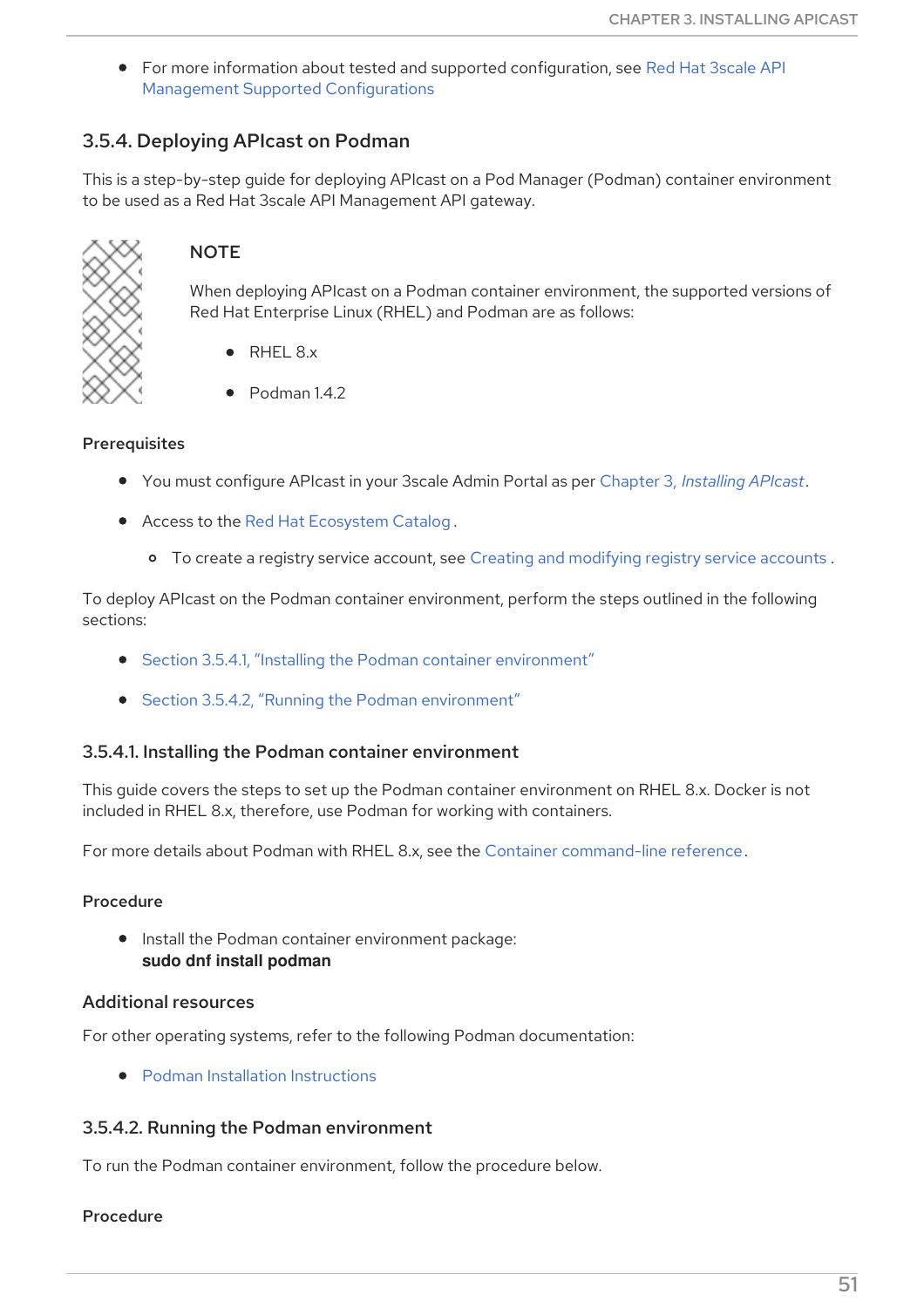- For more information about tested and supported configuration, see Red Hat 3scale API Management Supported Configurations

### 3.5.4. Deploying APIcast on Podman

This is a step-by-step guide for deploying APIcast on a Pod Manager (Podman) container environment to be used as a Red Hat 3scale API Management API gateway.

> **NOTE**
>
> When deploying APIcast on a Podman container environment, the supported versions of Red Hat Enterprise Linux (RHEL) and Podman are as follows:
>
> - RHEL 8.x
> - Podman 1.4.2

**Prerequisites**

- You must configure APIcast in your 3scale Admin Portal as per Chapter 3, *Installing APIcast*.
- Access to the Red Hat Ecosystem Catalog.
    - To create a registry service account, see Creating and modifying registry service accounts.

To deploy APIcast on the Podman container environment, perform the steps outlined in the following sections:

- Section 3.5.4.1, "Installing the Podman container environment"
- Section 3.5.4.2, "Running the Podman environment"

#### 3.5.4.1. Installing the Podman container environment

This guide covers the steps to set up the Podman container environment on RHEL 8.x. Docker is not included in RHEL 8.x, therefore, use Podman for working with containers.

For more details about Podman with RHEL 8.x, see the Container command-line reference.

**Procedure**

- Install the Podman container environment package:
  **sudo dnf install podman**

**Additional resources**

For other operating systems, refer to the following Podman documentation:

- Podman Installation Instructions

#### 3.5.4.2. Running the Podman environment

To run the Podman container environment, follow the procedure below.

**Procedure**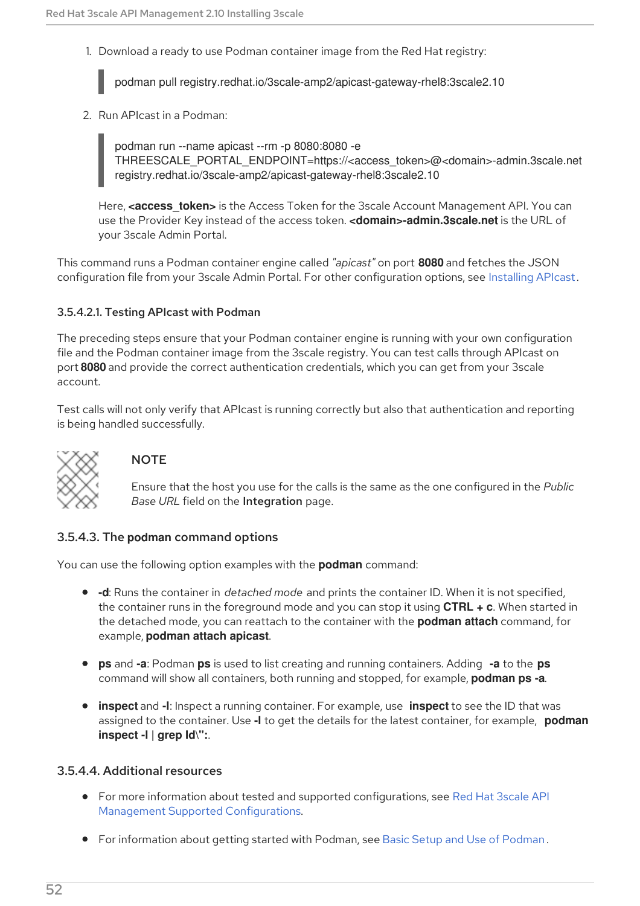1. Download a ready to use Podman container image from the Red Hat registry:

```
podman pull registry.redhat.io/3scale-amp2/apicast-gateway-rhel8:3scale2.10
```

2. Run APIcast in a Podman:

```
podman run --name apicast --rm -p 8080:8080 -e
THREESCALE_PORTAL_ENDPOINT=https://<access_token>@<domain>-admin.3scale.net
registry.redhat.io/3scale-amp2/apicast-gateway-rhel8:3scale2.10
```

Here, **<access_token>** is the Access Token for the 3scale Account Management API. You can use the Provider Key instead of the access token. **<domain>-admin.3scale.net** is the URL of your 3scale Admin Portal.

This command runs a Podman container engine called *"apicast"* on port **8080** and fetches the JSON configuration file from your 3scale Admin Portal. For other configuration options, see Installing APIcast.

#### 3.5.4.2.1. Testing APIcast with Podman

The preceding steps ensure that your Podman container engine is running with your own configuration file and the Podman container image from the 3scale registry. You can test calls through APIcast on port **8080** and provide the correct authentication credentials, which you can get from your 3scale account.

Test calls will not only verify that APIcast is running correctly but also that authentication and reporting is being handled successfully.

> **NOTE**
>
> Ensure that the host you use for the calls is the same as the one configured in the *Public Base URL* field on the **Integration** page.

### 3.5.4.3. The **podman** command options

You can use the following option examples with the **podman** command:

- **-d**: Runs the container in *detached mode* and prints the container ID. When it is not specified, the container runs in the foreground mode and you can stop it using **CTRL + c**. When started in the detached mode, you can reattach to the container with the **podman attach** command, for example, **podman attach apicast**.
- **ps** and **-a**: Podman **ps** is used to list creating and running containers. Adding **-a** to the **ps** command will show all containers, both running and stopped, for example, **podman ps -a**.
- **inspect** and **-l**: Inspect a running container. For example, use **inspect** to see the ID that was assigned to the container. Use **-l** to get the details for the latest container, for example, **podman inspect -l | grep Id\":**.

### 3.5.4.4. Additional resources

- For more information about tested and supported configurations, see Red Hat 3scale API Management Supported Configurations.
- For information about getting started with Podman, see Basic Setup and Use of Podman.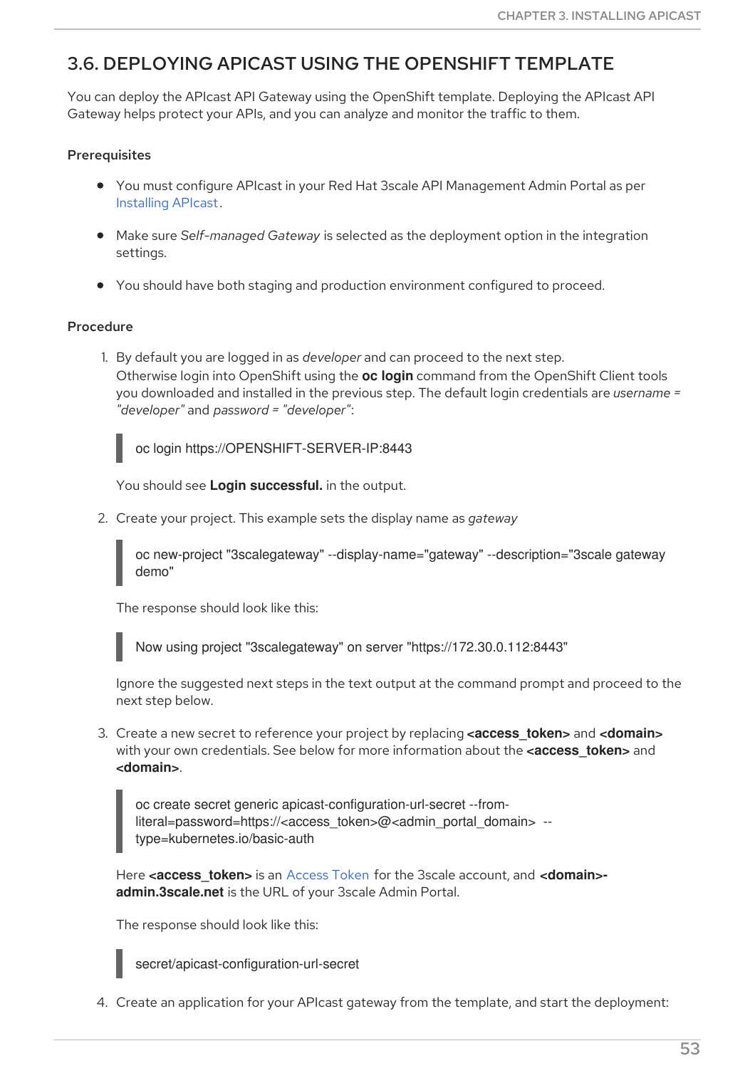## 3.6. DEPLOYING APICAST USING THE OPENSHIFT TEMPLATE

You can deploy the APIcast API Gateway using the OpenShift template. Deploying the APIcast API Gateway helps protect your APIs, and you can analyze and monitor the traffic to them.

### Prerequisites

- You must configure APIcast in your Red Hat 3scale API Management Admin Portal as per Installing APIcast.
- Make sure *Self-managed Gateway* is selected as the deployment option in the integration settings.
- You should have both staging and production environment configured to proceed.

### Procedure

1. By default you are logged in as *developer* and can proceed to the next step.
   Otherwise login into OpenShift using the **oc login** command from the OpenShift Client tools you downloaded and installed in the previous step. The default login credentials are *username = "developer"* and *password = "developer"*:

   ```
   oc login https://OPENSHIFT-SERVER-IP:8443
   ```

   You should see **Login successful.** in the output.

2. Create your project. This example sets the display name as *gateway*

   ```
   oc new-project "3scalegateway" --display-name="gateway" --description="3scale gateway demo"
   ```

   The response should look like this:

   ```
   Now using project "3scalegateway" on server "https://172.30.0.112:8443"
   ```

   Ignore the suggested next steps in the text output at the command prompt and proceed to the next step below.

3. Create a new secret to reference your project by replacing **<access_token>** and **<domain>** with your own credentials. See below for more information about the **<access_token>** and **<domain>**.

   ```
   oc create secret generic apicast-configuration-url-secret --from-literal=password=https://<access_token>@<admin_portal_domain>  --type=kubernetes.io/basic-auth
   ```

   Here **<access_token>** is an Access Token for the 3scale account, and **<domain>-admin.3scale.net** is the URL of your 3scale Admin Portal.

   The response should look like this:

   ```
   secret/apicast-configuration-url-secret
   ```

4. Create an application for your APIcast gateway from the template, and start the deployment: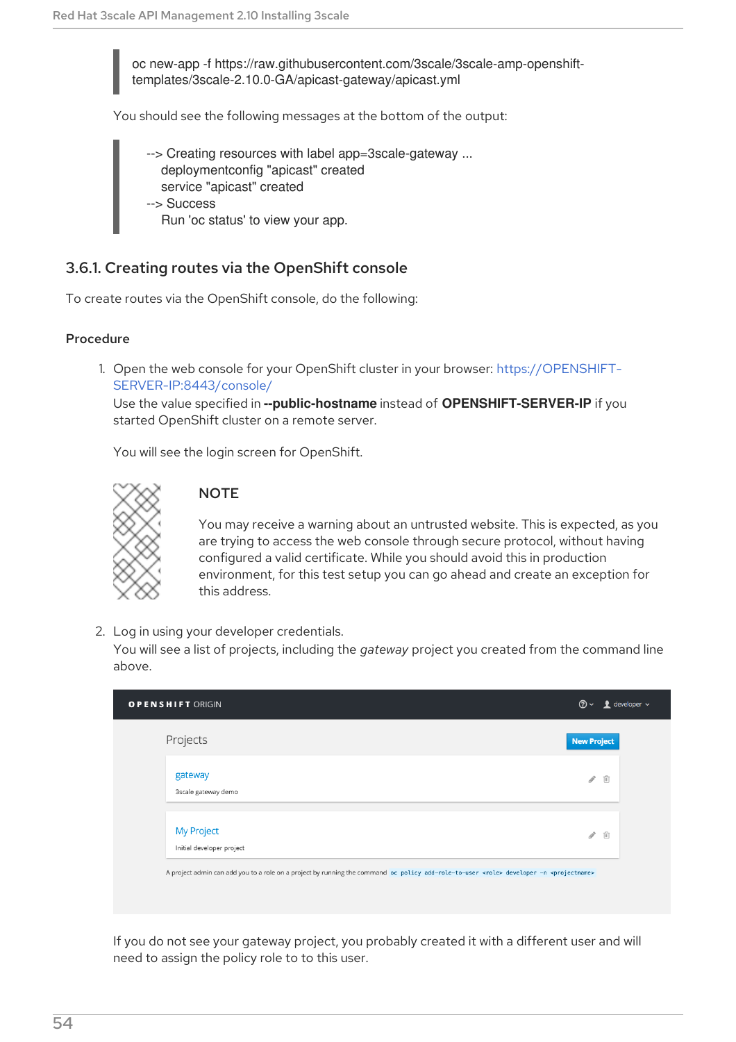```
oc new-app -f https://raw.githubusercontent.com/3scale/3scale-amp-openshift-templates/3scale-2.10.0-GA/apicast-gateway/apicast.yml
```

You should see the following messages at the bottom of the output:

```
--> Creating resources with label app=3scale-gateway ...
    deploymentconfig "apicast" created
    service "apicast" created
--> Success
    Run 'oc status' to view your app.
```

### 3.6.1. Creating routes via the OpenShift console

To create routes via the OpenShift console, do the following:

#### Procedure

1. Open the web console for your OpenShift cluster in your browser: https://OPENSHIFT-SERVER-IP:8443/console/
   Use the value specified in **--public-hostname** instead of **OPENSHIFT-SERVER-IP** if you started OpenShift cluster on a remote server.

   You will see the login screen for OpenShift.

   > **NOTE**
   >
   > You may receive a warning about an untrusted website. This is expected, as you are trying to access the web console through secure protocol, without having configured a valid certificate. While you should avoid this in production environment, for this test setup you can go ahead and create an exception for this address.

2. Log in using your developer credentials.
   You will see a list of projects, including the *gateway* project you created from the command line above.

   If you do not see your gateway project, you probably created it with a different user and will need to assign the policy role to to this user.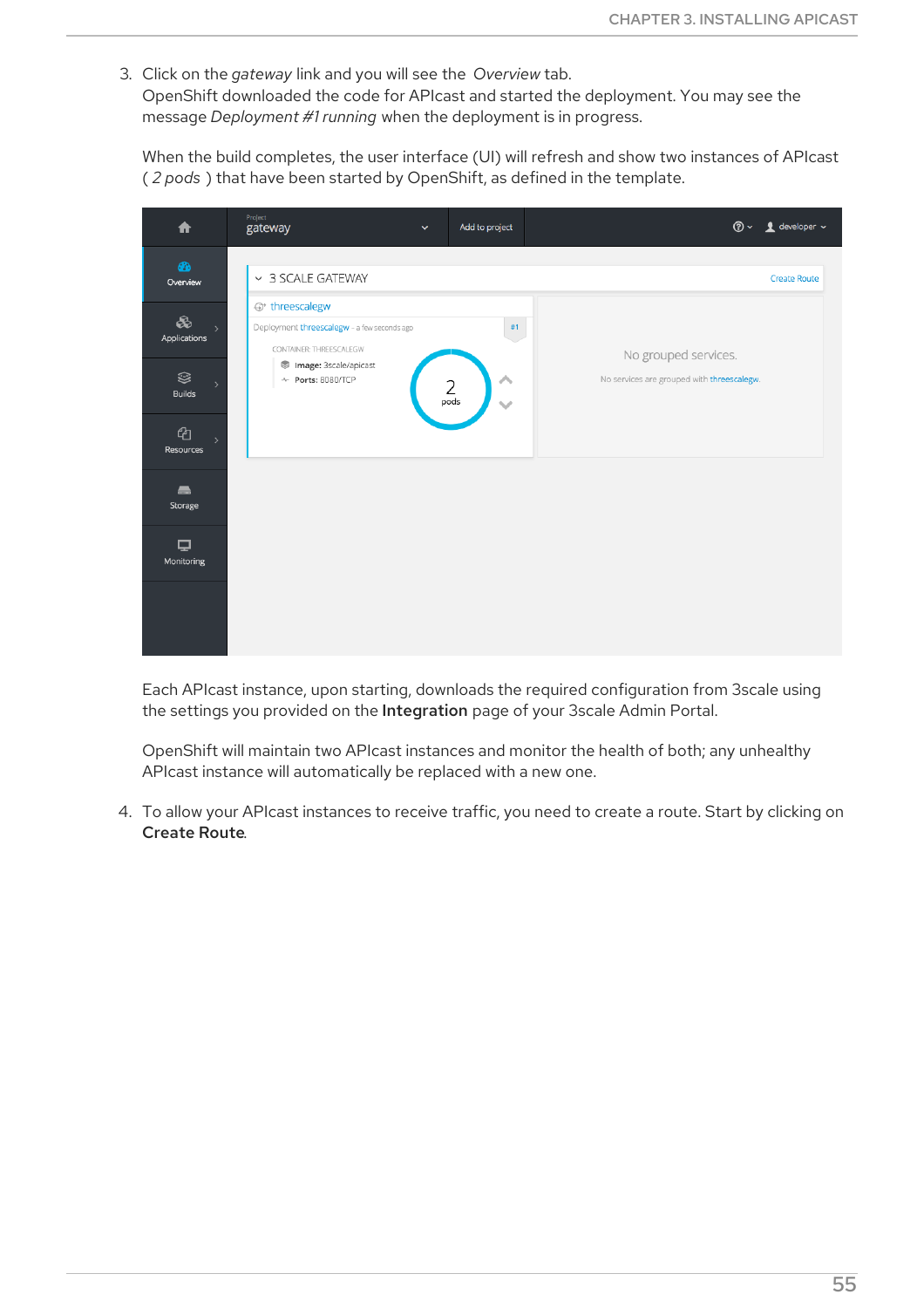3. Click on the *gateway* link and you will see the *Overview* tab.
   OpenShift downloaded the code for APIcast and started the deployment. You may see the message *Deployment #1 running* when the deployment is in progress.

   When the build completes, the user interface (UI) will refresh and show two instances of APIcast ( *2 pods* ) that have been started by OpenShift, as defined in the template.

   Each APIcast instance, upon starting, downloads the required configuration from 3scale using the settings you provided on the **Integration** page of your 3scale Admin Portal.

   OpenShift will maintain two APIcast instances and monitor the health of both; any unhealthy APIcast instance will automatically be replaced with a new one.

4. To allow your APIcast instances to receive traffic, you need to create a route. Start by clicking on **Create Route**.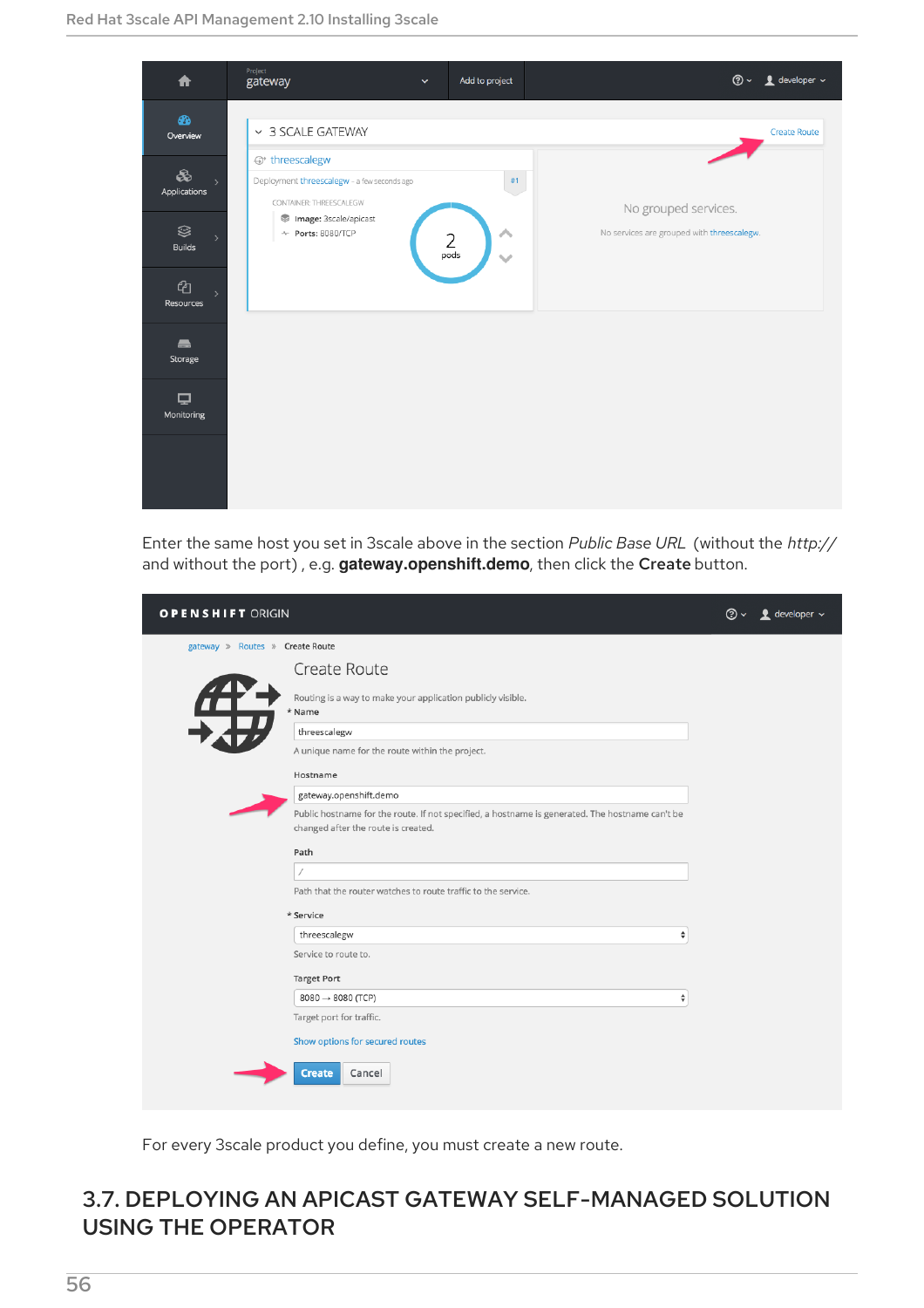Enter the same host you set in 3scale above in the section *Public Base URL* (without the *http://* and without the port) , e.g. **gateway.openshift.demo**, then click the **Create** button.

For every 3scale product you define, you must create a new route.

## 3.7. DEPLOYING AN APICAST GATEWAY SELF-MANAGED SOLUTION USING THE OPERATOR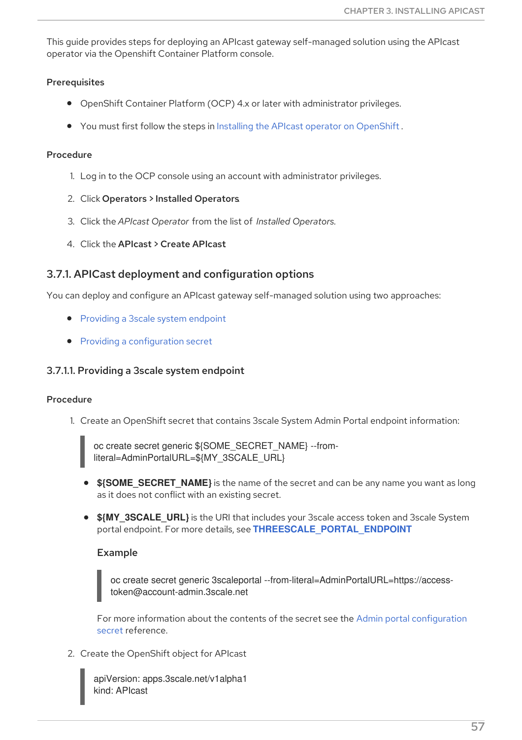This guide provides steps for deploying an APIcast gateway self-managed solution using the APIcast operator via the Openshift Container Platform console.

**Prerequisites**

- OpenShift Container Platform (OCP) 4.x or later with administrator privileges.
- You must first follow the steps in Installing the APIcast operator on OpenShift .

**Procedure**

1. Log in to the OCP console using an account with administrator privileges.
2. Click **Operators > Installed Operators**
3. Click the *APIcast Operator* from the list of *Installed Operators*.
4. Click the **APIcast > Create APIcast**

## 3.7.1. APICast deployment and configuration options

You can deploy and configure an APIcast gateway self-managed solution using two approaches:

- Providing a 3scale system endpoint
- Providing a configuration secret

### 3.7.1.1. Providing a 3scale system endpoint

**Procedure**

1. Create an OpenShift secret that contains 3scale System Admin Portal endpoint information:

```
oc create secret generic ${SOME_SECRET_NAME} --from-literal=AdminPortalURL=${MY_3SCALE_URL}
```

- **${SOME_SECRET_NAME}** is the name of the secret and can be any name you want as long as it does not conflict with an existing secret.
- **${MY_3SCALE_URL}** is the URI that includes your 3scale access token and 3scale System portal endpoint. For more details, see **THREESCALE_PORTAL_ENDPOINT**

  **Example**

  ```
  oc create secret generic 3scaleportal --from-literal=AdminPortalURL=https://access-token@account-admin.3scale.net
  ```

  For more information about the contents of the secret see the Admin portal configuration secret reference.

2. Create the OpenShift object for APIcast

```
apiVersion: apps.3scale.net/v1alpha1
kind: APIcast
```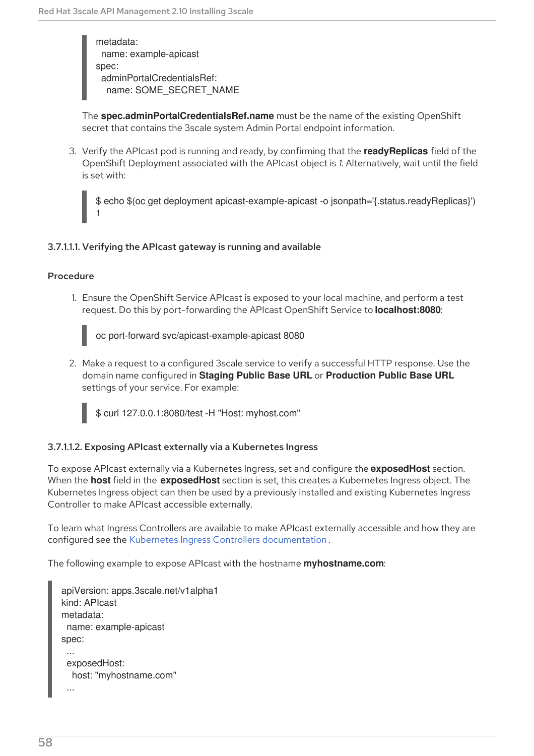```
metadata:
  name: example-apicast
spec:
  adminPortalCredentialsRef:
    name: SOME_SECRET_NAME
```

The **spec.adminPortalCredentialsRef.name** must be the name of the existing OpenShift secret that contains the 3scale system Admin Portal endpoint information.

3. Verify the APIcast pod is running and ready, by confirming that the **readyReplicas** field of the OpenShift Deployment associated with the APIcast object is *1*. Alternatively, wait until the field is set with:

```
$ echo $(oc get deployment apicast-example-apicast -o jsonpath='{.status.readyReplicas}')
1
```

##### 3.7.1.1.1. Verifying the APIcast gateway is running and available

**Procedure**

1. Ensure the OpenShift Service APIcast is exposed to your local machine, and perform a test request. Do this by port-forwarding the APIcast OpenShift Service to **localhost:8080**:

```
oc port-forward svc/apicast-example-apicast 8080
```

2. Make a request to a configured 3scale service to verify a successful HTTP response. Use the domain name configured in **Staging Public Base URL** or **Production Public Base URL** settings of your service. For example:

```
$ curl 127.0.0.1:8080/test -H "Host: myhost.com"
```

##### 3.7.1.1.2. Exposing APIcast externally via a Kubernetes Ingress

To expose APIcast externally via a Kubernetes Ingress, set and configure the **exposedHost** section. When the **host** field in the **exposedHost** section is set, this creates a Kubernetes Ingress object. The Kubernetes Ingress object can then be used by a previously installed and existing Kubernetes Ingress Controller to make APIcast accessible externally.

To learn what Ingress Controllers are available to make APIcast externally accessible and how they are configured see the Kubernetes Ingress Controllers documentation.

The following example to expose APIcast with the hostname **myhostname.com**:

```
apiVersion: apps.3scale.net/v1alpha1
kind: APIcast
metadata:
  name: example-apicast
spec:
  ...
  exposedHost:
    host: "myhostname.com"
  ...
```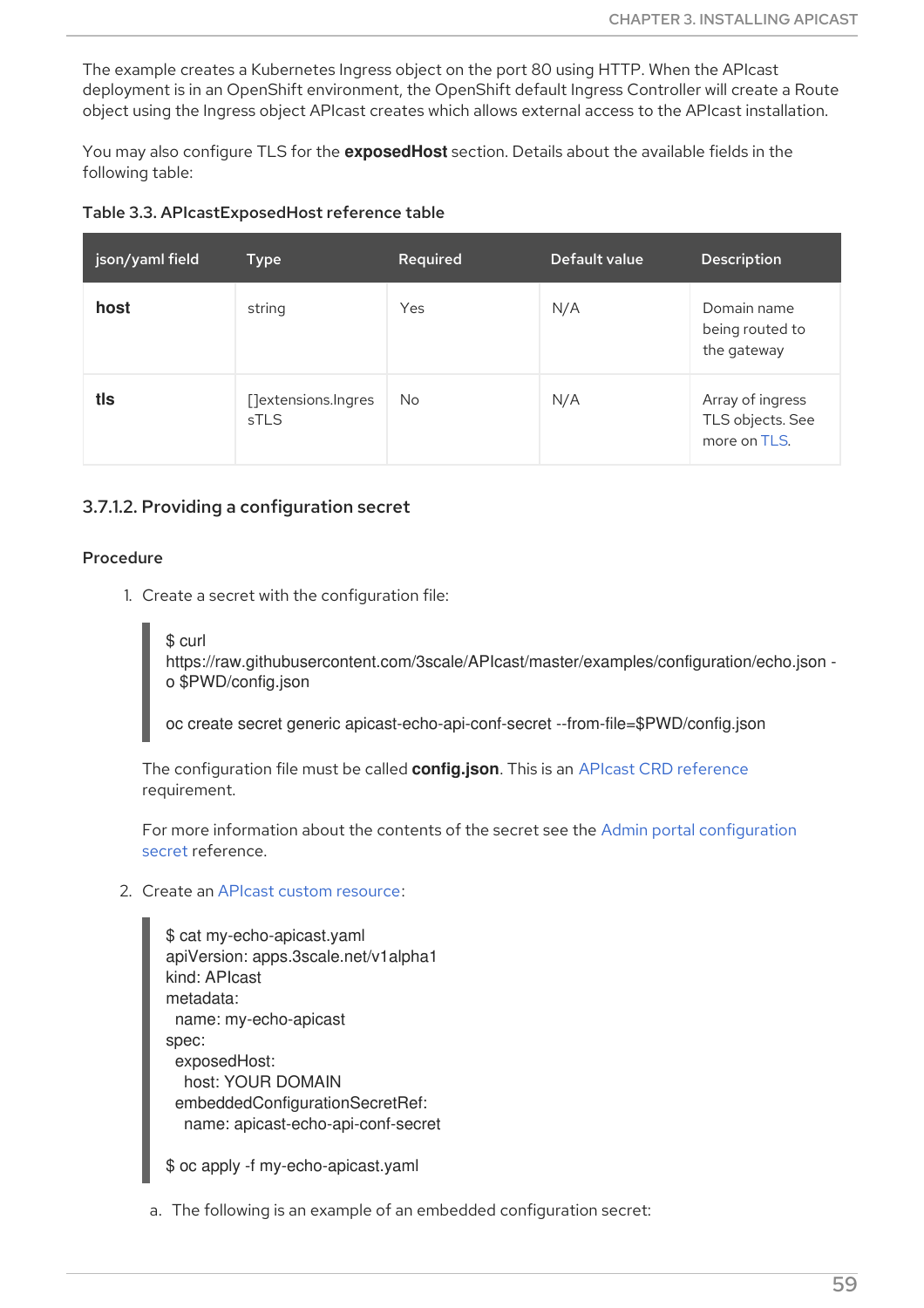The example creates a Kubernetes Ingress object on the port 80 using HTTP. When the APIcast deployment is in an OpenShift environment, the OpenShift default Ingress Controller will create a Route object using the Ingress object APIcast creates which allows external access to the APIcast installation.

You may also configure TLS for the **exposedHost** section. Details about the available fields in the following table:

**Table 3.3. APIcastExposedHost reference table**

| json/yaml field | Type | Required | Default value | Description |
| --- | --- | --- | --- | --- |
| **host** | string | Yes | N/A | Domain name being routed to the gateway |
| **tls** | []extensions.IngressTLS | No | N/A | Array of ingress TLS objects. See more on TLS. |

### 3.7.1.2. Providing a configuration secret

#### Procedure

1. Create a secret with the configuration file:

```
$ curl
https://raw.githubusercontent.com/3scale/APIcast/master/examples/configuration/echo.json -o $PWD/config.json

oc create secret generic apicast-echo-api-conf-secret --from-file=$PWD/config.json
```

   The configuration file must be called **config.json**. This is an APIcast CRD reference requirement.

   For more information about the contents of the secret see the Admin portal configuration secret reference.

2. Create an APIcast custom resource:

```
$ cat my-echo-apicast.yaml
apiVersion: apps.3scale.net/v1alpha1
kind: APIcast
metadata:
  name: my-echo-apicast
spec:
  exposedHost:
    host: YOUR DOMAIN
  embeddedConfigurationSecretRef:
    name: apicast-echo-api-conf-secret

$ oc apply -f my-echo-apicast.yaml
```

   a. The following is an example of an embedded configuration secret: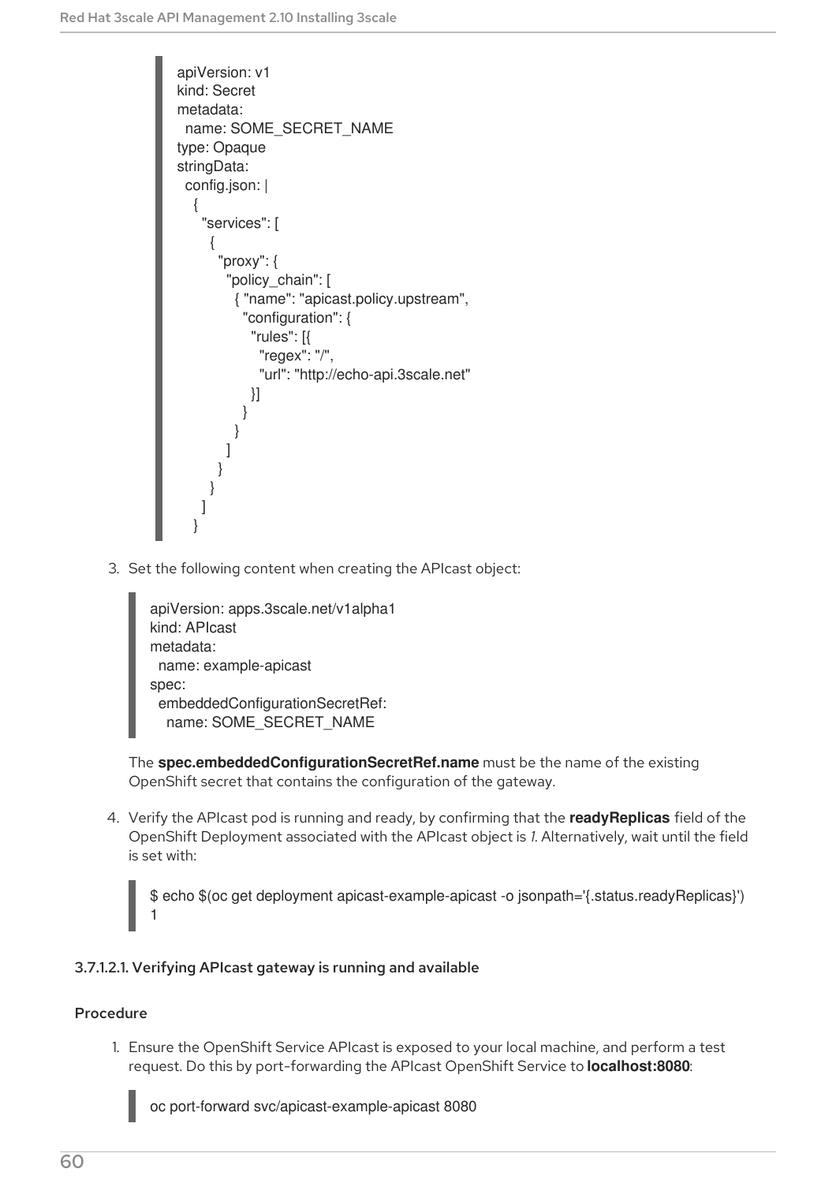```
apiVersion: v1
kind: Secret
metadata:
  name: SOME_SECRET_NAME
type: Opaque
stringData:
  config.json: |
    {
      "services": [
        {
          "proxy": {
            "policy_chain": [
              { "name": "apicast.policy.upstream",
                "configuration": {
                  "rules": [{
                    "regex": "/",
                    "url": "http://echo-api.3scale.net"
                  }]
                }
              }
            ]
          }
        }
      ]
    }
```

3. Set the following content when creating the APIcast object:

```
apiVersion: apps.3scale.net/v1alpha1
kind: APIcast
metadata:
  name: example-apicast
spec:
  embeddedConfigurationSecretRef:
    name: SOME_SECRET_NAME
```

The **spec.embeddedConfigurationSecretRef.name** must be the name of the existing OpenShift secret that contains the configuration of the gateway.

4. Verify the APIcast pod is running and ready, by confirming that the **readyReplicas** field of the OpenShift Deployment associated with the APIcast object is *1*. Alternatively, wait until the field is set with:

```
$ echo $(oc get deployment apicast-example-apicast -o jsonpath='{.status.readyReplicas}')
1
```

#### 3.7.1.2.1. Verifying APIcast gateway is running and available

**Procedure**

1. Ensure the OpenShift Service APIcast is exposed to your local machine, and perform a test request. Do this by port-forwarding the APIcast OpenShift Service to **localhost:8080**:

```
oc port-forward svc/apicast-example-apicast 8080
```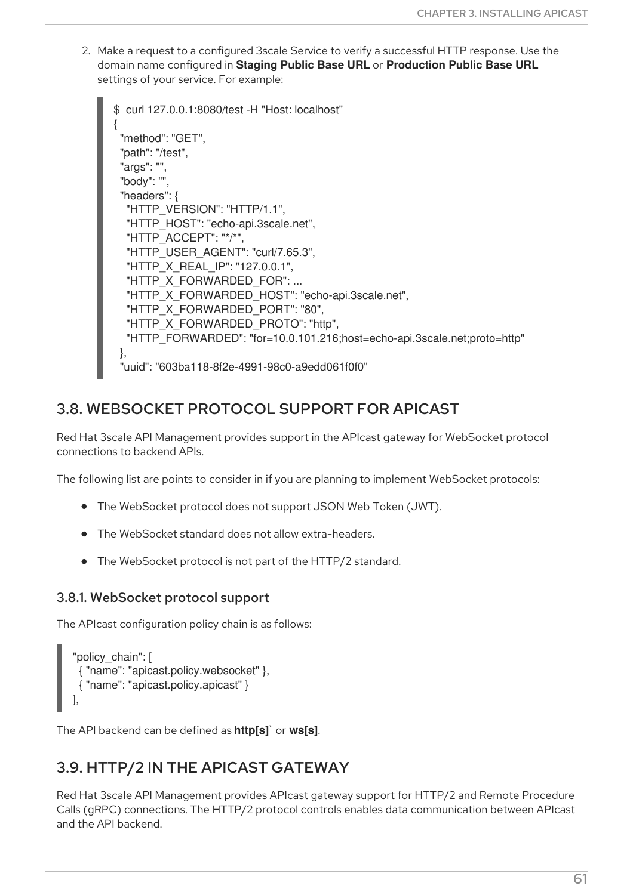2. Make a request to a configured 3scale Service to verify a successful HTTP response. Use the domain name configured in **Staging Public Base URL** or **Production Public Base URL** settings of your service. For example:

```
$ curl 127.0.0.1:8080/test -H "Host: localhost"
{
  "method": "GET",
  "path": "/test",
  "args": "",
  "body": "",
  "headers": {
    "HTTP_VERSION": "HTTP/1.1",
    "HTTP_HOST": "echo-api.3scale.net",
    "HTTP_ACCEPT": "*/*",
    "HTTP_USER_AGENT": "curl/7.65.3",
    "HTTP_X_REAL_IP": "127.0.0.1",
    "HTTP_X_FORWARDED_FOR": ...
    "HTTP_X_FORWARDED_HOST": "echo-api.3scale.net",
    "HTTP_X_FORWARDED_PORT": "80",
    "HTTP_X_FORWARDED_PROTO": "http",
    "HTTP_FORWARDED": "for=10.0.101.216;host=echo-api.3scale.net;proto=http"
  },
  "uuid": "603ba118-8f2e-4991-98c0-a9edd061f0f0"
```

## 3.8. WEBSOCKET PROTOCOL SUPPORT FOR APICAST

Red Hat 3scale API Management provides support in the APIcast gateway for WebSocket protocol connections to backend APIs.

The following list are points to consider in if you are planning to implement WebSocket protocols:

- The WebSocket protocol does not support JSON Web Token (JWT).
- The WebSocket standard does not allow extra-headers.
- The WebSocket protocol is not part of the HTTP/2 standard.

### 3.8.1. WebSocket protocol support

The APIcast configuration policy chain is as follows:

```
"policy_chain": [
  { "name": "apicast.policy.websocket" },
  { "name": "apicast.policy.apicast" }
],
```

The API backend can be defined as **http[s]`** or **ws[s]**.

## 3.9. HTTP/2 IN THE APICAST GATEWAY

Red Hat 3scale API Management provides APIcast gateway support for HTTP/2 and Remote Procedure Calls (gRPC) connections. The HTTP/2 protocol controls enables data communication between APIcast and the API backend.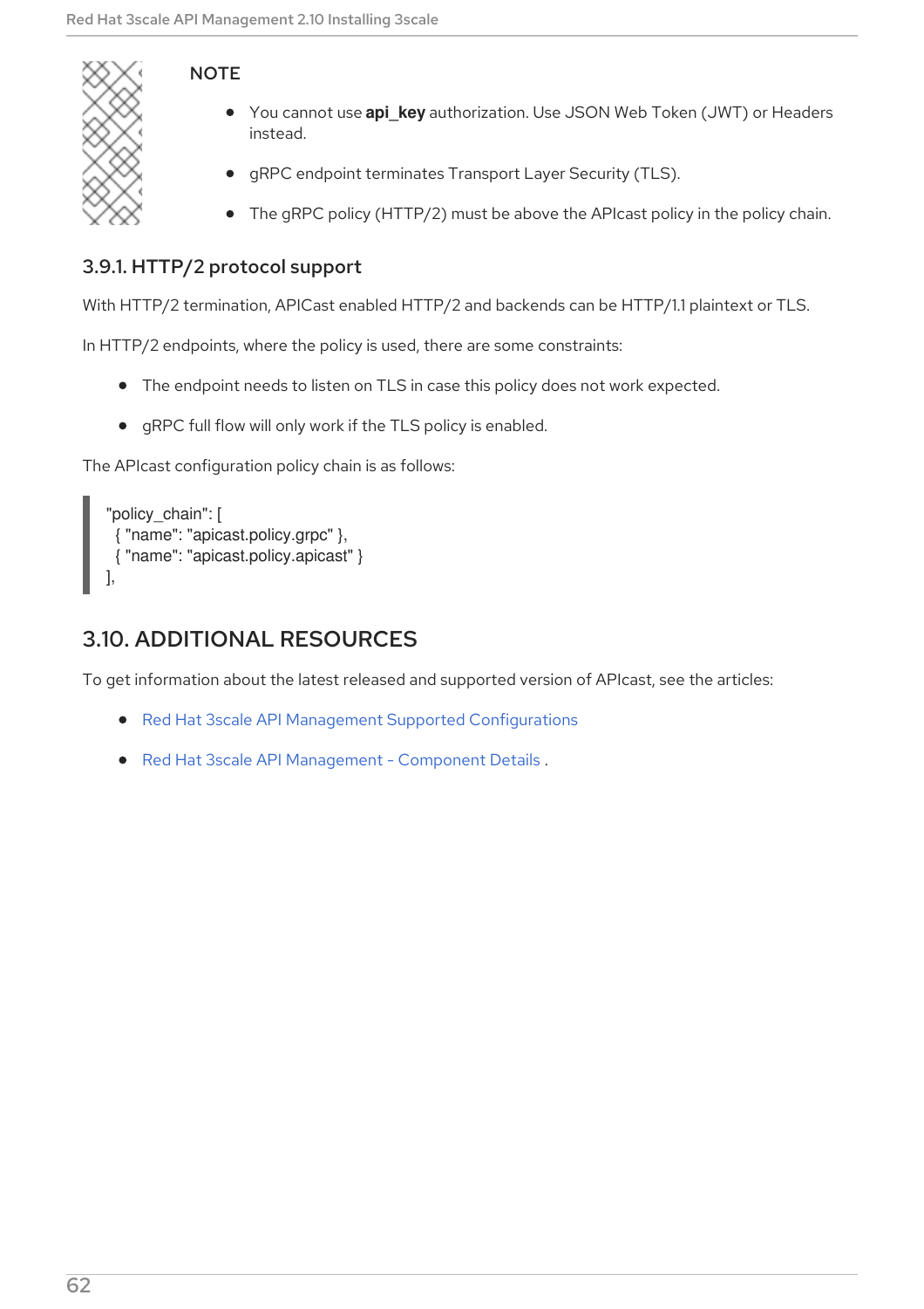> **NOTE**
>
> - You cannot use **api_key** authorization. Use JSON Web Token (JWT) or Headers instead.
> - gRPC endpoint terminates Transport Layer Security (TLS).
> - The gRPC policy (HTTP/2) must be above the APIcast policy in the policy chain.

### 3.9.1. HTTP/2 protocol support

With HTTP/2 termination, APICast enabled HTTP/2 and backends can be HTTP/1.1 plaintext or TLS.

In HTTP/2 endpoints, where the policy is used, there are some constraints:

- The endpoint needs to listen on TLS in case this policy does not work expected.
- gRPC full flow will only work if the TLS policy is enabled.

The APIcast configuration policy chain is as follows:

```
"policy_chain": [
  { "name": "apicast.policy.grpc" },
  { "name": "apicast.policy.apicast" }
],
```

## 3.10. ADDITIONAL RESOURCES

To get information about the latest released and supported version of APIcast, see the articles:

- Red Hat 3scale API Management Supported Configurations
- Red Hat 3scale API Management - Component Details .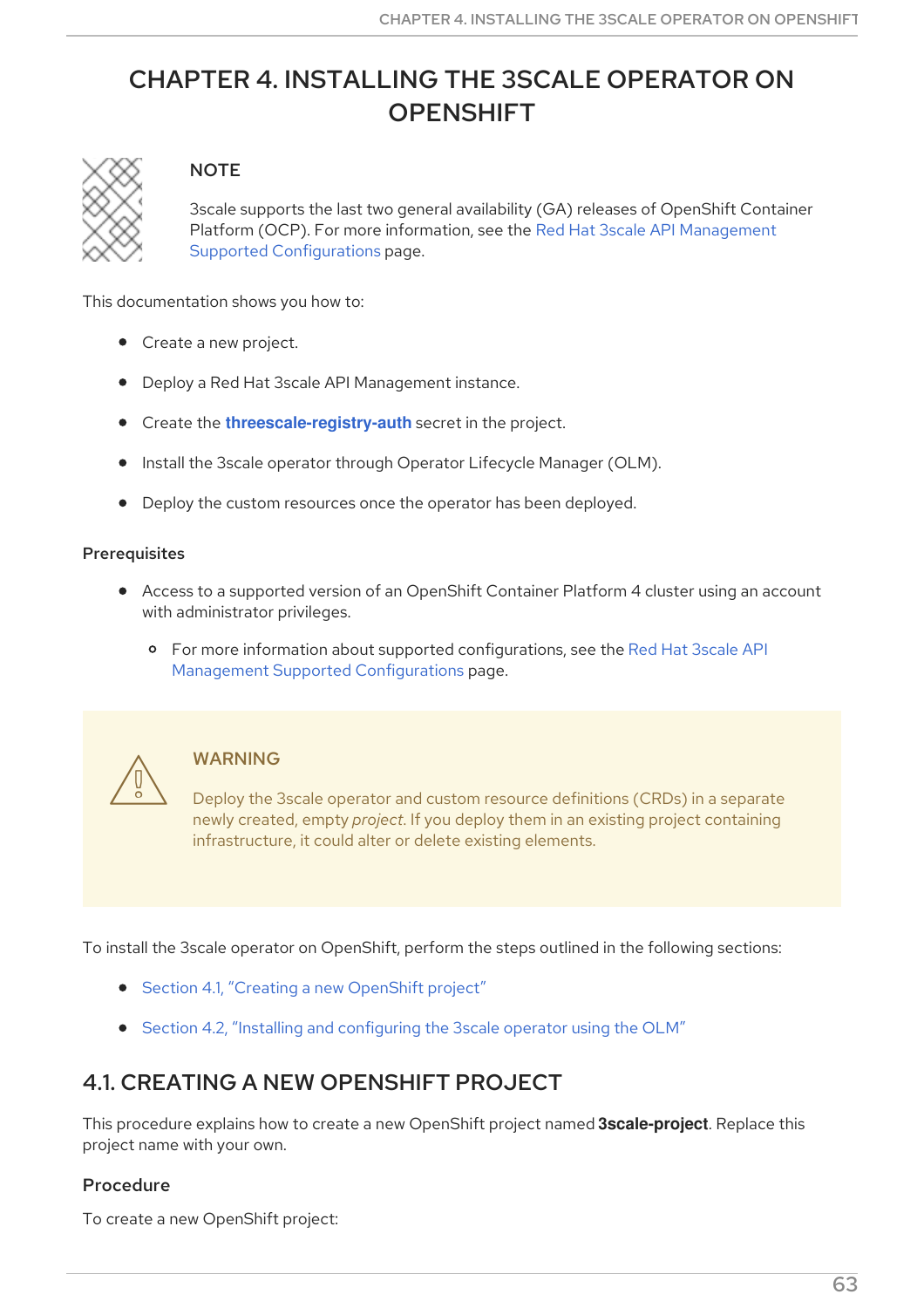# CHAPTER 4. INSTALLING THE 3SCALE OPERATOR ON OPENSHIFT

> **NOTE**
>
> 3scale supports the last two general availability (GA) releases of OpenShift Container Platform (OCP). For more information, see the Red Hat 3scale API Management Supported Configurations page.

This documentation shows you how to:

- Create a new project.
- Deploy a Red Hat 3scale API Management instance.
- Create the **threescale-registry-auth** secret in the project.
- Install the 3scale operator through Operator Lifecycle Manager (OLM).
- Deploy the custom resources once the operator has been deployed.

### Prerequisites

- Access to a supported version of an OpenShift Container Platform 4 cluster using an account with administrator privileges.
  - For more information about supported configurations, see the Red Hat 3scale API Management Supported Configurations page.

> **WARNING**
>
> Deploy the 3scale operator and custom resource definitions (CRDs) in a separate newly created, empty *project*. If you deploy them in an existing project containing infrastructure, it could alter or delete existing elements.

To install the 3scale operator on OpenShift, perform the steps outlined in the following sections:

- Section 4.1, "Creating a new OpenShift project"
- Section 4.2, "Installing and configuring the 3scale operator using the OLM"

## 4.1. CREATING A NEW OPENSHIFT PROJECT

This procedure explains how to create a new OpenShift project named **3scale-project**. Replace this project name with your own.

### Procedure

To create a new OpenShift project: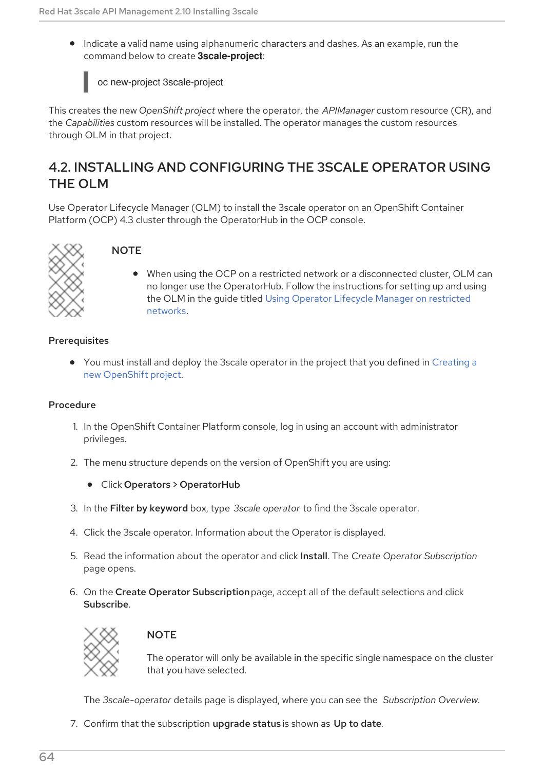- Indicate a valid name using alphanumeric characters and dashes. As an example, run the command below to create **3scale-project**:

```
oc new-project 3scale-project
```

This creates the new *OpenShift project* where the operator, the *APIManager* custom resource (CR), and the *Capabilities* custom resources will be installed. The operator manages the custom resources through OLM in that project.

## 4.2. INSTALLING AND CONFIGURING THE 3SCALE OPERATOR USING THE OLM

Use Operator Lifecycle Manager (OLM) to install the 3scale operator on an OpenShift Container Platform (OCP) 4.3 cluster through the OperatorHub in the OCP console.

> **NOTE**
>
> - When using the OCP on a restricted network or a disconnected cluster, OLM can no longer use the OperatorHub. Follow the instructions for setting up and using the OLM in the guide titled Using Operator Lifecycle Manager on restricted networks.

**Prerequisites**

- You must install and deploy the 3scale operator in the project that you defined in Creating a new OpenShift project.

**Procedure**

1. In the OpenShift Container Platform console, log in using an account with administrator privileges.
2. The menu structure depends on the version of OpenShift you are using:
   - Click **Operators > OperatorHub**
3. In the **Filter by keyword** box, type *3scale operator* to find the 3scale operator.
4. Click the 3scale operator. Information about the Operator is displayed.
5. Read the information about the operator and click **Install**. The *Create Operator Subscription* page opens.
6. On the **Create Operator Subscription** page, accept all of the default selections and click **Subscribe**.

   > **NOTE**
   >
   > The operator will only be available in the specific single namespace on the cluster that you have selected.

   The *3scale-operator* details page is displayed, where you can see the *Subscription Overview*.
7. Confirm that the subscription **upgrade status** is shown as **Up to date**.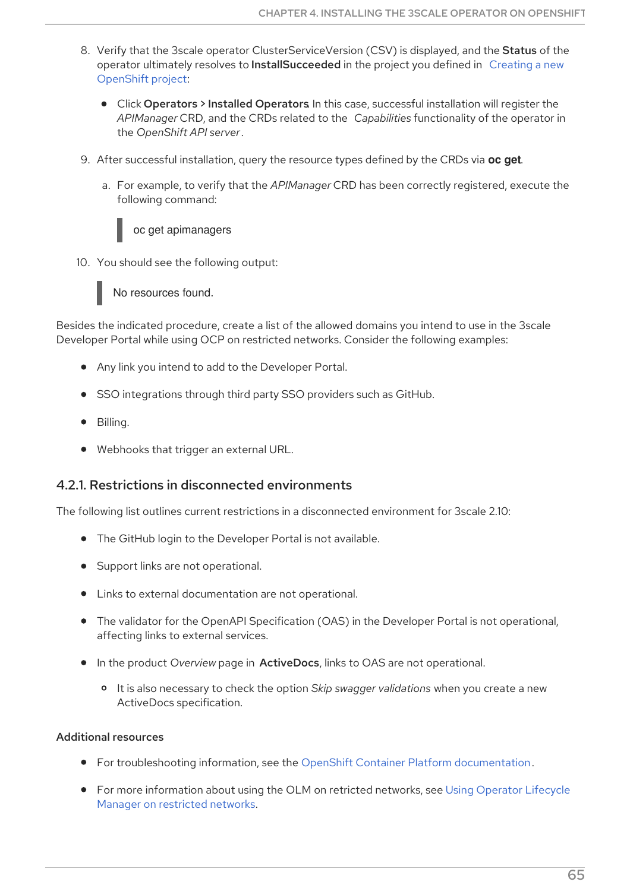8. Verify that the 3scale operator ClusterServiceVersion (CSV) is displayed, and the **Status** of the operator ultimately resolves to **InstallSucceeded** in the project you defined in Creating a new OpenShift project:

   - Click **Operators > Installed Operators**. In this case, successful installation will register the *APIManager* CRD, and the CRDs related to the *Capabilities* functionality of the operator in the *OpenShift API server*.

9. After successful installation, query the resource types defined by the CRDs via **oc get**.

   a. For example, to verify that the *APIManager* CRD has been correctly registered, execute the following command:

   ```
   oc get apimanagers
   ```

10. You should see the following output:

    ```
    No resources found.
    ```

Besides the indicated procedure, create a list of the allowed domains you intend to use in the 3scale Developer Portal while using OCP on restricted networks. Consider the following examples:

- Any link you intend to add to the Developer Portal.
- SSO integrations through third party SSO providers such as GitHub.
- Billing.
- Webhooks that trigger an external URL.

### 4.2.1. Restrictions in disconnected environments

The following list outlines current restrictions in a disconnected environment for 3scale 2.10:

- The GitHub login to the Developer Portal is not available.
- Support links are not operational.
- Links to external documentation are not operational.
- The validator for the OpenAPI Specification (OAS) in the Developer Portal is not operational, affecting links to external services.
- In the product *Overview* page in **ActiveDocs**, links to OAS are not operational.
  - It is also necessary to check the option *Skip swagger validations* when you create a new ActiveDocs specification.

#### Additional resources

- For troubleshooting information, see the OpenShift Container Platform documentation.
- For more information about using the OLM on retricted networks, see Using Operator Lifecycle Manager on restricted networks.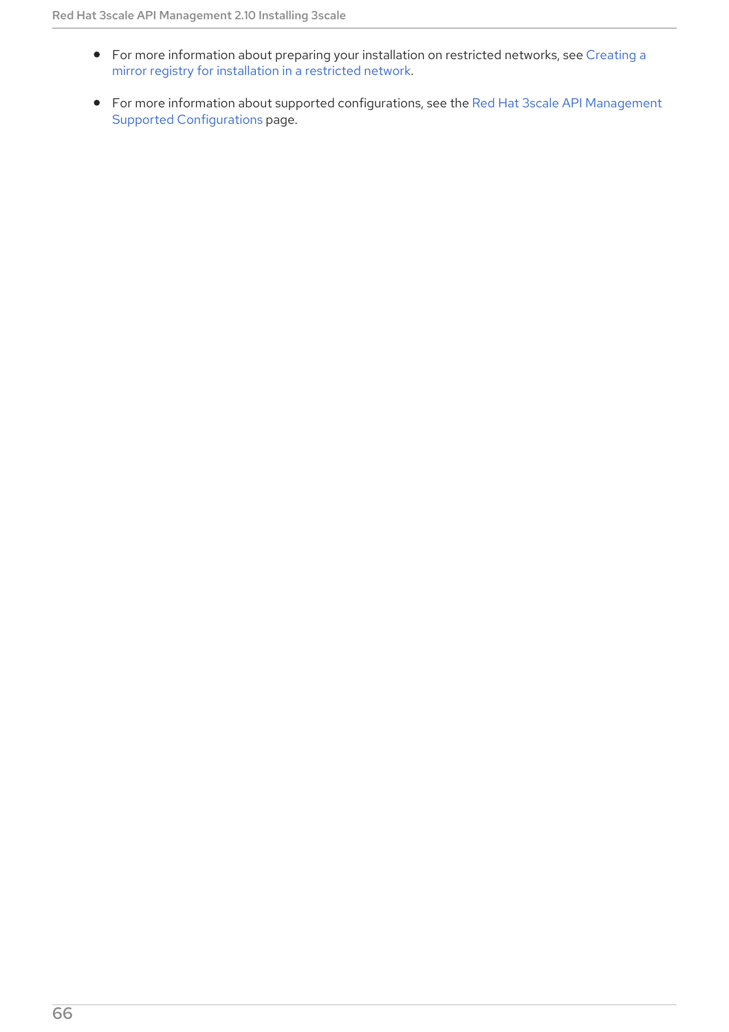- For more information about preparing your installation on restricted networks, see Creating a mirror registry for installation in a restricted network.

- For more information about supported configurations, see the Red Hat 3scale API Management Supported Configurations page.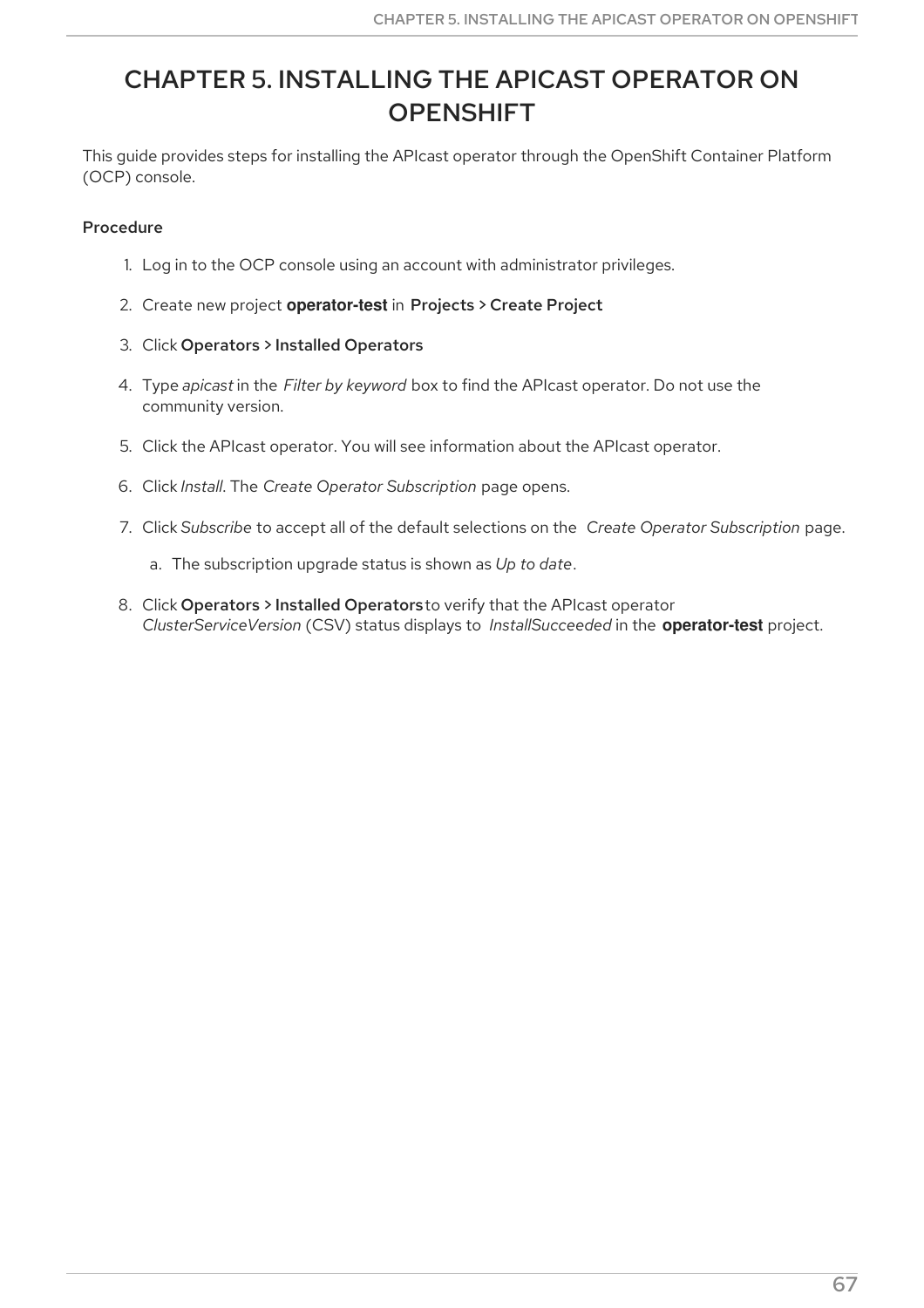# CHAPTER 5. INSTALLING THE APICAST OPERATOR ON OPENSHIFT

This guide provides steps for installing the APIcast operator through the OpenShift Container Platform (OCP) console.

**Procedure**

1. Log in to the OCP console using an account with administrator privileges.
2. Create new project **operator-test** in **Projects > Create Project**
3. Click **Operators > Installed Operators**
4. Type *apicast* in the *Filter by keyword* box to find the APIcast operator. Do not use the community version.
5. Click the APIcast operator. You will see information about the APIcast operator.
6. Click *Install*. The *Create Operator Subscription* page opens.
7. Click *Subscribe* to accept all of the default selections on the *Create Operator Subscription* page.
   a. The subscription upgrade status is shown as *Up to date*.
8. Click **Operators > Installed Operators** to verify that the APIcast operator *ClusterServiceVersion* (CSV) status displays to *InstallSucceeded* in the **operator-test** project.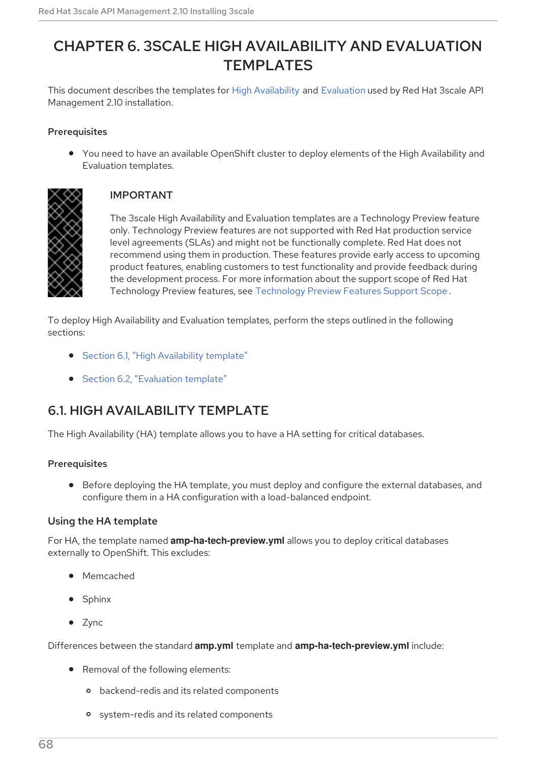# CHAPTER 6. 3SCALE HIGH AVAILABILITY AND EVALUATION TEMPLATES

This document describes the templates for High Availability and Evaluation used by Red Hat 3scale API Management 2.10 installation.

### Prerequisites

- You need to have an available OpenShift cluster to deploy elements of the High Availability and Evaluation templates.

> **IMPORTANT**
>
> The 3scale High Availability and Evaluation templates are a Technology Preview feature only. Technology Preview features are not supported with Red Hat production service level agreements (SLAs) and might not be functionally complete. Red Hat does not recommend using them in production. These features provide early access to upcoming product features, enabling customers to test functionality and provide feedback during the development process. For more information about the support scope of Red Hat Technology Preview features, see Technology Preview Features Support Scope.

To deploy High Availability and Evaluation templates, perform the steps outlined in the following sections:

- Section 6.1, "High Availability template"
- Section 6.2, "Evaluation template"

## 6.1. HIGH AVAILABILITY TEMPLATE

The High Availability (HA) template allows you to have a HA setting for critical databases.

### Prerequisites

- Before deploying the HA template, you must deploy and configure the external databases, and configure them in a HA configuration with a load-balanced endpoint.

### Using the HA template

For HA, the template named **amp-ha-tech-preview.yml** allows you to deploy critical databases externally to OpenShift. This excludes:

- Memcached
- Sphinx
- Zync

Differences between the standard **amp.yml** template and **amp-ha-tech-preview.yml** include:

- Removal of the following elements:
  - backend-redis and its related components
  - system-redis and its related components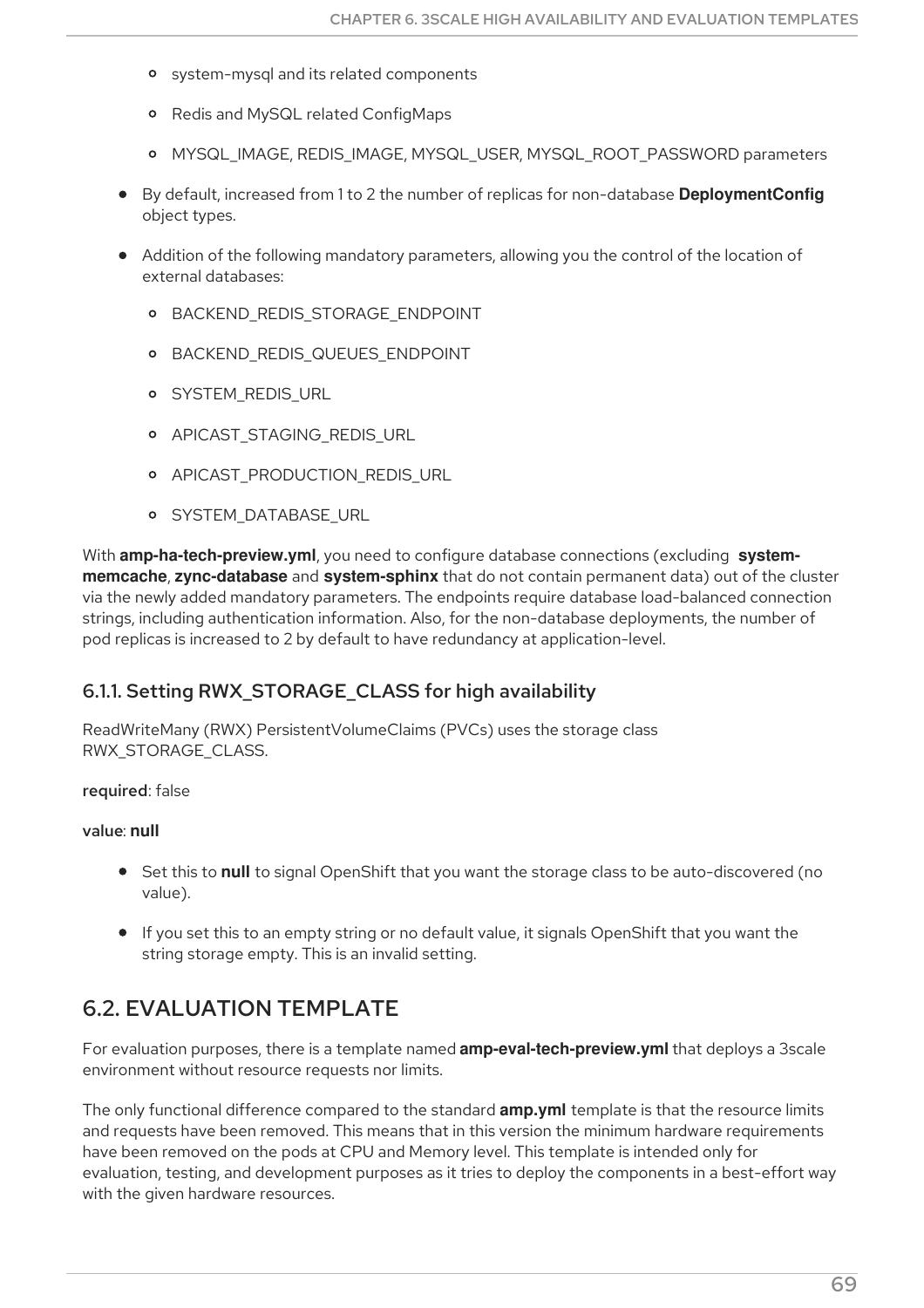- system-mysql and its related components
    - Redis and MySQL related ConfigMaps
    - MYSQL_IMAGE, REDIS_IMAGE, MYSQL_USER, MYSQL_ROOT_PASSWORD parameters
- By default, increased from 1 to 2 the number of replicas for non-database **DeploymentConfig** object types.
- Addition of the following mandatory parameters, allowing you the control of the location of external databases:
    - BACKEND_REDIS_STORAGE_ENDPOINT
    - BACKEND_REDIS_QUEUES_ENDPOINT
    - SYSTEM_REDIS_URL
    - APICAST_STAGING_REDIS_URL
    - APICAST_PRODUCTION_REDIS_URL
    - SYSTEM_DATABASE_URL

With **amp-ha-tech-preview.yml**, you need to configure database connections (excluding **system-memcache**, **zync-database** and **system-sphinx** that do not contain permanent data) out of the cluster via the newly added mandatory parameters. The endpoints require database load-balanced connection strings, including authentication information. Also, for the non-database deployments, the number of pod replicas is increased to 2 by default to have redundancy at application-level.

### 6.1.1. Setting RWX_STORAGE_CLASS for high availability

ReadWriteMany (RWX) PersistentVolumeClaims (PVCs) uses the storage class RWX_STORAGE_CLASS.

**required**: false

**value**: **null**

- Set this to **null** to signal OpenShift that you want the storage class to be auto-discovered (no value).
- If you set this to an empty string or no default value, it signals OpenShift that you want the string storage empty. This is an invalid setting.

## 6.2. EVALUATION TEMPLATE

For evaluation purposes, there is a template named **amp-eval-tech-preview.yml** that deploys a 3scale environment without resource requests nor limits.

The only functional difference compared to the standard **amp.yml** template is that the resource limits and requests have been removed. This means that in this version the minimum hardware requirements have been removed on the pods at CPU and Memory level. This template is intended only for evaluation, testing, and development purposes as it tries to deploy the components in a best-effort way with the given hardware resources.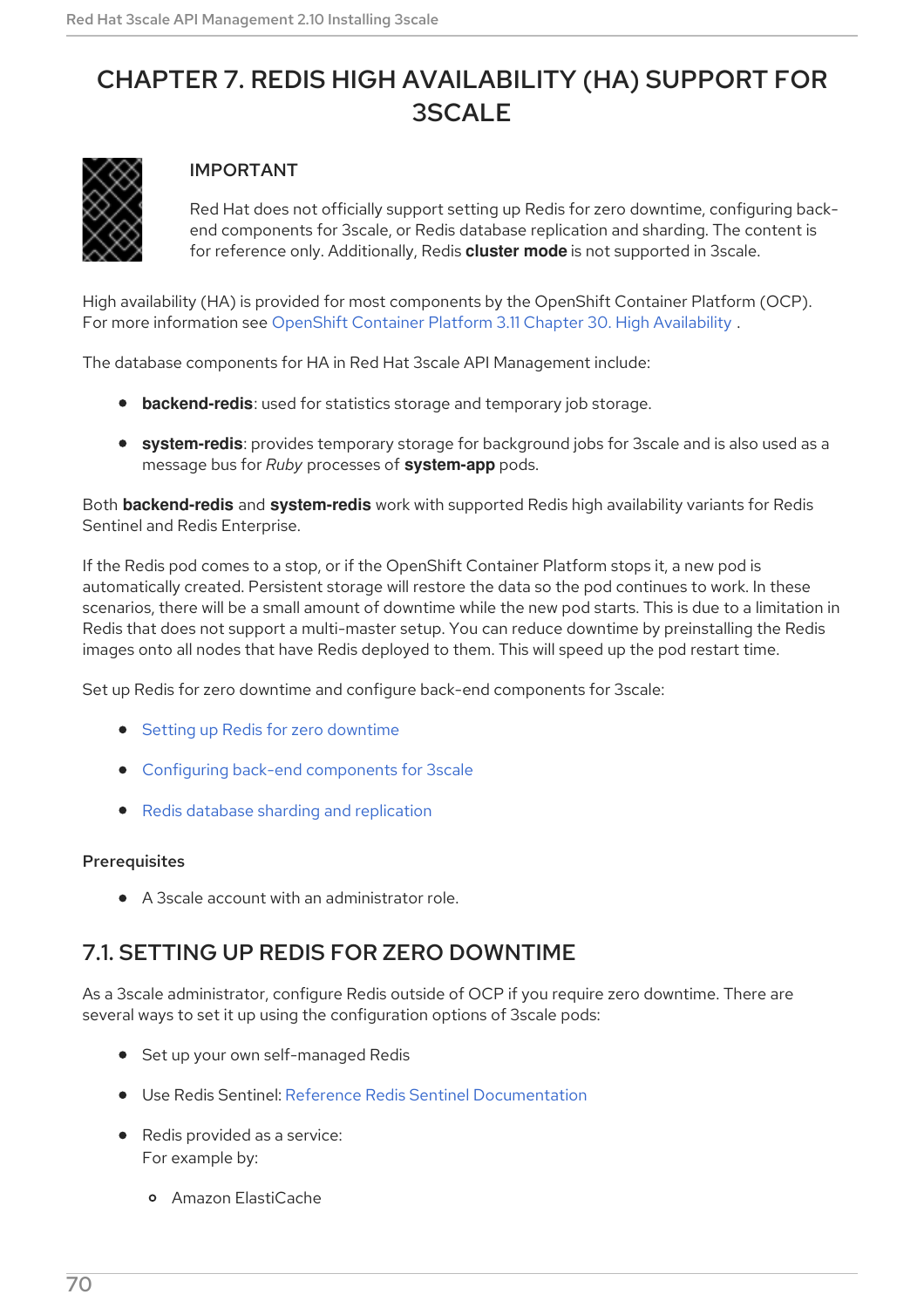# CHAPTER 7. REDIS HIGH AVAILABILITY (HA) SUPPORT FOR 3SCALE

> **IMPORTANT**
>
> Red Hat does not officially support setting up Redis for zero downtime, configuring back-end components for 3scale, or Redis database replication and sharding. The content is for reference only. Additionally, Redis **cluster mode** is not supported in 3scale.

High availability (HA) is provided for most components by the OpenShift Container Platform (OCP). For more information see OpenShift Container Platform 3.11 Chapter 30. High Availability .

The database components for HA in Red Hat 3scale API Management include:

- **backend-redis**: used for statistics storage and temporary job storage.
- **system-redis**: provides temporary storage for background jobs for 3scale and is also used as a message bus for *Ruby* processes of **system-app** pods.

Both **backend-redis** and **system-redis** work with supported Redis high availability variants for Redis Sentinel and Redis Enterprise.

If the Redis pod comes to a stop, or if the OpenShift Container Platform stops it, a new pod is automatically created. Persistent storage will restore the data so the pod continues to work. In these scenarios, there will be a small amount of downtime while the new pod starts. This is due to a limitation in Redis that does not support a multi-master setup. You can reduce downtime by preinstalling the Redis images onto all nodes that have Redis deployed to them. This will speed up the pod restart time.

Set up Redis for zero downtime and configure back-end components for 3scale:

- Setting up Redis for zero downtime
- Configuring back-end components for 3scale
- Redis database sharding and replication

### Prerequisites

- A 3scale account with an administrator role.

## 7.1. SETTING UP REDIS FOR ZERO DOWNTIME

As a 3scale administrator, configure Redis outside of OCP if you require zero downtime. There are several ways to set it up using the configuration options of 3scale pods:

- Set up your own self-managed Redis
- Use Redis Sentinel: Reference Redis Sentinel Documentation
- Redis provided as a service:
  For example by:
  - Amazon ElastiCache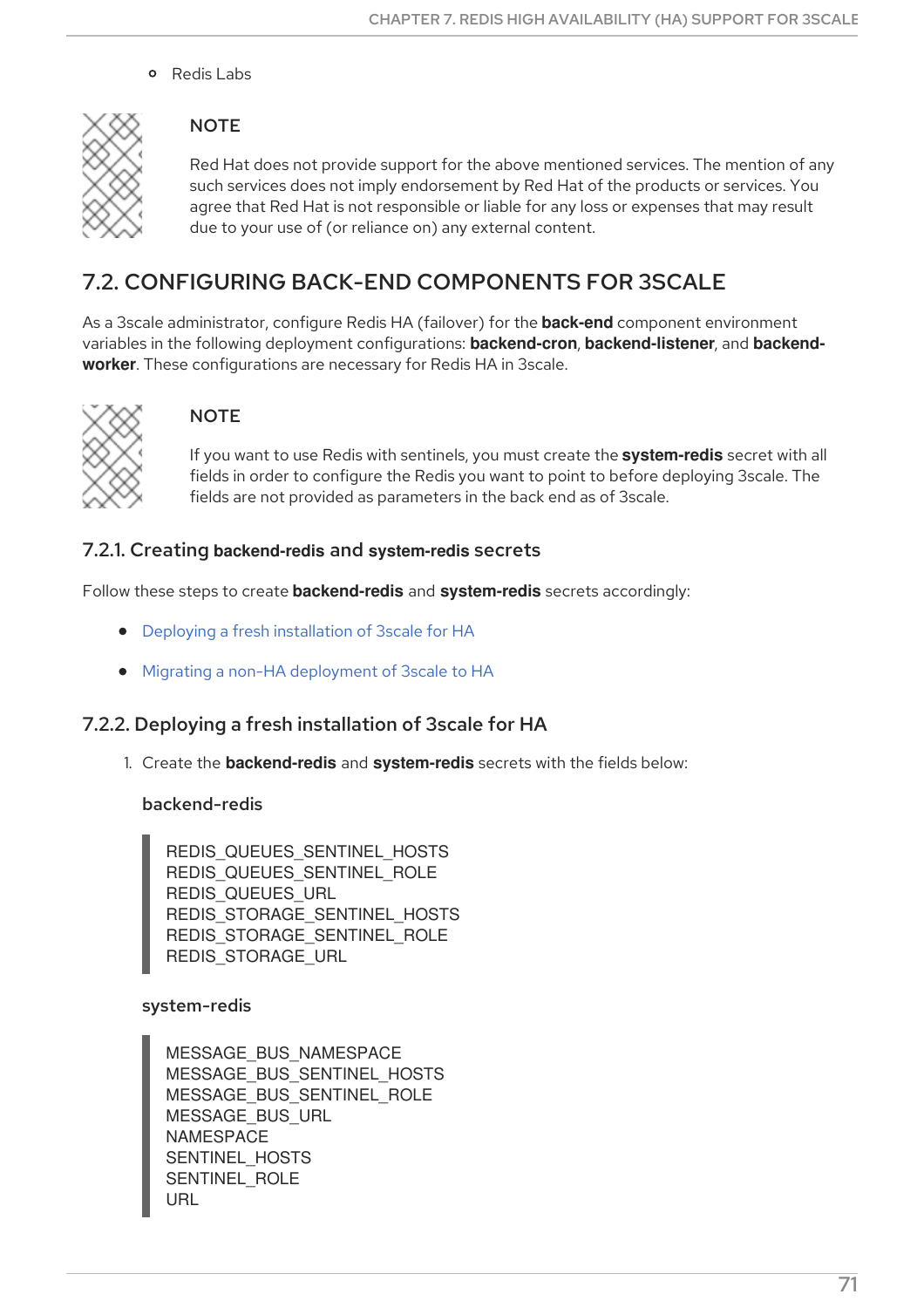- Redis Labs

> **NOTE**
>
> Red Hat does not provide support for the above mentioned services. The mention of any such services does not imply endorsement by Red Hat of the products or services. You agree that Red Hat is not responsible or liable for any loss or expenses that may result due to your use of (or reliance on) any external content.

## 7.2. CONFIGURING BACK-END COMPONENTS FOR 3SCALE

As a 3scale administrator, configure Redis HA (failover) for the **back-end** component environment variables in the following deployment configurations: **backend-cron**, **backend-listener**, and **backend-worker**. These configurations are necessary for Redis HA in 3scale.

> **NOTE**
>
> If you want to use Redis with sentinels, you must create the **system-redis** secret with all fields in order to configure the Redis you want to point to before deploying 3scale. The fields are not provided as parameters in the back end as of 3scale.

### 7.2.1. Creating backend-redis and system-redis secrets

Follow these steps to create **backend-redis** and **system-redis** secrets accordingly:

- Deploying a fresh installation of 3scale for HA
- Migrating a non-HA deployment of 3scale to HA

### 7.2.2. Deploying a fresh installation of 3scale for HA

1. Create the **backend-redis** and **system-redis** secrets with the fields below:

   **backend-redis**

   ```
   REDIS_QUEUES_SENTINEL_HOSTS
   REDIS_QUEUES_SENTINEL_ROLE
   REDIS_QUEUES_URL
   REDIS_STORAGE_SENTINEL_HOSTS
   REDIS_STORAGE_SENTINEL_ROLE
   REDIS_STORAGE_URL
   ```

   **system-redis**

   ```
   MESSAGE_BUS_NAMESPACE
   MESSAGE_BUS_SENTINEL_HOSTS
   MESSAGE_BUS_SENTINEL_ROLE
   MESSAGE_BUS_URL
   NAMESPACE
   SENTINEL_HOSTS
   SENTINEL_ROLE
   URL
   ```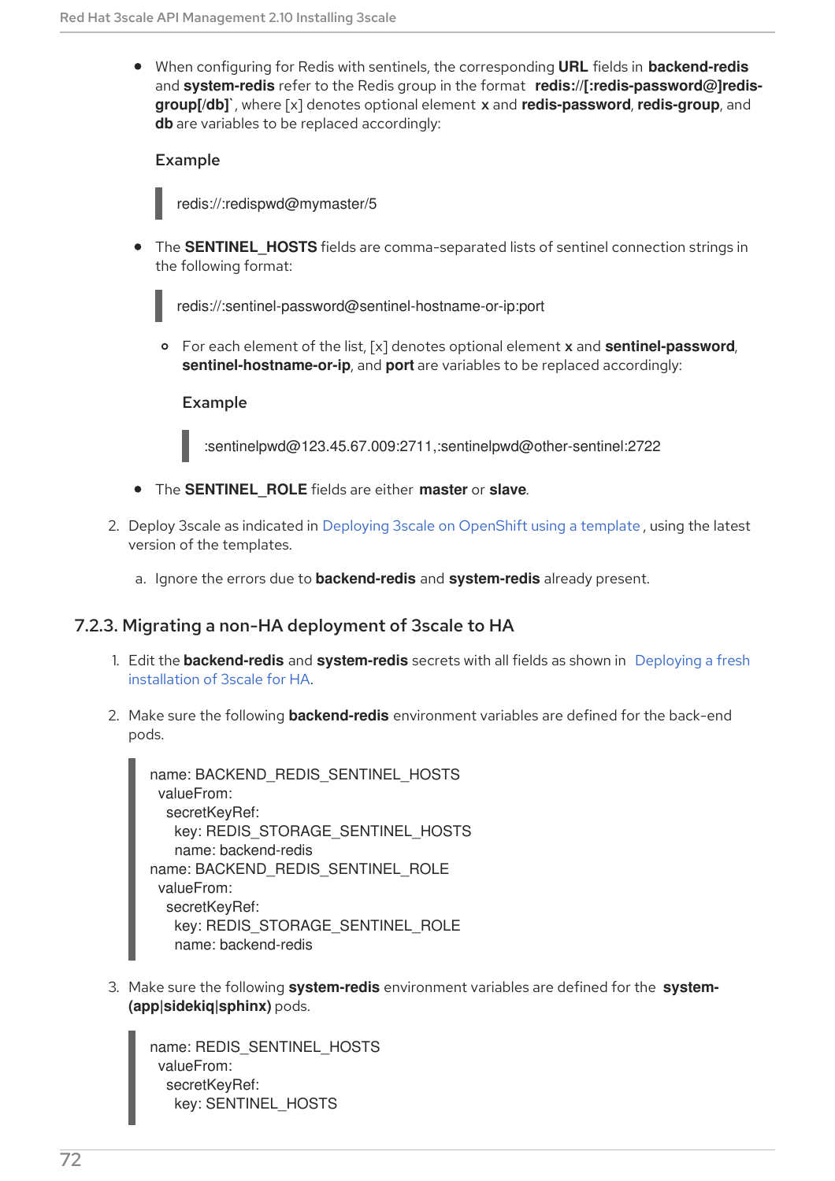- When configuring for Redis with sentinels, the corresponding **URL** fields in **backend-redis** and **system-redis** refer to the Redis group in the format **redis://[:redis-password@]redis-group[/db]`**, where [x] denotes optional element **x** and **redis-password**, **redis-group**, and **db** are variables to be replaced accordingly:

  **Example**

  ```
  redis://:redispwd@mymaster/5
  ```

- The **SENTINEL_HOSTS** fields are comma-separated lists of sentinel connection strings in the following format:

  ```
  redis://:sentinel-password@sentinel-hostname-or-ip:port
  ```

  - For each element of the list, [x] denotes optional element **x** and **sentinel-password**, **sentinel-hostname-or-ip**, and **port** are variables to be replaced accordingly:

    **Example**

    ```
    :sentinelpwd@123.45.67.009:2711,:sentinelpwd@other-sentinel:2722
    ```

- The **SENTINEL_ROLE** fields are either **master** or **slave**.

2. Deploy 3scale as indicated in Deploying 3scale on OpenShift using a template, using the latest version of the templates.
   a. Ignore the errors due to **backend-redis** and **system-redis** already present.

### 7.2.3. Migrating a non-HA deployment of 3scale to HA

1. Edit the **backend-redis** and **system-redis** secrets with all fields as shown in Deploying a fresh installation of 3scale for HA.
2. Make sure the following **backend-redis** environment variables are defined for the back-end pods.

```
name: BACKEND_REDIS_SENTINEL_HOSTS
 valueFrom:
  secretKeyRef:
   key: REDIS_STORAGE_SENTINEL_HOSTS
   name: backend-redis
name: BACKEND_REDIS_SENTINEL_ROLE
 valueFrom:
  secretKeyRef:
   key: REDIS_STORAGE_SENTINEL_ROLE
   name: backend-redis
```

3. Make sure the following **system-redis** environment variables are defined for the **system-(app|sidekiq|sphinx)** pods.

```
name: REDIS_SENTINEL_HOSTS
 valueFrom:
  secretKeyRef:
   key: SENTINEL_HOSTS
```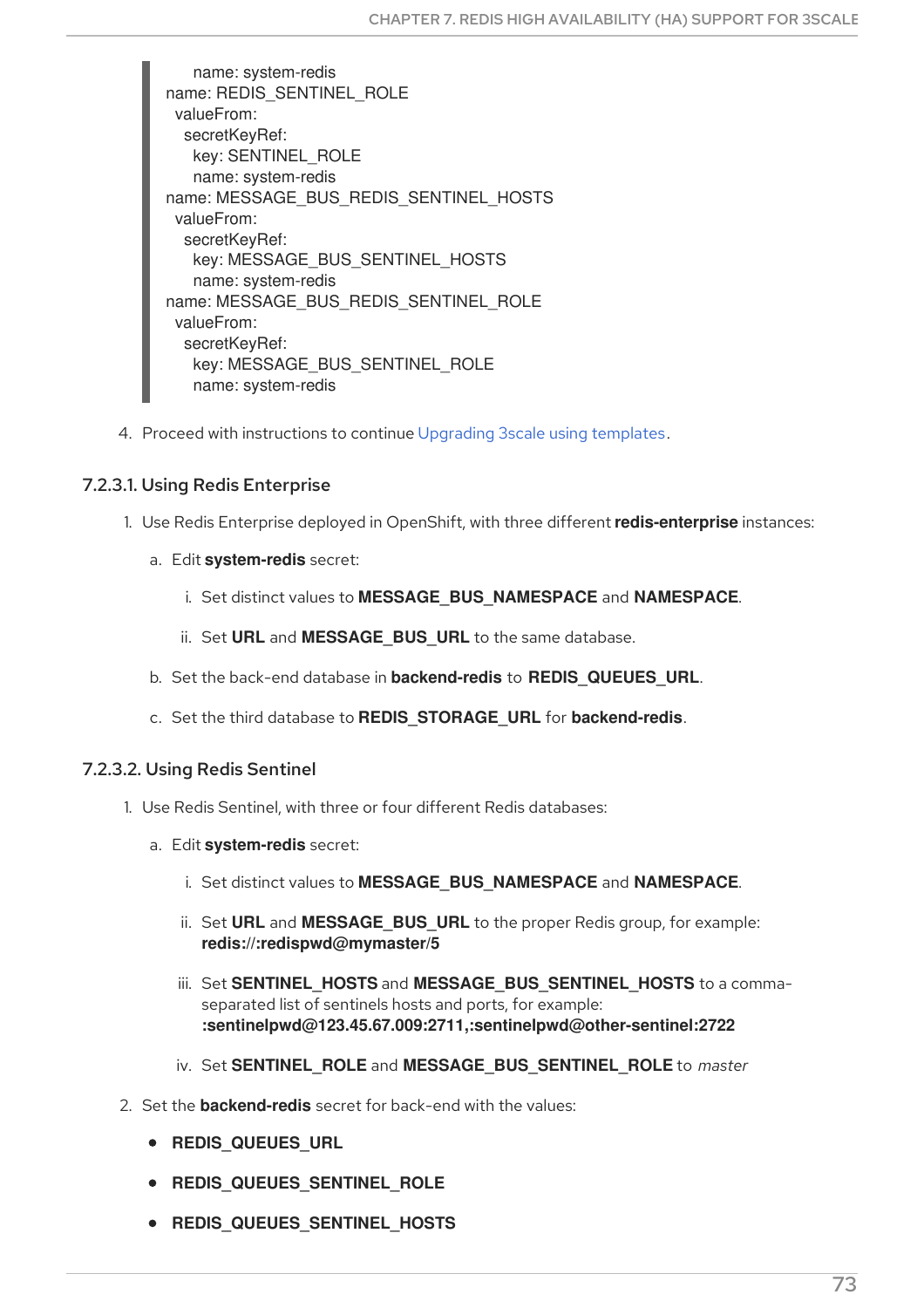```
      name: system-redis
name: REDIS_SENTINEL_ROLE
  valueFrom:
    secretKeyRef:
      key: SENTINEL_ROLE
      name: system-redis
name: MESSAGE_BUS_REDIS_SENTINEL_HOSTS
  valueFrom:
    secretKeyRef:
      key: MESSAGE_BUS_SENTINEL_HOSTS
      name: system-redis
name: MESSAGE_BUS_REDIS_SENTINEL_ROLE
  valueFrom:
    secretKeyRef:
      key: MESSAGE_BUS_SENTINEL_ROLE
      name: system-redis
```

4. Proceed with instructions to continue Upgrading 3scale using templates.

#### 7.2.3.1. Using Redis Enterprise

1. Use Redis Enterprise deployed in OpenShift, with three different **redis-enterprise** instances:
   a. Edit **system-redis** secret:
      i. Set distinct values to **MESSAGE_BUS_NAMESPACE** and **NAMESPACE**.
      ii. Set **URL** and **MESSAGE_BUS_URL** to the same database.
   b. Set the back-end database in **backend-redis** to **REDIS_QUEUES_URL**.
   c. Set the third database to **REDIS_STORAGE_URL** for **backend-redis**.

#### 7.2.3.2. Using Redis Sentinel

1. Use Redis Sentinel, with three or four different Redis databases:
   a. Edit **system-redis** secret:
      i. Set distinct values to **MESSAGE_BUS_NAMESPACE** and **NAMESPACE**.
      ii. Set **URL** and **MESSAGE_BUS_URL** to the proper Redis group, for example: **redis://:redispwd@mymaster/5**
      iii. Set **SENTINEL_HOSTS** and **MESSAGE_BUS_SENTINEL_HOSTS** to a comma-separated list of sentinels hosts and ports, for example: **:sentinelpwd@123.45.67.009:2711,:sentinelpwd@other-sentinel:2722**
      iv. Set **SENTINEL_ROLE** and **MESSAGE_BUS_SENTINEL_ROLE** to *master*
2. Set the **backend-redis** secret for back-end with the values:
   - **REDIS_QUEUES_URL**
   - **REDIS_QUEUES_SENTINEL_ROLE**
   - **REDIS_QUEUES_SENTINEL_HOSTS**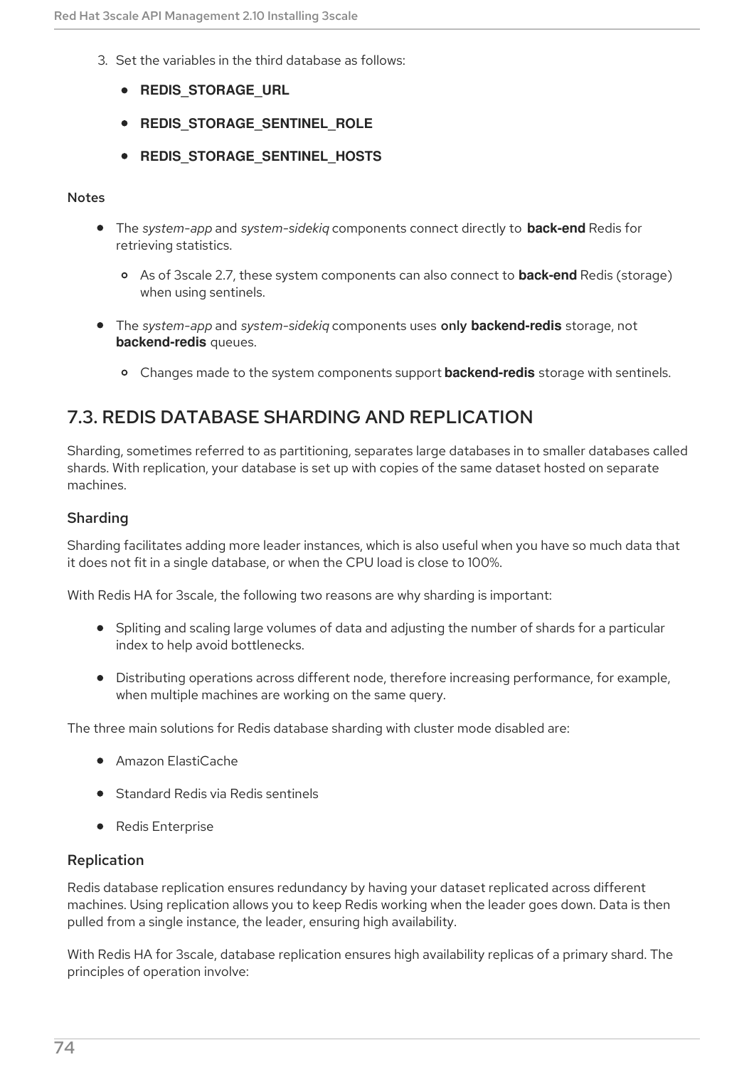3. Set the variables in the third database as follows:

    - **REDIS_STORAGE_URL**
    - **REDIS_STORAGE_SENTINEL_ROLE**
    - **REDIS_STORAGE_SENTINEL_HOSTS**

#### Notes

- The *system-app* and *system-sidekiq* components connect directly to **back-end** Redis for retrieving statistics.
    - As of 3scale 2.7, these system components can also connect to **back-end** Redis (storage) when using sentinels.
- The *system-app* and *system-sidekiq* components uses **only backend-redis** storage, not **backend-redis** queues.
    - Changes made to the system components support **backend-redis** storage with sentinels.

## 7.3. REDIS DATABASE SHARDING AND REPLICATION

Sharding, sometimes referred to as partitioning, separates large databases in to smaller databases called shards. With replication, your database is set up with copies of the same dataset hosted on separate machines.

### Sharding

Sharding facilitates adding more leader instances, which is also useful when you have so much data that it does not fit in a single database, or when the CPU load is close to 100%.

With Redis HA for 3scale, the following two reasons are why sharding is important:

- Spliting and scaling large volumes of data and adjusting the number of shards for a particular index to help avoid bottlenecks.
- Distributing operations across different node, therefore increasing performance, for example, when multiple machines are working on the same query.

The three main solutions for Redis database sharding with cluster mode disabled are:

- Amazon ElastiCache
- Standard Redis via Redis sentinels
- Redis Enterprise

### Replication

Redis database replication ensures redundancy by having your dataset replicated across different machines. Using replication allows you to keep Redis working when the leader goes down. Data is then pulled from a single instance, the leader, ensuring high availability.

With Redis HA for 3scale, database replication ensures high availability replicas of a primary shard. The principles of operation involve: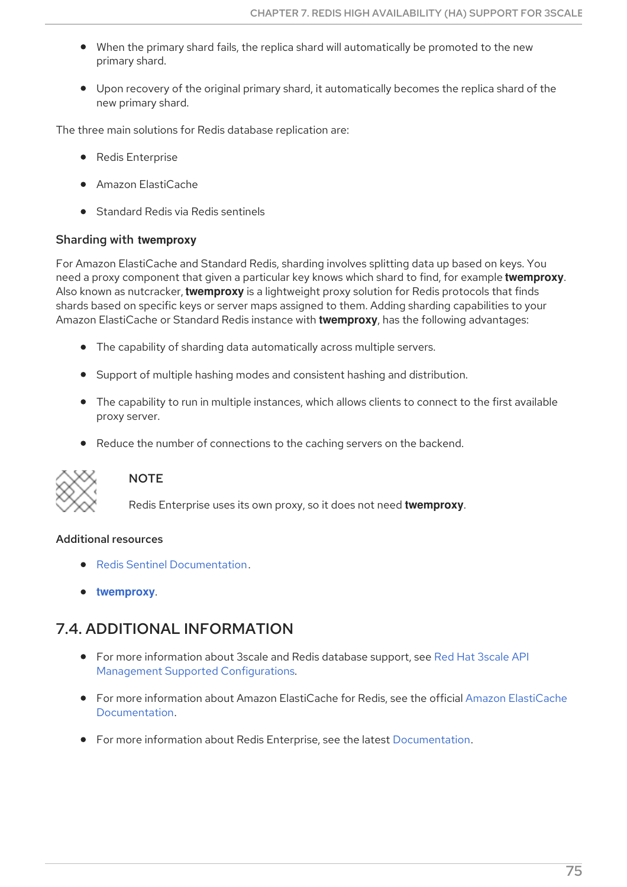- When the primary shard fails, the replica shard will automatically be promoted to the new primary shard.
- Upon recovery of the original primary shard, it automatically becomes the replica shard of the new primary shard.

The three main solutions for Redis database replication are:

- Redis Enterprise
- Amazon ElastiCache
- Standard Redis via Redis sentinels

### Sharding with twemproxy

For Amazon ElastiCache and Standard Redis, sharding involves splitting data up based on keys. You need a proxy component that given a particular key knows which shard to find, for example **twemproxy**. Also known as nutcracker, **twemproxy** is a lightweight proxy solution for Redis protocols that finds shards based on specific keys or server maps assigned to them. Adding sharding capabilities to your Amazon ElastiCache or Standard Redis instance with **twemproxy**, has the following advantages:

- The capability of sharding data automatically across multiple servers.
- Support of multiple hashing modes and consistent hashing and distribution.
- The capability to run in multiple instances, which allows clients to connect to the first available proxy server.
- Reduce the number of connections to the caching servers on the backend.

> **NOTE**
>
> Redis Enterprise uses its own proxy, so it does not need **twemproxy**.

#### Additional resources

- Redis Sentinel Documentation.
- **twemproxy**.

## 7.4. ADDITIONAL INFORMATION

- For more information about 3scale and Redis database support, see Red Hat 3scale API Management Supported Configurations.
- For more information about Amazon ElastiCache for Redis, see the official Amazon ElastiCache Documentation.
- For more information about Redis Enterprise, see the latest Documentation.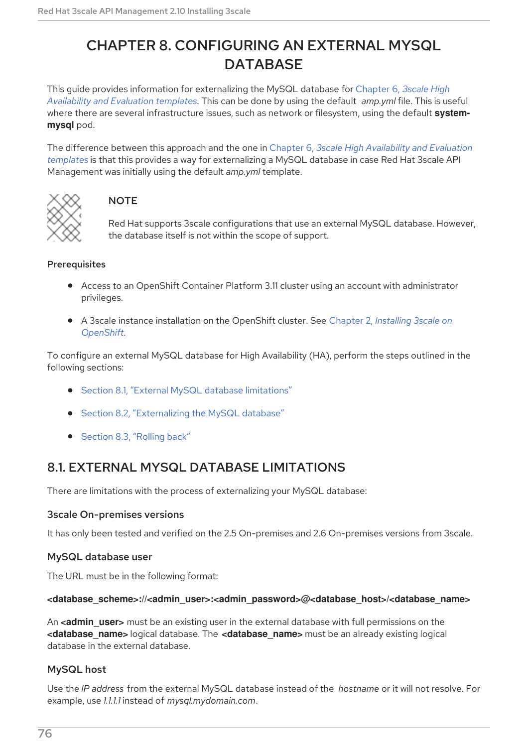# CHAPTER 8. CONFIGURING AN EXTERNAL MYSQL DATABASE

This guide provides information for externalizing the MySQL database for Chapter 6, *3scale High Availability and Evaluation templates*. This can be done by using the default *amp.yml* file. This is useful where there are several infrastructure issues, such as network or filesystem, using the default **system-mysql** pod.

The difference between this approach and the one in Chapter 6, *3scale High Availability and Evaluation templates* is that this provides a way for externalizing a MySQL database in case Red Hat 3scale API Management was initially using the default *amp.yml* template.

> **NOTE**
>
> Red Hat supports 3scale configurations that use an external MySQL database. However, the database itself is not within the scope of support.

### Prerequisites

- Access to an OpenShift Container Platform 3.11 cluster using an account with administrator privileges.
- A 3scale instance installation on the OpenShift cluster. See Chapter 2, *Installing 3scale on OpenShift*.

To configure an external MySQL database for High Availability (HA), perform the steps outlined in the following sections:

- Section 8.1, "External MySQL database limitations"
- Section 8.2, "Externalizing the MySQL database"
- Section 8.3, "Rolling back"

## 8.1. EXTERNAL MYSQL DATABASE LIMITATIONS

There are limitations with the process of externalizing your MySQL database:

### 3scale On-premises versions

It has only been tested and verified on the 2.5 On-premises and 2.6 On-premises versions from 3scale.

### MySQL database user

The URL must be in the following format:

**<database_scheme>://<admin_user>:<admin_password>@<database_host>/<database_name>**

An **<admin_user>** must be an existing user in the external database with full permissions on the **<database_name>** logical database. The **<database_name>** must be an already existing logical database in the external database.

### MySQL host

Use the *IP address* from the external MySQL database instead of the *hostname* or it will not resolve. For example, use *1.1.1.1* instead of *mysql.mydomain.com*.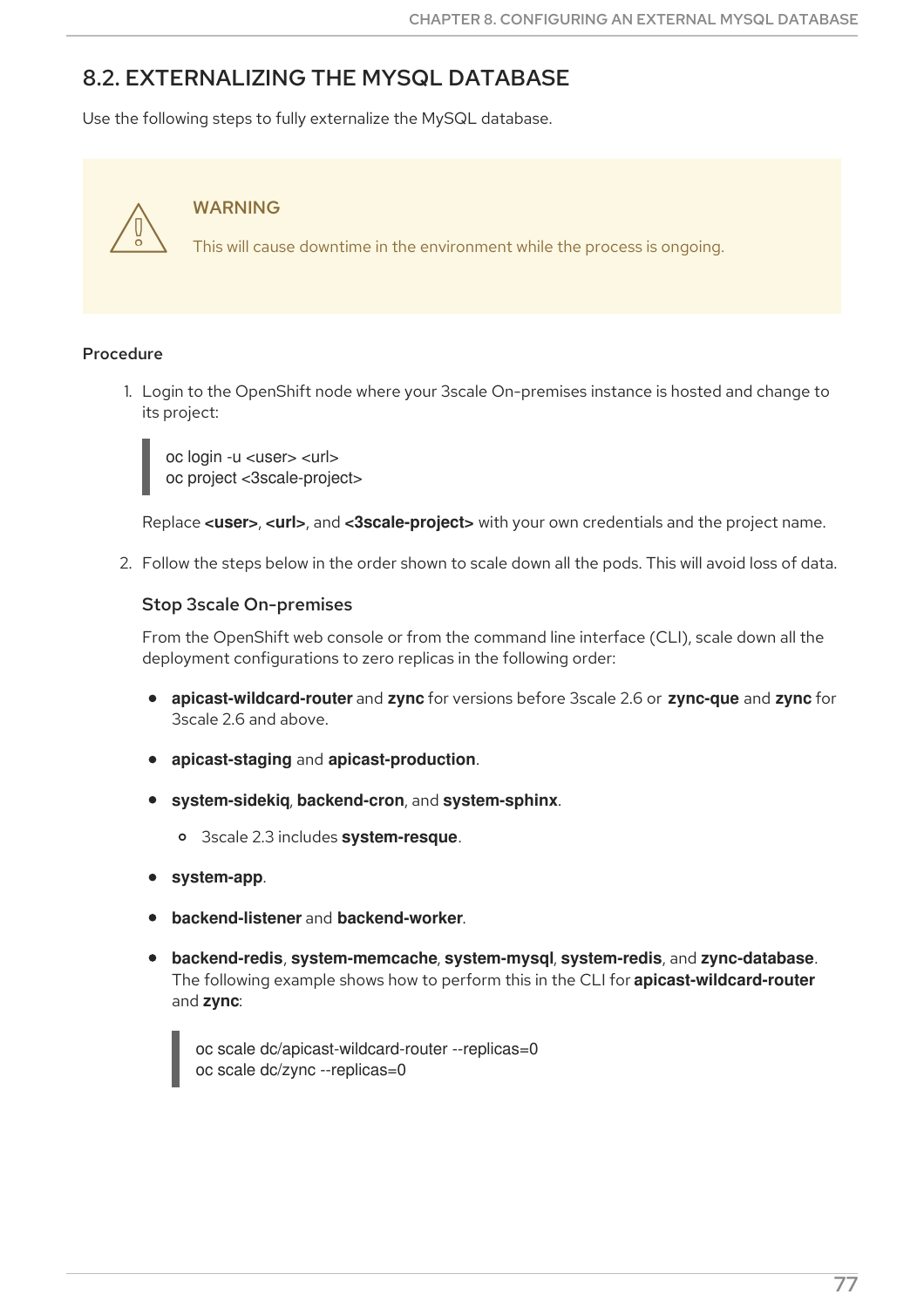## 8.2. EXTERNALIZING THE MYSQL DATABASE

Use the following steps to fully externalize the MySQL database.

> **WARNING**
>
> This will cause downtime in the environment while the process is ongoing.

**Procedure**

1. Login to the OpenShift node where your 3scale On-premises instance is hosted and change to its project:

   ```
   oc login -u <user> <url>
   oc project <3scale-project>
   ```

   Replace **<user>**, **<url>**, and **<3scale-project>** with your own credentials and the project name.

2. Follow the steps below in the order shown to scale down all the pods. This will avoid loss of data.

   **Stop 3scale On-premises**

   From the OpenShift web console or from the command line interface (CLI), scale down all the deployment configurations to zero replicas in the following order:

   - **apicast-wildcard-router** and **zync** for versions before 3scale 2.6 or **zync-que** and **zync** for 3scale 2.6 and above.
   - **apicast-staging** and **apicast-production**.
   - **system-sidekiq**, **backend-cron**, and **system-sphinx**.
     - 3scale 2.3 includes **system-resque**.
   - **system-app**.
   - **backend-listener** and **backend-worker**.
   - **backend-redis**, **system-memcache**, **system-mysql**, **system-redis**, and **zync-database**.
     The following example shows how to perform this in the CLI for **apicast-wildcard-router** and **zync**:

     ```
     oc scale dc/apicast-wildcard-router --replicas=0
     oc scale dc/zync --replicas=0
     ```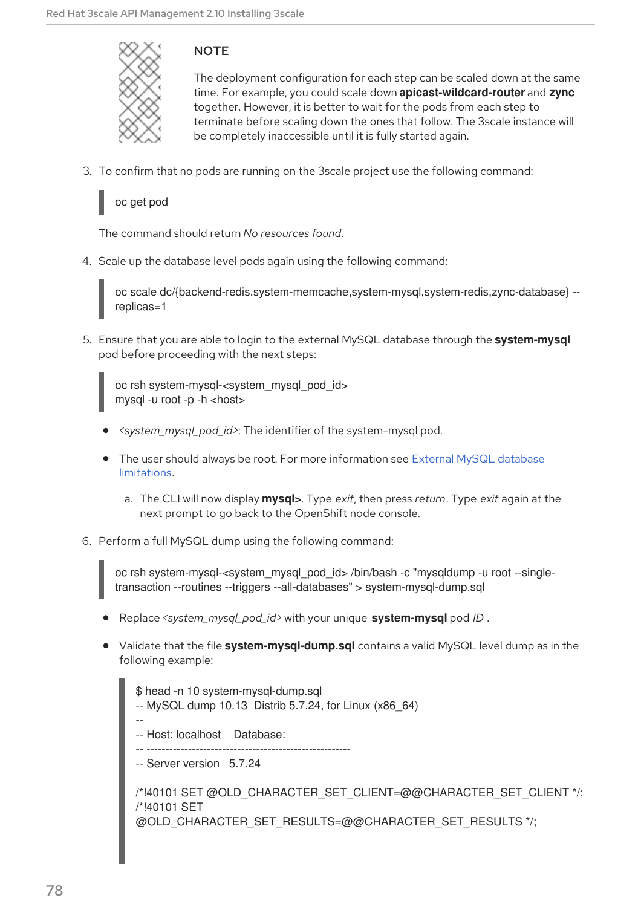> **NOTE**
>
> The deployment configuration for each step can be scaled down at the same time. For example, you could scale down **apicast-wildcard-router** and **zync** together. However, it is better to wait for the pods from each step to terminate before scaling down the ones that follow. The 3scale instance will be completely inaccessible until it is fully started again.

3. To confirm that no pods are running on the 3scale project use the following command:

```
oc get pod
```

The command should return *No resources found*.

4. Scale up the database level pods again using the following command:

```
oc scale dc/{backend-redis,system-memcache,system-mysql,system-redis,zync-database} --replicas=1
```

5. Ensure that you are able to login to the external MySQL database through the **system-mysql** pod before proceeding with the next steps:

```
oc rsh system-mysql-<system_mysql_pod_id>
mysql -u root -p -h <host>
```

- *<system_mysql_pod_id>*: The identifier of the system-mysql pod.
- The user should always be root. For more information see External MySQL database limitations.

   a. The CLI will now display **mysql>**. Type *exit*, then press *return*. Type *exit* again at the next prompt to go back to the OpenShift node console.

6. Perform a full MySQL dump using the following command:

```
oc rsh system-mysql-<system_mysql_pod_id> /bin/bash -c "mysqldump -u root --single-transaction --routines --triggers --all-databases" > system-mysql-dump.sql
```

- Replace *<system_mysql_pod_id>* with your unique **system-mysql** pod *ID* .
- Validate that the file **system-mysql-dump.sql** contains a valid MySQL level dump as in the following example:

```
$ head -n 10 system-mysql-dump.sql
-- MySQL dump 10.13  Distrib 5.7.24, for Linux (x86_64)
--
-- Host: localhost    Database:
-- ------------------------------------------------------
-- Server version   5.7.24

/*!40101 SET @OLD_CHARACTER_SET_CLIENT=@@CHARACTER_SET_CLIENT */;
/*!40101 SET
@OLD_CHARACTER_SET_RESULTS=@@CHARACTER_SET_RESULTS */;
```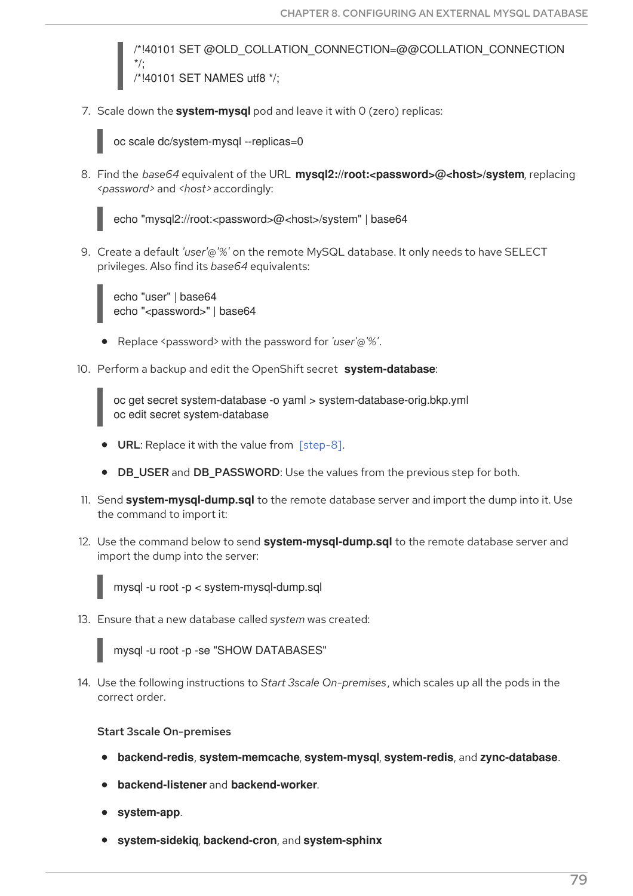```
/*!40101 SET @OLD_COLLATION_CONNECTION=@@COLLATION_CONNECTION */;
/*!40101 SET NAMES utf8 */;
```

7. Scale down the **system-mysql** pod and leave it with 0 (zero) replicas:

```
oc scale dc/system-mysql --replicas=0
```

8. Find the *base64* equivalent of the URL **mysql2://root:<password>@<host>/system**, replacing *<password>* and *<host>* accordingly:

```
echo "mysql2://root:<password>@<host>/system" | base64
```

9. Create a default *'user'@'%'* on the remote MySQL database. It only needs to have SELECT privileges. Also find its *base64* equivalents:

```
echo "user" | base64
echo "<password>" | base64
```

- Replace <password> with the password for *'user'@'%'*.

10. Perform a backup and edit the OpenShift secret **system-database**:

```
oc get secret system-database -o yaml > system-database-orig.bkp.yml
oc edit secret system-database
```

- **URL**: Replace it with the value from [step-8].
- **DB_USER** and **DB_PASSWORD**: Use the values from the previous step for both.

11. Send **system-mysql-dump.sql** to the remote database server and import the dump into it. Use the command to import it:

12. Use the command below to send **system-mysql-dump.sql** to the remote database server and import the dump into the server:

```
mysql -u root -p < system-mysql-dump.sql
```

13. Ensure that a new database called *system* was created:

```
mysql -u root -p -se "SHOW DATABASES"
```

14. Use the following instructions to *Start 3scale On-premises*, which scales up all the pods in the correct order.

Start 3scale On-premises

- **backend-redis**, **system-memcache**, **system-mysql**, **system-redis**, and **zync-database**.
- **backend-listener** and **backend-worker**.
- **system-app**.
- **system-sidekiq**, **backend-cron**, and **system-sphinx**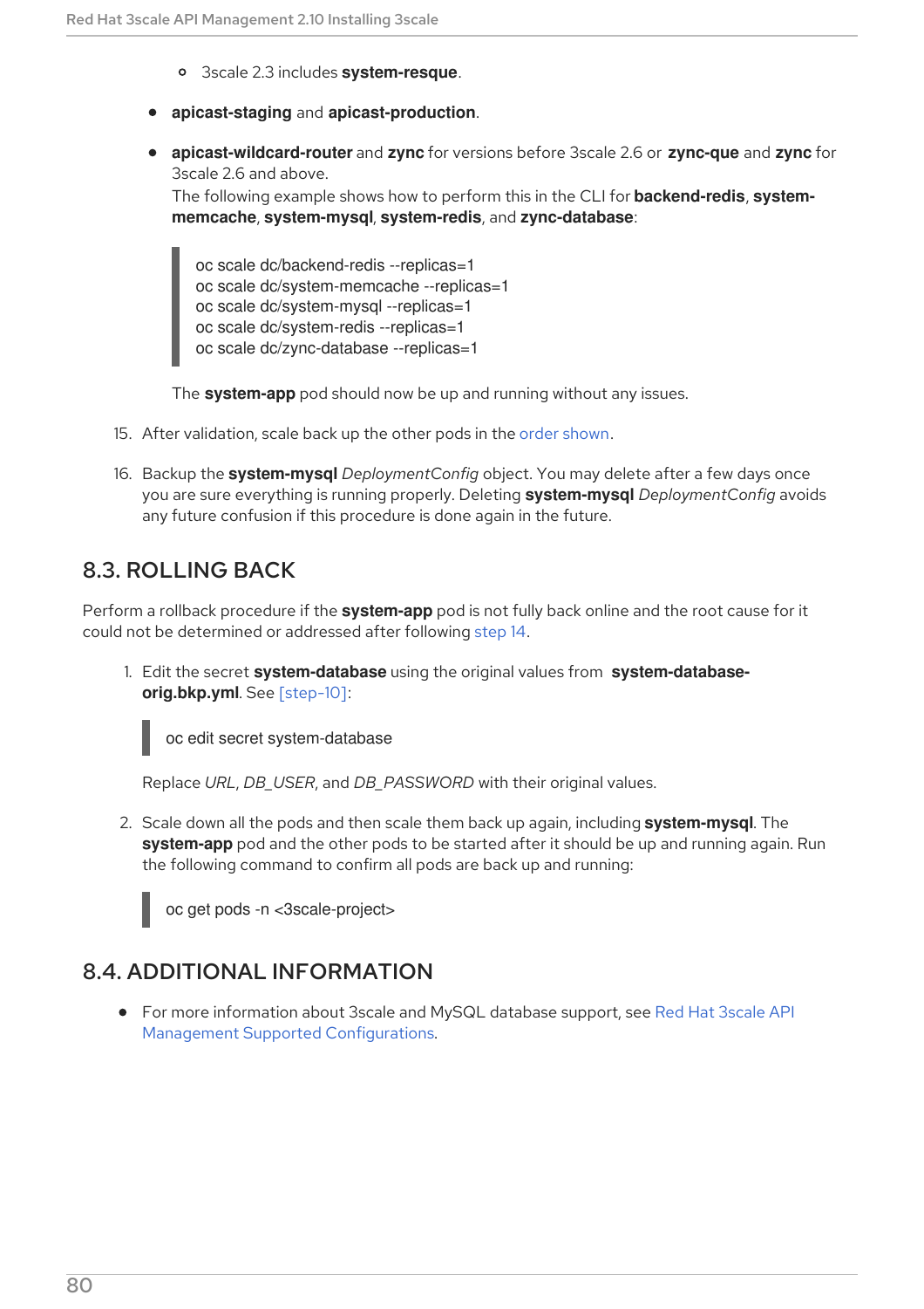- 3scale 2.3 includes **system-resque**.

- **apicast-staging** and **apicast-production**.
- **apicast-wildcard-router** and **zync** for versions before 3scale 2.6 or **zync-que** and **zync** for 3scale 2.6 and above.
The following example shows how to perform this in the CLI for **backend-redis**, **system-memcache**, **system-mysql**, **system-redis**, and **zync-database**:

```
oc scale dc/backend-redis --replicas=1
oc scale dc/system-memcache --replicas=1
oc scale dc/system-mysql --replicas=1
oc scale dc/system-redis --replicas=1
oc scale dc/zync-database --replicas=1
```

The **system-app** pod should now be up and running without any issues.

15. After validation, scale back up the other pods in the order shown.

16. Backup the **system-mysql** *DeploymentConfig* object. You may delete after a few days once you are sure everything is running properly. Deleting **system-mysql** *DeploymentConfig* avoids any future confusion if this procedure is done again in the future.

## 8.3. ROLLING BACK

Perform a rollback procedure if the **system-app** pod is not fully back online and the root cause for it could not be determined or addressed after following step 14.

1. Edit the secret **system-database** using the original values from **system-database-orig.bkp.yml**. See [step-10]:

```
oc edit secret system-database
```

Replace *URL*, *DB_USER*, and *DB_PASSWORD* with their original values.

2. Scale down all the pods and then scale them back up again, including **system-mysql**. The **system-app** pod and the other pods to be started after it should be up and running again. Run the following command to confirm all pods are back up and running:

```
oc get pods -n <3scale-project>
```

## 8.4. ADDITIONAL INFORMATION

- For more information about 3scale and MySQL database support, see Red Hat 3scale API Management Supported Configurations.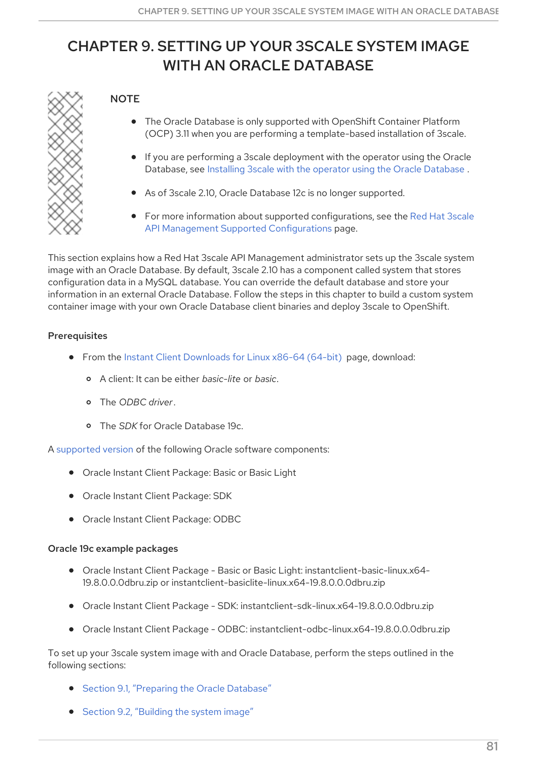# CHAPTER 9. SETTING UP YOUR 3SCALE SYSTEM IMAGE WITH AN ORACLE DATABASE

> **NOTE**
>
> - The Oracle Database is only supported with OpenShift Container Platform (OCP) 3.11 when you are performing a template-based installation of 3scale.
> - If you are performing a 3scale deployment with the operator using the Oracle Database, see Installing 3scale with the operator using the Oracle Database .
> - As of 3scale 2.10, Oracle Database 12c is no longer supported.
> - For more information about supported configurations, see the Red Hat 3scale API Management Supported Configurations page.

This section explains how a Red Hat 3scale API Management administrator sets up the 3scale system image with an Oracle Database. By default, 3scale 2.10 has a component called system that stores configuration data in a MySQL database. You can override the default database and store your information in an external Oracle Database. Follow the steps in this chapter to build a custom system container image with your own Oracle Database client binaries and deploy 3scale to OpenShift.

### Prerequisites

- From the Instant Client Downloads for Linux x86-64 (64-bit) page, download:
  - A client: It can be either *basic-lite* or *basic*.
  - The *ODBC driver*.
  - The *SDK* for Oracle Database 19c.

A supported version of the following Oracle software components:

- Oracle Instant Client Package: Basic or Basic Light
- Oracle Instant Client Package: SDK
- Oracle Instant Client Package: ODBC

### Oracle 19c example packages

- Oracle Instant Client Package - Basic or Basic Light: instantclient-basic-linux.x64-19.8.0.0.0dbru.zip or instantclient-basiclite-linux.x64-19.8.0.0.0dbru.zip
- Oracle Instant Client Package - SDK: instantclient-sdk-linux.x64-19.8.0.0.0dbru.zip
- Oracle Instant Client Package - ODBC: instantclient-odbc-linux.x64-19.8.0.0.0dbru.zip

To set up your 3scale system image with and Oracle Database, perform the steps outlined in the following sections:

- Section 9.1, "Preparing the Oracle Database"
- Section 9.2, "Building the system image"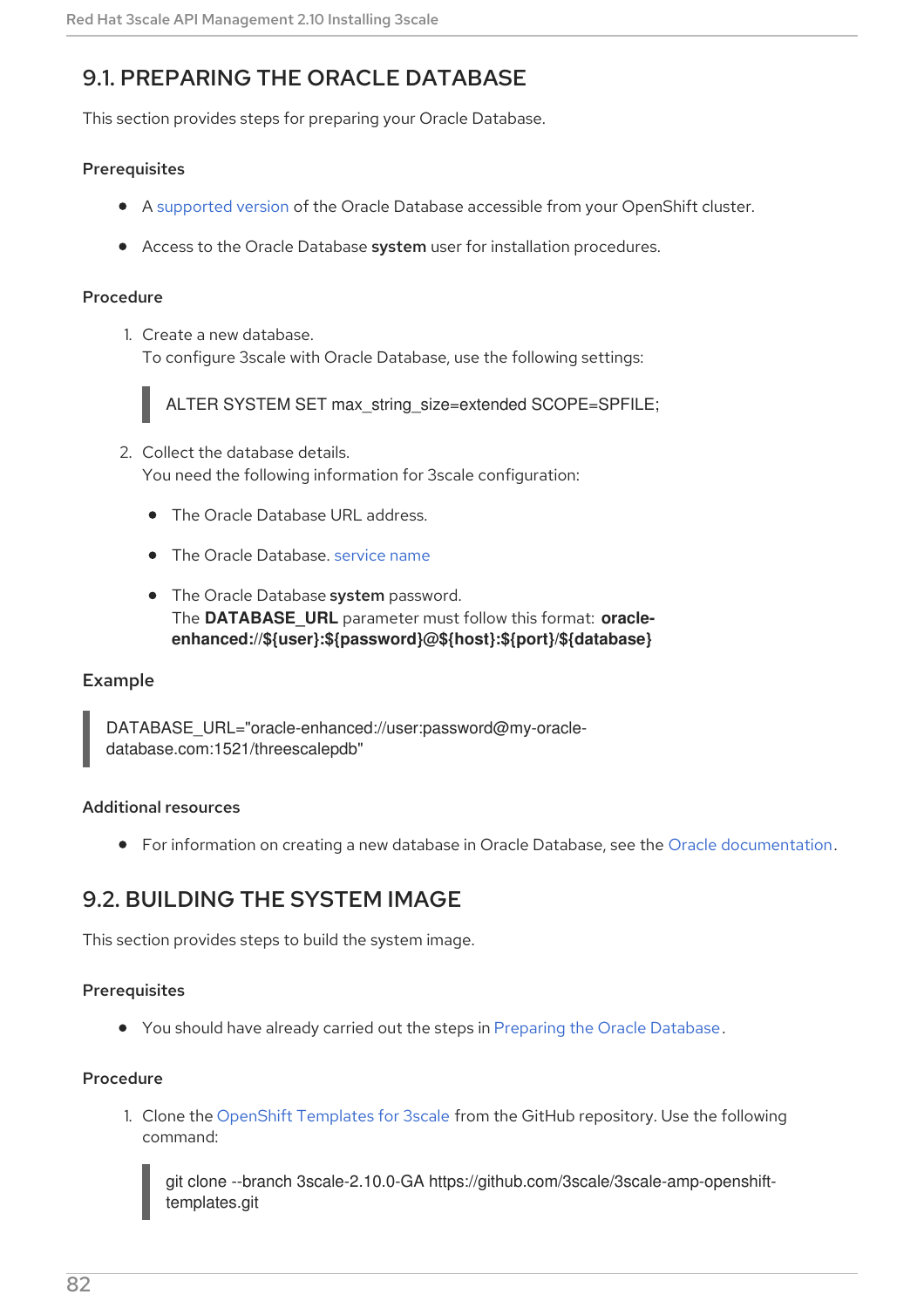## 9.1. PREPARING THE ORACLE DATABASE

This section provides steps for preparing your Oracle Database.

### Prerequisites

- A supported version of the Oracle Database accessible from your OpenShift cluster.
- Access to the Oracle Database **system** user for installation procedures.

### Procedure

1. Create a new database.
   To configure 3scale with Oracle Database, use the following settings:

   ```
   ALTER SYSTEM SET max_string_size=extended SCOPE=SPFILE;
   ```

2. Collect the database details.
   You need the following information for 3scale configuration:
   - The Oracle Database URL address.
   - The Oracle Database. service name
   - The Oracle Database **system** password.
     The **DATABASE_URL** parameter must follow this format: **oracle-enhanced://${user}:${password}@${host}:${port}/${database}**

### Example

```
DATABASE_URL="oracle-enhanced://user:password@my-oracle-database.com:1521/threescalepdb"
```

### Additional resources

- For information on creating a new database in Oracle Database, see the Oracle documentation.

## 9.2. BUILDING THE SYSTEM IMAGE

This section provides steps to build the system image.

### Prerequisites

- You should have already carried out the steps in Preparing the Oracle Database.

### Procedure

1. Clone the OpenShift Templates for 3scale from the GitHub repository. Use the following command:

   ```
   git clone --branch 3scale-2.10.0-GA https://github.com/3scale/3scale-amp-openshift-templates.git
   ```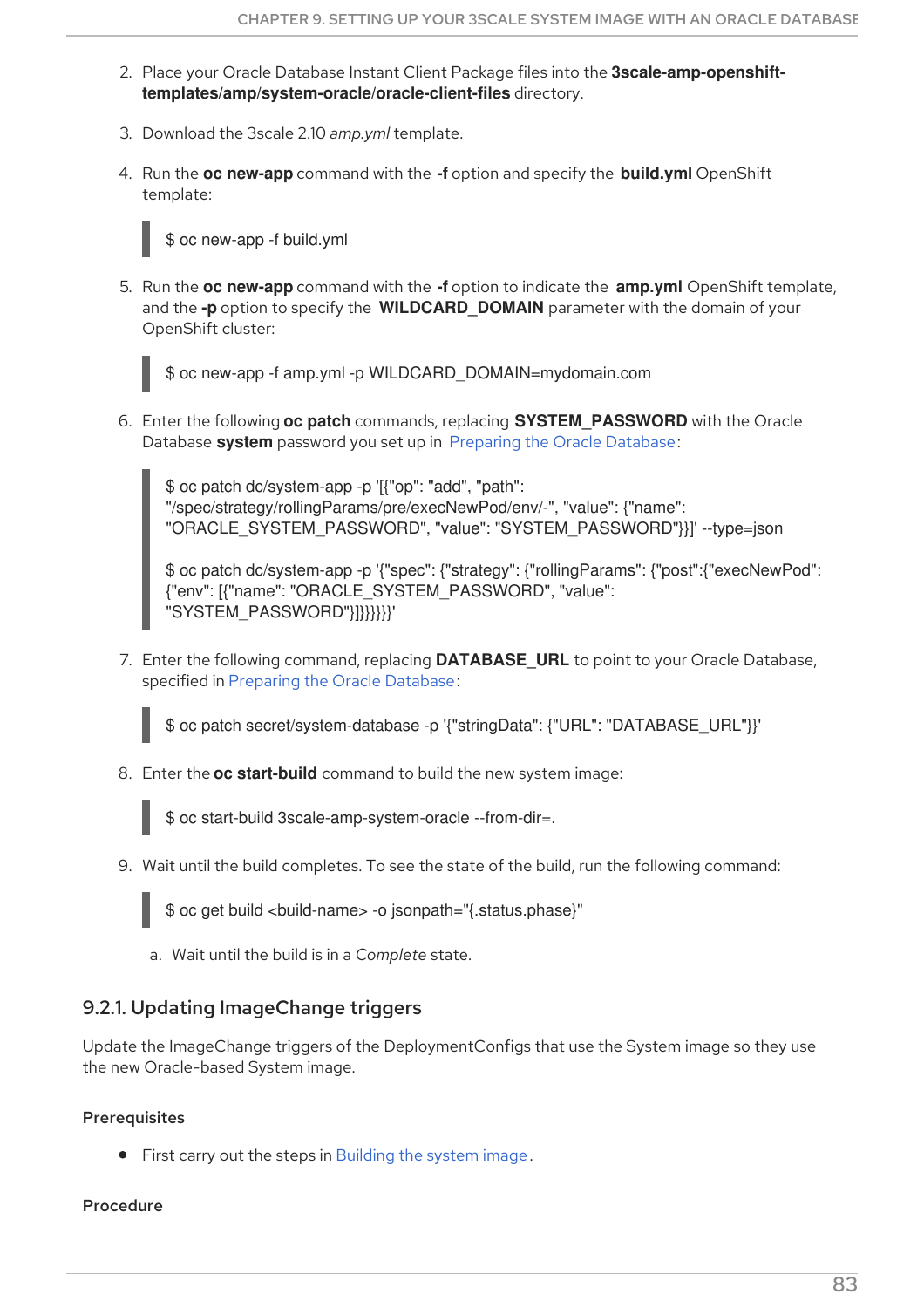2. Place your Oracle Database Instant Client Package files into the **3scale-amp-openshift-templates/amp/system-oracle/oracle-client-files** directory.

3. Download the 3scale 2.10 *amp.yml* template.

4. Run the **oc new-app** command with the **-f** option and specify the **build.yml** OpenShift template:

```
$ oc new-app -f build.yml
```

5. Run the **oc new-app** command with the **-f** option to indicate the **amp.yml** OpenShift template, and the **-p** option to specify the **WILDCARD_DOMAIN** parameter with the domain of your OpenShift cluster:

```
$ oc new-app -f amp.yml -p WILDCARD_DOMAIN=mydomain.com
```

6. Enter the following **oc patch** commands, replacing **SYSTEM_PASSWORD** with the Oracle Database **system** password you set up in Preparing the Oracle Database:

```
$ oc patch dc/system-app -p '[{"op": "add", "path":
"/spec/strategy/rollingParams/pre/execNewPod/env/-", "value": {"name":
"ORACLE_SYSTEM_PASSWORD", "value": "SYSTEM_PASSWORD"}}]' --type=json

$ oc patch dc/system-app -p '{"spec": {"strategy": {"rollingParams": {"post":{"execNewPod":
{"env": [{"name": "ORACLE_SYSTEM_PASSWORD", "value":
"SYSTEM_PASSWORD"}]}}}}}}'
```

7. Enter the following command, replacing **DATABASE_URL** to point to your Oracle Database, specified in Preparing the Oracle Database:

```
$ oc patch secret/system-database -p '{"stringData": {"URL": "DATABASE_URL"}}'
```

8. Enter the **oc start-build** command to build the new system image:

```
$ oc start-build 3scale-amp-system-oracle --from-dir=.
```

9. Wait until the build completes. To see the state of the build, run the following command:

```
$ oc get build <build-name> -o jsonpath="{.status.phase}"
```

   a. Wait until the build is in a *Complete* state.

### 9.2.1. Updating ImageChange triggers

Update the ImageChange triggers of the DeploymentConfigs that use the System image so they use the new Oracle-based System image.

#### Prerequisites

- First carry out the steps in Building the system image.

#### Procedure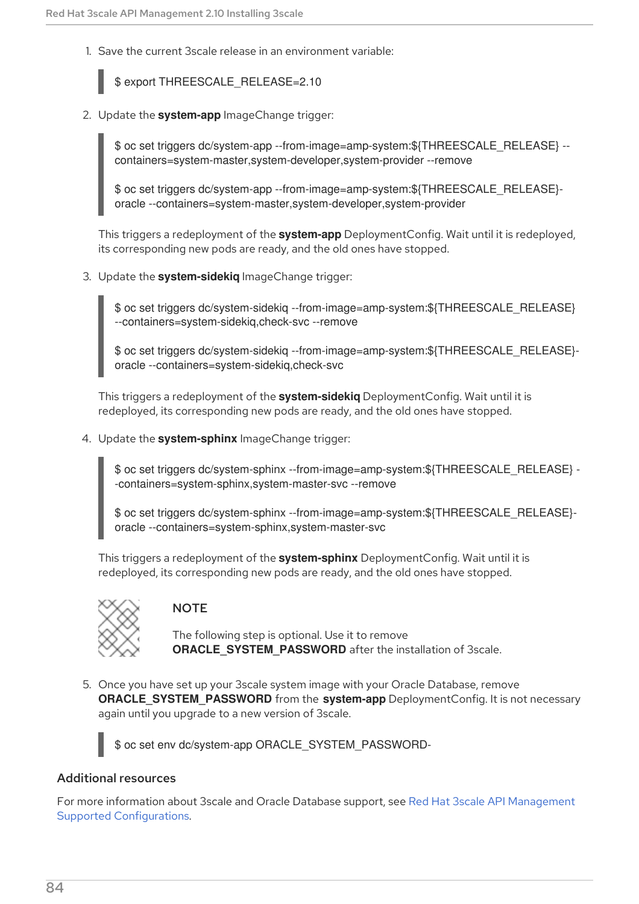1. Save the current 3scale release in an environment variable:

```
$ export THREESCALE_RELEASE=2.10
```

2. Update the **system-app** ImageChange trigger:

```
$ oc set triggers dc/system-app --from-image=amp-system:${THREESCALE_RELEASE} --containers=system-master,system-developer,system-provider --remove

$ oc set triggers dc/system-app --from-image=amp-system:${THREESCALE_RELEASE}-oracle --containers=system-master,system-developer,system-provider
```

This triggers a redeployment of the **system-app** DeploymentConfig. Wait until it is redeployed, its corresponding new pods are ready, and the old ones have stopped.

3. Update the **system-sidekiq** ImageChange trigger:

```
$ oc set triggers dc/system-sidekiq --from-image=amp-system:${THREESCALE_RELEASE} --containers=system-sidekiq,check-svc --remove

$ oc set triggers dc/system-sidekiq --from-image=amp-system:${THREESCALE_RELEASE}-oracle --containers=system-sidekiq,check-svc
```

This triggers a redeployment of the **system-sidekiq** DeploymentConfig. Wait until it is redeployed, its corresponding new pods are ready, and the old ones have stopped.

4. Update the **system-sphinx** ImageChange trigger:

```
$ oc set triggers dc/system-sphinx --from-image=amp-system:${THREESCALE_RELEASE} --containers=system-sphinx,system-master-svc --remove

$ oc set triggers dc/system-sphinx --from-image=amp-system:${THREESCALE_RELEASE}-oracle --containers=system-sphinx,system-master-svc
```

This triggers a redeployment of the **system-sphinx** DeploymentConfig. Wait until it is redeployed, its corresponding new pods are ready, and the old ones have stopped.

> **NOTE**
>
> The following step is optional. Use it to remove **ORACLE_SYSTEM_PASSWORD** after the installation of 3scale.

5. Once you have set up your 3scale system image with your Oracle Database, remove **ORACLE_SYSTEM_PASSWORD** from the **system-app** DeploymentConfig. It is not necessary again until you upgrade to a new version of 3scale.

```
$ oc set env dc/system-app ORACLE_SYSTEM_PASSWORD-
```

### Additional resources

For more information about 3scale and Oracle Database support, see Red Hat 3scale API Management Supported Configurations.